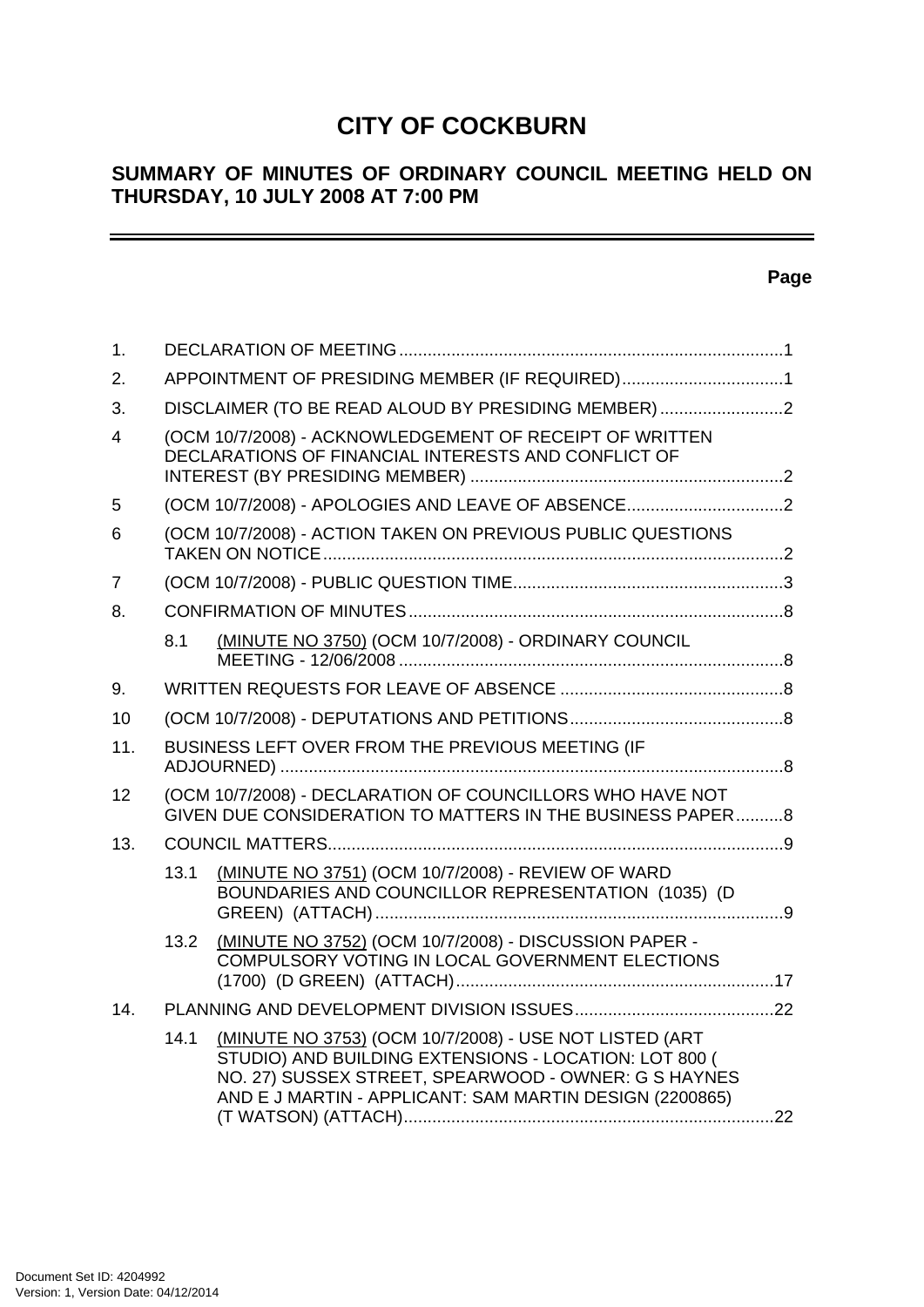# CITY OF COCKBURN

## SUMMARY OF MINUTES OF ORDINARY COUNCIL MEETING HELD ON THURSDAY, 10 JULY 2008 AT 7:00 PM

**Page**

1. DECLARATION OF MEETING ....................................................1
2. APPOINTMENT OF PRESIDING MEMBER (IF REQUIRED)....................................1
3. DISCLAIMER (TO BE READ ALOUD BY PRESIDING MEMBER) ...........................2
4 (OCM 10/7/2008) - ACKNOWLEDGEMENT OF RECEIPT OF WRITTEN DECLARATIONS OF FINANCIAL INTERESTS AND CONFLICT OF INTEREST (BY PRESIDING MEMBER) ....................................2
5 (OCM 10/7/2008) - APOLOGIES AND LEAVE OF ABSENCE....................................2
6 (OCM 10/7/2008) - ACTION TAKEN ON PREVIOUS PUBLIC QUESTIONS TAKEN ON NOTICE....................................2
7 (OCM 10/7/2008) - PUBLIC QUESTION TIME....................................3
8. CONFIRMATION OF MINUTES....................................8
   8.1 (MINUTE NO 3750) (OCM 10/7/2008) - ORDINARY COUNCIL MEETING - 12/06/2008 ....................................8
9. WRITTEN REQUESTS FOR LEAVE OF ABSENCE ....................................8
10 (OCM 10/7/2008) - DEPUTATIONS AND PETITIONS....................................8
11. BUSINESS LEFT OVER FROM THE PREVIOUS MEETING (IF ADJOURNED) ....................................8
12 (OCM 10/7/2008) - DECLARATION OF COUNCILLORS WHO HAVE NOT GIVEN DUE CONSIDERATION TO MATTERS IN THE BUSINESS PAPER..........8
13. COUNCIL MATTERS....................................9
   13.1 (MINUTE NO 3751) (OCM 10/7/2008) - REVIEW OF WARD BOUNDARIES AND COUNCILLOR REPRESENTATION (1035) (D GREEN) (ATTACH) ....................................9
   13.2 (MINUTE NO 3752) (OCM 10/7/2008) - DISCUSSION PAPER - COMPULSORY VOTING IN LOCAL GOVERNMENT ELECTIONS (1700) (D GREEN) (ATTACH)....................................17
14. PLANNING AND DEVELOPMENT DIVISION ISSUES....................................22
   14.1 (MINUTE NO 3753) (OCM 10/7/2008) - USE NOT LISTED (ART STUDIO) AND BUILDING EXTENSIONS - LOCATION: LOT 800 ( NO. 27) SUSSEX STREET, SPEARWOOD - OWNER: G S HAYNES AND E J MARTIN - APPLICANT: SAM MARTIN DESIGN (2200865) (T WATSON) (ATTACH)....................................22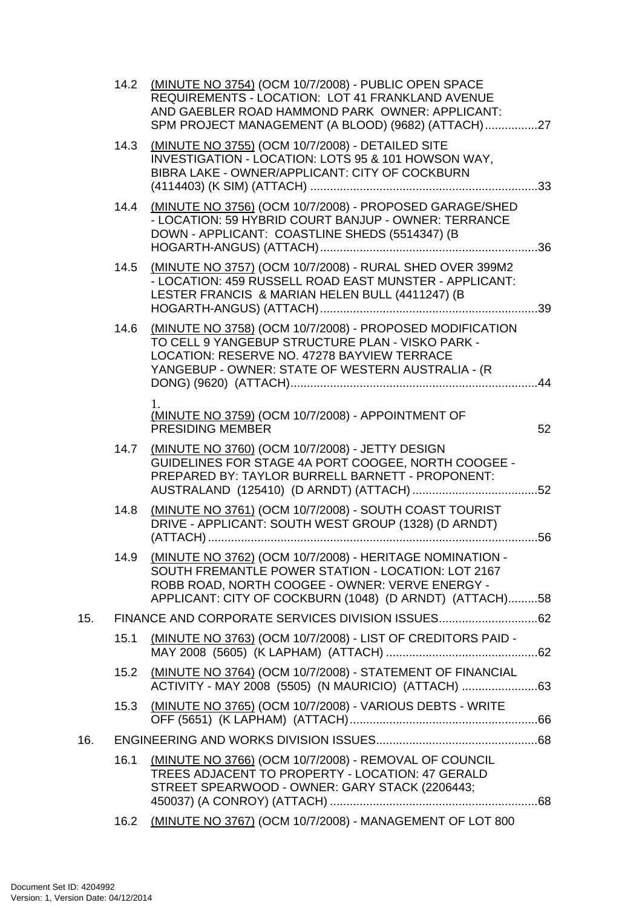14.2 (MINUTE NO 3754) (OCM 10/7/2008) - PUBLIC OPEN SPACE REQUIREMENTS - LOCATION: LOT 41 FRANKLAND AVENUE AND GAEBLER ROAD HAMMOND PARK OWNER: APPLICANT: SPM PROJECT MANAGEMENT (A BLOOD) (9682) (ATTACH)................27

14.3 (MINUTE NO 3755) (OCM 10/7/2008) - DETAILED SITE INVESTIGATION - LOCATION: LOTS 95 & 101 HOWSON WAY, BIBRA LAKE - OWNER/APPLICANT: CITY OF COCKBURN (4114403) (K SIM) (ATTACH) .....................................................................33

14.4 (MINUTE NO 3756) (OCM 10/7/2008) - PROPOSED GARAGE/SHED - LOCATION: 59 HYBRID COURT BANJUP - OWNER: TERRANCE DOWN - APPLICANT: COASTLINE SHEDS (5514347) (B HOGARTH-ANGUS) (ATTACH)..................................................................36

14.5 (MINUTE NO 3757) (OCM 10/7/2008) - RURAL SHED OVER 399M2 - LOCATION: 459 RUSSELL ROAD EAST MUNSTER - APPLICANT: LESTER FRANCIS & MARIAN HELEN BULL (4411247) (B HOGARTH-ANGUS) (ATTACH)..................................................................39

14.6 (MINUTE NO 3758) (OCM 10/7/2008) - PROPOSED MODIFICATION TO CELL 9 YANGEBUP STRUCTURE PLAN - VISKO PARK - LOCATION: RESERVE NO. 47278 BAYVIEW TERRACE YANGEBUP - OWNER: STATE OF WESTERN AUSTRALIA - (R DONG) (9620) (ATTACH)...........................................................................44

1. (MINUTE NO 3759) (OCM 10/7/2008) - APPOINTMENT OF PRESIDING MEMBER 52

14.7 (MINUTE NO 3760) (OCM 10/7/2008) - JETTY DESIGN GUIDELINES FOR STAGE 4A PORT COOGEE, NORTH COOGEE - PREPARED BY: TAYLOR BURRELL BARNETT - PROPONENT: AUSTRALAND (125410) (D ARNDT) (ATTACH) ......................................52

14.8 (MINUTE NO 3761) (OCM 10/7/2008) - SOUTH COAST TOURIST DRIVE - APPLICANT: SOUTH WEST GROUP (1328) (D ARNDT) (ATTACH) ....................................................................................................56

14.9 (MINUTE NO 3762) (OCM 10/7/2008) - HERITAGE NOMINATION - SOUTH FREMANTLE POWER STATION - LOCATION: LOT 2167 ROBB ROAD, NORTH COOGEE - OWNER: VERVE ENERGY - APPLICANT: CITY OF COCKBURN (1048) (D ARNDT) (ATTACH).........58

15. FINANCE AND CORPORATE SERVICES DIVISION ISSUES..............................62

15.1 (MINUTE NO 3763) (OCM 10/7/2008) - LIST OF CREDITORS PAID - MAY 2008 (5605) (K LAPHAM) (ATTACH) ..............................................62

15.2 (MINUTE NO 3764) (OCM 10/7/2008) - STATEMENT OF FINANCIAL ACTIVITY - MAY 2008 (5505) (N MAURICIO) (ATTACH) .......................63

15.3 (MINUTE NO 3765) (OCM 10/7/2008) - VARIOUS DEBTS - WRITE OFF (5651) (K LAPHAM) (ATTACH).........................................................66

16. ENGINEERING AND WORKS DIVISION ISSUES.................................................68

16.1 (MINUTE NO 3766) (OCM 10/7/2008) - REMOVAL OF COUNCIL TREES ADJACENT TO PROPERTY - LOCATION: 47 GERALD STREET SPEARWOOD - OWNER: GARY STACK (2206443; 450037) (A CONROY) (ATTACH) ...............................................................68

16.2 (MINUTE NO 3767) (OCM 10/7/2008) - MANAGEMENT OF LOT 800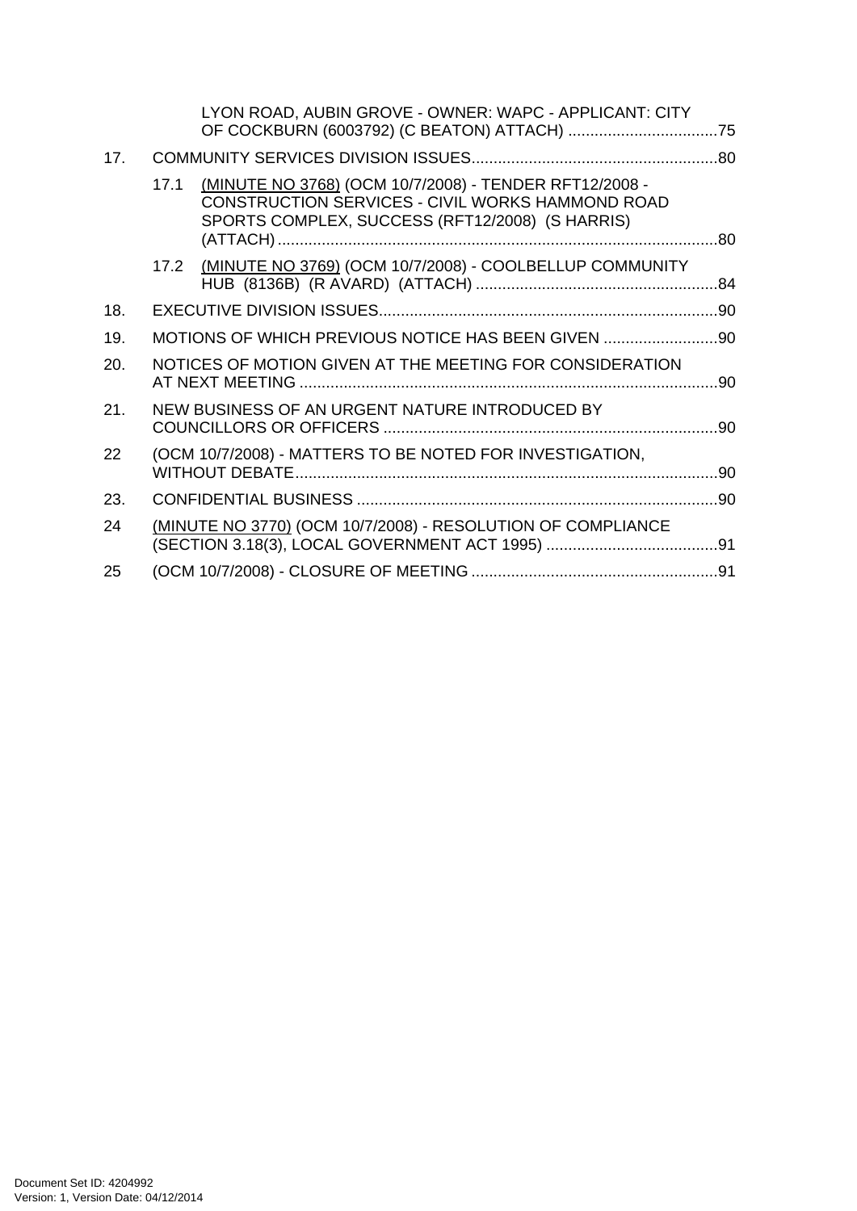LYON ROAD, AUBIN GROVE - OWNER: WAPC - APPLICANT: CITY OF COCKBURN (6003792) (C BEATON) ATTACH) ..................................75

17. COMMUNITY SERVICES DIVISION ISSUES........................................................80

17.1 (MINUTE NO 3768) (OCM 10/7/2008) - TENDER RFT12/2008 - CONSTRUCTION SERVICES - CIVIL WORKS HAMMOND ROAD SPORTS COMPLEX, SUCCESS (RFT12/2008) (S HARRIS) (ATTACH) ...................................................................................................80

17.2 (MINUTE NO 3769) (OCM 10/7/2008) - COOLBELLUP COMMUNITY HUB (8136B) (R AVARD) (ATTACH) .......................................................84

18. EXECUTIVE DIVISION ISSUES.............................................................................90

19. MOTIONS OF WHICH PREVIOUS NOTICE HAS BEEN GIVEN ..........................90

20. NOTICES OF MOTION GIVEN AT THE MEETING FOR CONSIDERATION AT NEXT MEETING ...............................................................................................90

21. NEW BUSINESS OF AN URGENT NATURE INTRODUCED BY COUNCILLORS OR OFFICERS ............................................................................90

22 (OCM 10/7/2008) - MATTERS TO BE NOTED FOR INVESTIGATION, WITHOUT DEBATE................................................................................................90

23. CONFIDENTIAL BUSINESS ..................................................................................90

24 (MINUTE NO 3770) (OCM 10/7/2008) - RESOLUTION OF COMPLIANCE (SECTION 3.18(3), LOCAL GOVERNMENT ACT 1995) .......................................91

25 (OCM 10/7/2008) - CLOSURE OF MEETING ........................................................91

Document Set ID: 4204992
Version: 1, Version Date: 04/12/2014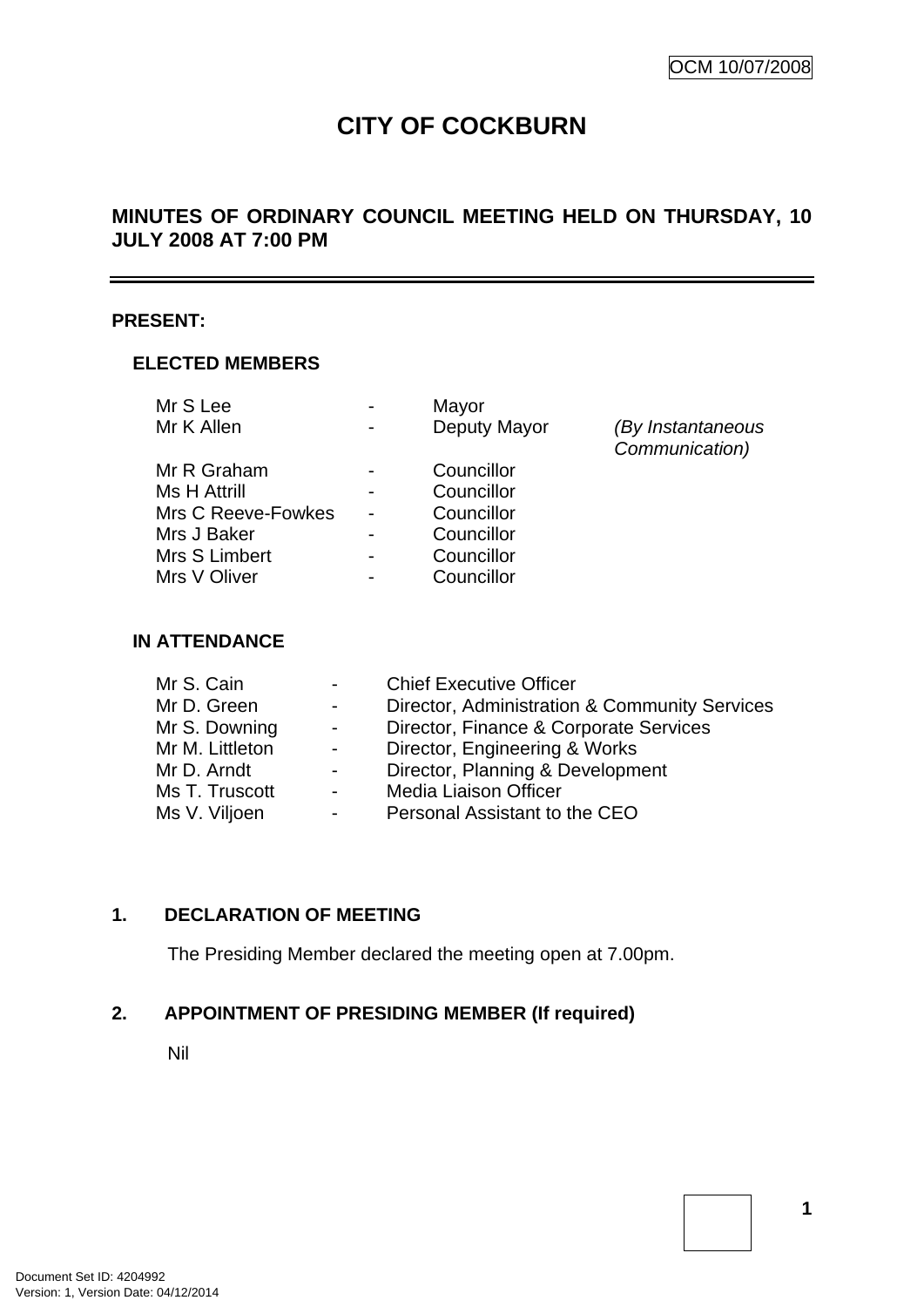OCM 10/07/2008

# CITY OF COCKBURN

## MINUTES OF ORDINARY COUNCIL MEETING HELD ON THURSDAY, 10 JULY 2008 AT 7:00 PM

**PRESENT:**

**ELECTED MEMBERS**

| | | | |
|---|---|---|---|
| Mr S Lee | - | Mayor | |
| Mr K Allen | - | Deputy Mayor | *(By Instantaneous Communication)* |
| Mr R Graham | - | Councillor | |
| Ms H Attrill | - | Councillor | |
| Mrs C Reeve-Fowkes | - | Councillor | |
| Mrs J Baker | - | Councillor | |
| Mrs S Limbert | - | Councillor | |
| Mrs V Oliver | - | Councillor | |

**IN ATTENDANCE**

| | | |
|---|---|---|
| Mr S. Cain | - | Chief Executive Officer |
| Mr D. Green | - | Director, Administration & Community Services |
| Mr S. Downing | - | Director, Finance & Corporate Services |
| Mr M. Littleton | - | Director, Engineering & Works |
| Mr D. Arndt | - | Director, Planning & Development |
| Ms T. Truscott | - | Media Liaison Officer |
| Ms V. Viljoen | - | Personal Assistant to the CEO |

**1. DECLARATION OF MEETING**

The Presiding Member declared the meeting open at 7.00pm.

**2. APPOINTMENT OF PRESIDING MEMBER (If required)**

Nil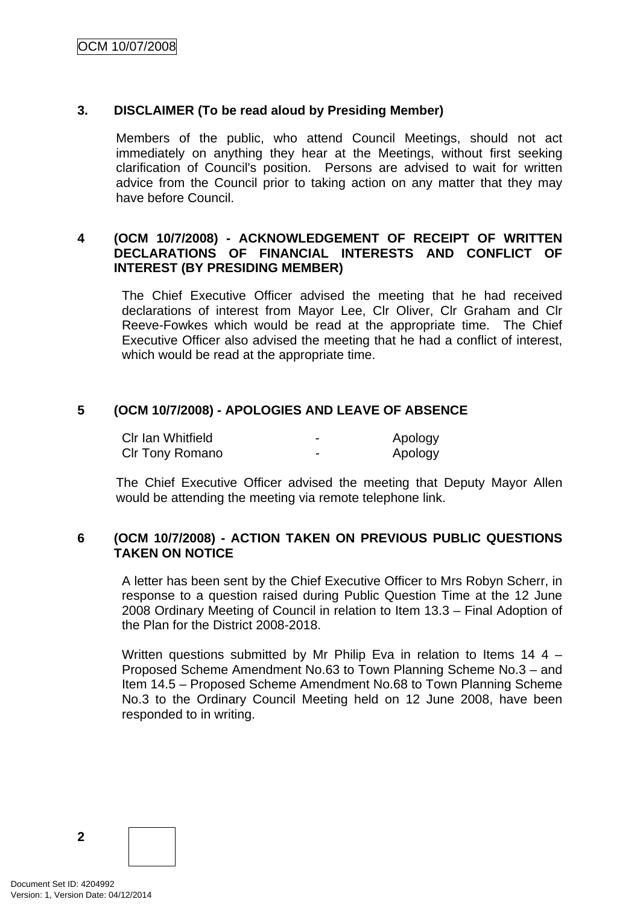## 3. DISCLAIMER (To be read aloud by Presiding Member)

Members of the public, who attend Council Meetings, should not act immediately on anything they hear at the Meetings, without first seeking clarification of Council's position. Persons are advised to wait for written advice from the Council prior to taking action on any matter that they may have before Council.

## 4 (OCM 10/7/2008) - ACKNOWLEDGEMENT OF RECEIPT OF WRITTEN DECLARATIONS OF FINANCIAL INTERESTS AND CONFLICT OF INTEREST (BY PRESIDING MEMBER)

The Chief Executive Officer advised the meeting that he had received declarations of interest from Mayor Lee, Clr Oliver, Clr Graham and Clr Reeve-Fowkes which would be read at the appropriate time. The Chief Executive Officer also advised the meeting that he had a conflict of interest, which would be read at the appropriate time.

## 5 (OCM 10/7/2008) - APOLOGIES AND LEAVE OF ABSENCE

| | | |
|---|---|---|
| Clr Ian Whitfield | - | Apology |
| Clr Tony Romano | - | Apology |

The Chief Executive Officer advised the meeting that Deputy Mayor Allen would be attending the meeting via remote telephone link.

## 6 (OCM 10/7/2008) - ACTION TAKEN ON PREVIOUS PUBLIC QUESTIONS TAKEN ON NOTICE

A letter has been sent by the Chief Executive Officer to Mrs Robyn Scherr, in response to a question raised during Public Question Time at the 12 June 2008 Ordinary Meeting of Council in relation to Item 13.3 – Final Adoption of the Plan for the District 2008-2018.

Written questions submitted by Mr Philip Eva in relation to Items 14 4 – Proposed Scheme Amendment No.63 to Town Planning Scheme No.3 – and Item 14.5 – Proposed Scheme Amendment No.68 to Town Planning Scheme No.3 to the Ordinary Council Meeting held on 12 June 2008, have been responded to in writing.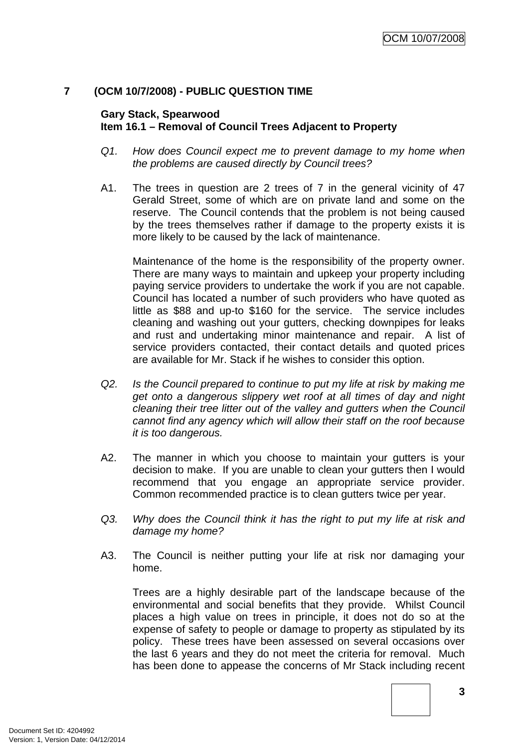# 7 (OCM 10/7/2008) - PUBLIC QUESTION TIME

**Gary Stack, Spearwood**
**Item 16.1 – Removal of Council Trees Adjacent to Property**

*Q1. How does Council expect me to prevent damage to my home when the problems are caused directly by Council trees?*

A1. The trees in question are 2 trees of 7 in the general vicinity of 47 Gerald Street, some of which are on private land and some on the reserve. The Council contends that the problem is not being caused by the trees themselves rather if damage to the property exists it is more likely to be caused by the lack of maintenance.

Maintenance of the home is the responsibility of the property owner. There are many ways to maintain and upkeep your property including paying service providers to undertake the work if you are not capable. Council has located a number of such providers who have quoted as little as $88 and up-to $160 for the service. The service includes cleaning and washing out your gutters, checking downpipes for leaks and rust and undertaking minor maintenance and repair. A list of service providers contacted, their contact details and quoted prices are available for Mr. Stack if he wishes to consider this option.

*Q2. Is the Council prepared to continue to put my life at risk by making me get onto a dangerous slippery wet roof at all times of day and night cleaning their tree litter out of the valley and gutters when the Council cannot find any agency which will allow their staff on the roof because it is too dangerous.*

A2. The manner in which you choose to maintain your gutters is your decision to make. If you are unable to clean your gutters then I would recommend that you engage an appropriate service provider. Common recommended practice is to clean gutters twice per year.

*Q3. Why does the Council think it has the right to put my life at risk and damage my home?*

A3. The Council is neither putting your life at risk nor damaging your home.

Trees are a highly desirable part of the landscape because of the environmental and social benefits that they provide. Whilst Council places a high value on trees in principle, it does not do so at the expense of safety to people or damage to property as stipulated by its policy. These trees have been assessed on several occasions over the last 6 years and they do not meet the criteria for removal. Much has been done to appease the concerns of Mr Stack including recent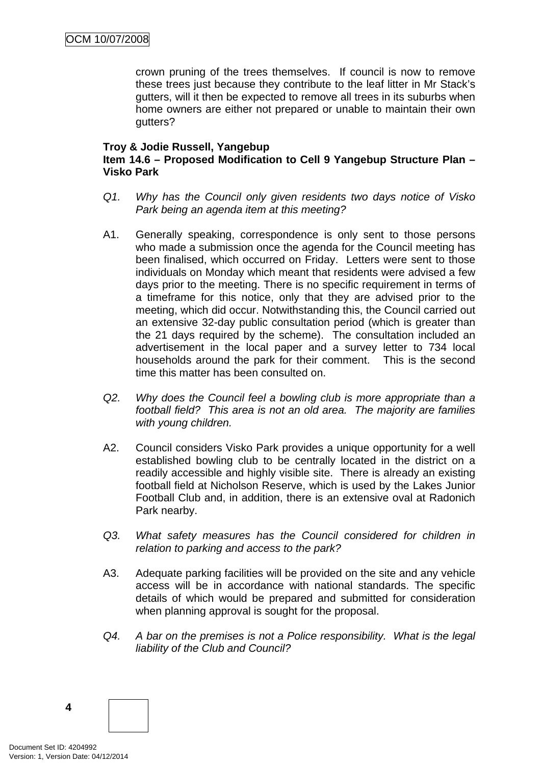crown pruning of the trees themselves. If council is now to remove these trees just because they contribute to the leaf litter in Mr Stack's gutters, will it then be expected to remove all trees in its suburbs when home owners are either not prepared or unable to maintain their own gutters?

**Troy & Jodie Russell, Yangebup**
**Item 14.6 – Proposed Modification to Cell 9 Yangebup Structure Plan – Visko Park**

*Q1. Why has the Council only given residents two days notice of Visko Park being an agenda item at this meeting?*

A1. Generally speaking, correspondence is only sent to those persons who made a submission once the agenda for the Council meeting has been finalised, which occurred on Friday. Letters were sent to those individuals on Monday which meant that residents were advised a few days prior to the meeting. There is no specific requirement in terms of a timeframe for this notice, only that they are advised prior to the meeting, which did occur. Notwithstanding this, the Council carried out an extensive 32-day public consultation period (which is greater than the 21 days required by the scheme). The consultation included an advertisement in the local paper and a survey letter to 734 local households around the park for their comment. This is the second time this matter has been consulted on.

*Q2. Why does the Council feel a bowling club is more appropriate than a football field? This area is not an old area. The majority are families with young children.*

A2. Council considers Visko Park provides a unique opportunity for a well established bowling club to be centrally located in the district on a readily accessible and highly visible site. There is already an existing football field at Nicholson Reserve, which is used by the Lakes Junior Football Club and, in addition, there is an extensive oval at Radonich Park nearby.

*Q3. What safety measures has the Council considered for children in relation to parking and access to the park?*

A3. Adequate parking facilities will be provided on the site and any vehicle access will be in accordance with national standards. The specific details of which would be prepared and submitted for consideration when planning approval is sought for the proposal.

*Q4. A bar on the premises is not a Police responsibility. What is the legal liability of the Club and Council?*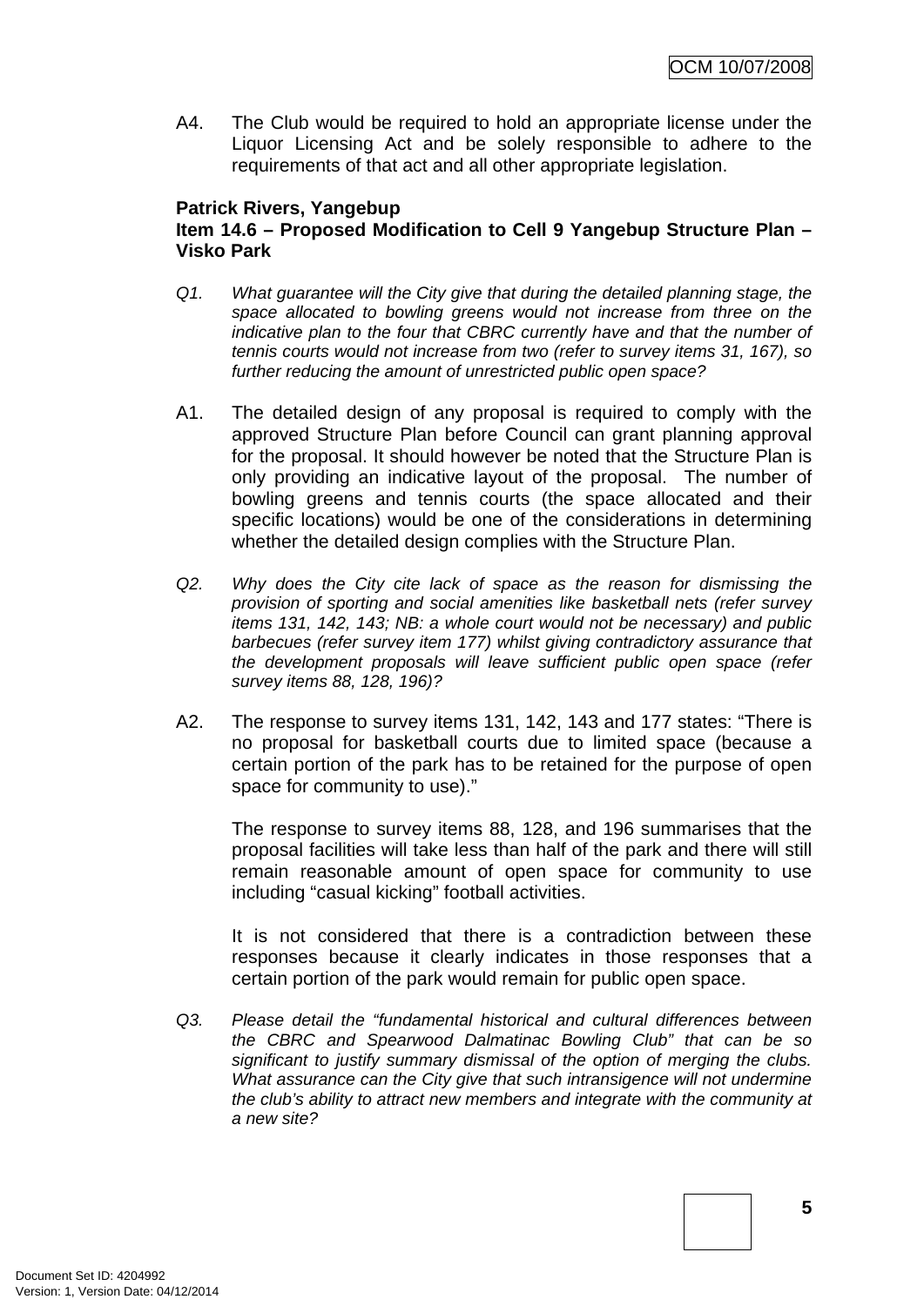A4. The Club would be required to hold an appropriate license under the Liquor Licensing Act and be solely responsible to adhere to the requirements of that act and all other appropriate legislation.

**Patrick Rivers, Yangebup**
**Item 14.6 – Proposed Modification to Cell 9 Yangebup Structure Plan – Visko Park**

*Q1. What guarantee will the City give that during the detailed planning stage, the space allocated to bowling greens would not increase from three on the indicative plan to the four that CBRC currently have and that the number of tennis courts would not increase from two (refer to survey items 31, 167), so further reducing the amount of unrestricted public open space?*

A1. The detailed design of any proposal is required to comply with the approved Structure Plan before Council can grant planning approval for the proposal. It should however be noted that the Structure Plan is only providing an indicative layout of the proposal. The number of bowling greens and tennis courts (the space allocated and their specific locations) would be one of the considerations in determining whether the detailed design complies with the Structure Plan.

*Q2. Why does the City cite lack of space as the reason for dismissing the provision of sporting and social amenities like basketball nets (refer survey items 131, 142, 143; NB: a whole court would not be necessary) and public barbecues (refer survey item 177) whilst giving contradictory assurance that the development proposals will leave sufficient public open space (refer survey items 88, 128, 196)?*

A2. The response to survey items 131, 142, 143 and 177 states: "There is no proposal for basketball courts due to limited space (because a certain portion of the park has to be retained for the purpose of open space for community to use)."

The response to survey items 88, 128, and 196 summarises that the proposal facilities will take less than half of the park and there will still remain reasonable amount of open space for community to use including "casual kicking" football activities.

It is not considered that there is a contradiction between these responses because it clearly indicates in those responses that a certain portion of the park would remain for public open space.

*Q3. Please detail the "fundamental historical and cultural differences between the CBRC and Spearwood Dalmatinac Bowling Club" that can be so significant to justify summary dismissal of the option of merging the clubs. What assurance can the City give that such intransigence will not undermine the club's ability to attract new members and integrate with the community at a new site?*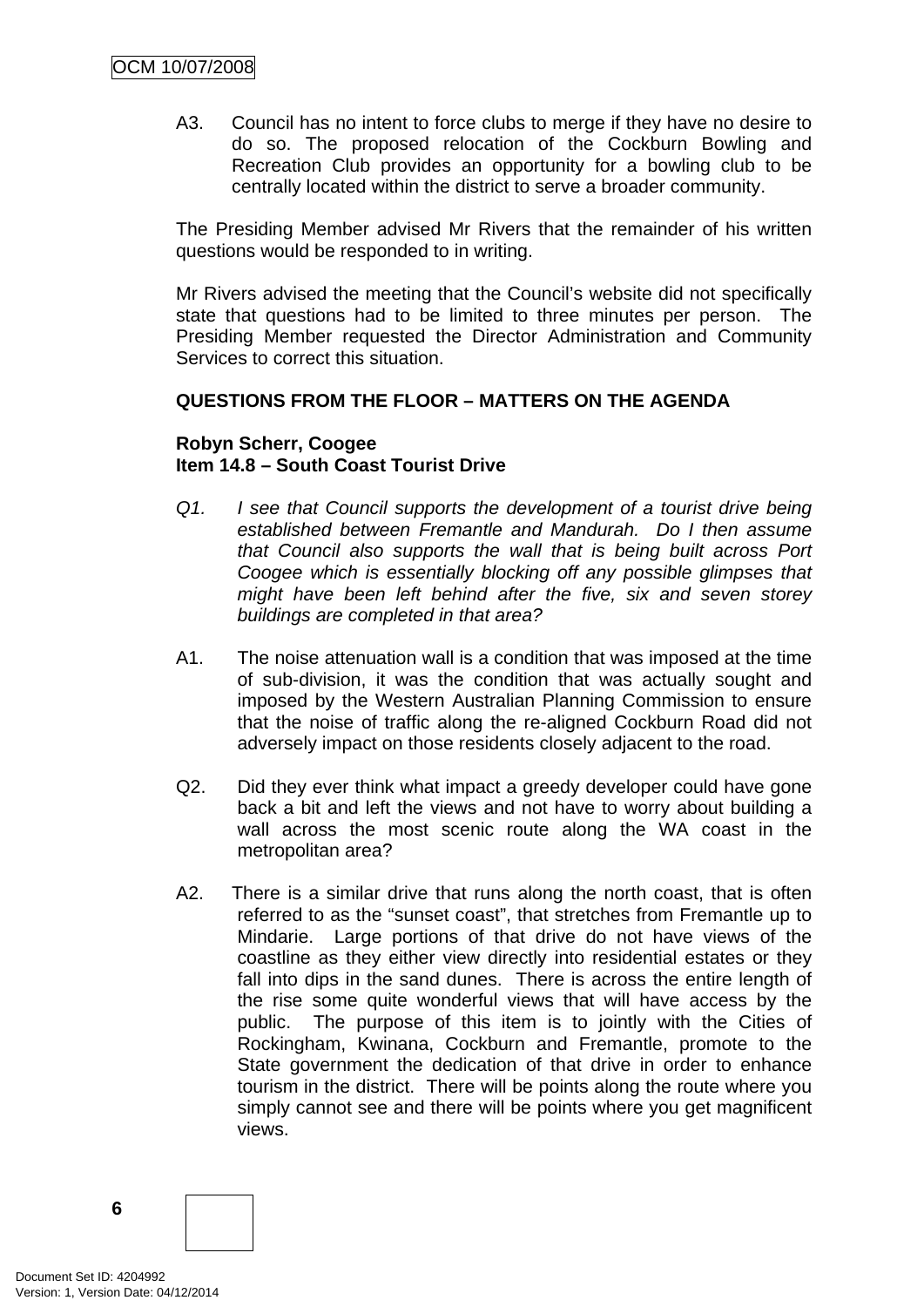A3. Council has no intent to force clubs to merge if they have no desire to do so. The proposed relocation of the Cockburn Bowling and Recreation Club provides an opportunity for a bowling club to be centrally located within the district to serve a broader community.

The Presiding Member advised Mr Rivers that the remainder of his written questions would be responded to in writing.

Mr Rivers advised the meeting that the Council's website did not specifically state that questions had to be limited to three minutes per person. The Presiding Member requested the Director Administration and Community Services to correct this situation.

**QUESTIONS FROM THE FLOOR – MATTERS ON THE AGENDA**

**Robyn Scherr, Coogee**
**Item 14.8 – South Coast Tourist Drive**

*Q1. I see that Council supports the development of a tourist drive being established between Fremantle and Mandurah. Do I then assume that Council also supports the wall that is being built across Port Coogee which is essentially blocking off any possible glimpses that might have been left behind after the five, six and seven storey buildings are completed in that area?*

A1. The noise attenuation wall is a condition that was imposed at the time of sub-division, it was the condition that was actually sought and imposed by the Western Australian Planning Commission to ensure that the noise of traffic along the re-aligned Cockburn Road did not adversely impact on those residents closely adjacent to the road.

Q2. Did they ever think what impact a greedy developer could have gone back a bit and left the views and not have to worry about building a wall across the most scenic route along the WA coast in the metropolitan area?

A2. There is a similar drive that runs along the north coast, that is often referred to as the "sunset coast", that stretches from Fremantle up to Mindarie. Large portions of that drive do not have views of the coastline as they either view directly into residential estates or they fall into dips in the sand dunes. There is across the entire length of the rise some quite wonderful views that will have access by the public. The purpose of this item is to jointly with the Cities of Rockingham, Kwinana, Cockburn and Fremantle, promote to the State government the dedication of that drive in order to enhance tourism in the district. There will be points along the route where you simply cannot see and there will be points where you get magnificent views.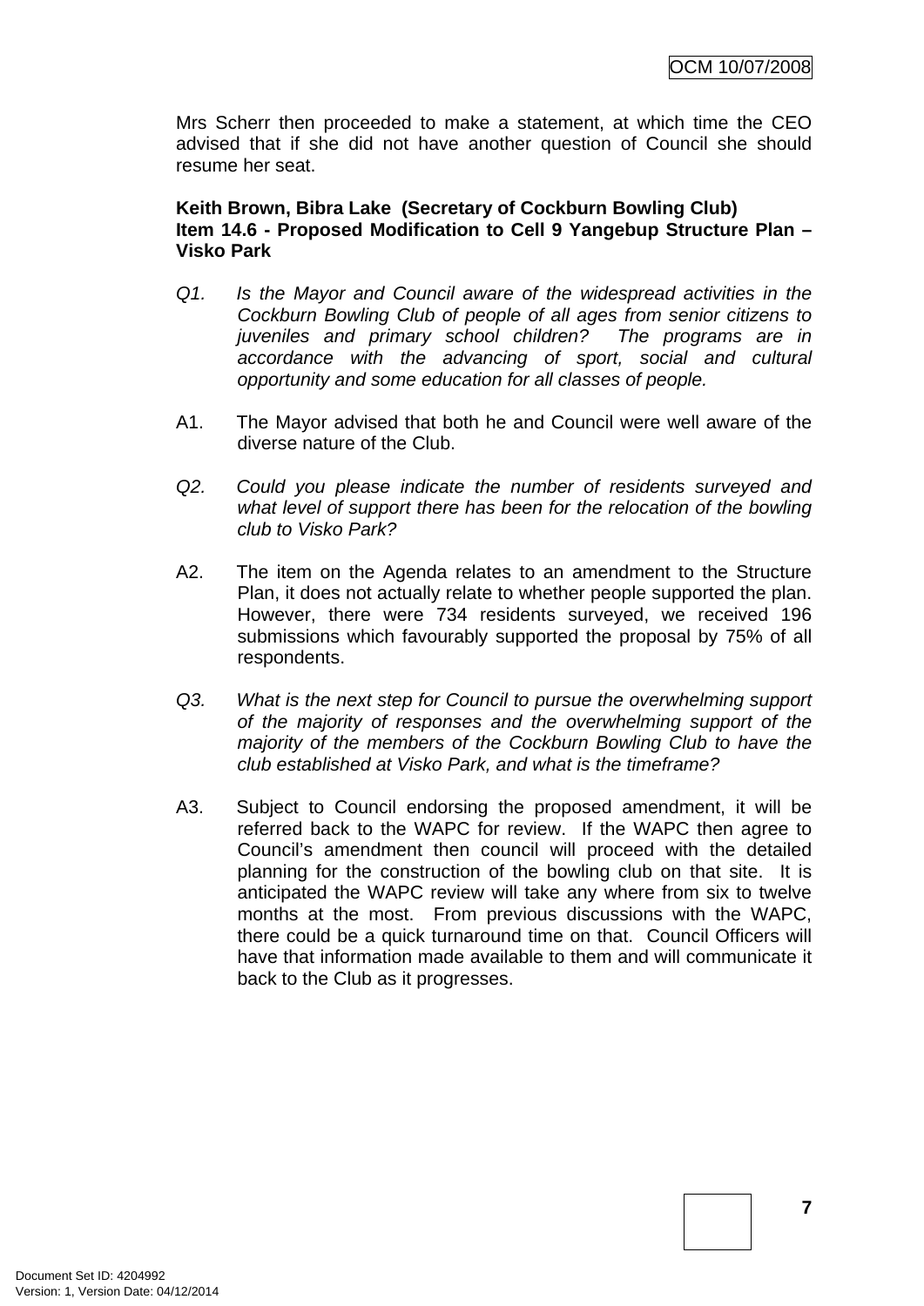Mrs Scherr then proceeded to make a statement, at which time the CEO advised that if she did not have another question of Council she should resume her seat.

**Keith Brown, Bibra Lake (Secretary of Cockburn Bowling Club)**
**Item 14.6 - Proposed Modification to Cell 9 Yangebup Structure Plan – Visko Park**

*Q1. Is the Mayor and Council aware of the widespread activities in the Cockburn Bowling Club of people of all ages from senior citizens to juveniles and primary school children? The programs are in accordance with the advancing of sport, social and cultural opportunity and some education for all classes of people.*

A1. The Mayor advised that both he and Council were well aware of the diverse nature of the Club.

*Q2. Could you please indicate the number of residents surveyed and what level of support there has been for the relocation of the bowling club to Visko Park?*

A2. The item on the Agenda relates to an amendment to the Structure Plan, it does not actually relate to whether people supported the plan. However, there were 734 residents surveyed, we received 196 submissions which favourably supported the proposal by 75% of all respondents.

*Q3. What is the next step for Council to pursue the overwhelming support of the majority of responses and the overwhelming support of the majority of the members of the Cockburn Bowling Club to have the club established at Visko Park, and what is the timeframe?*

A3. Subject to Council endorsing the proposed amendment, it will be referred back to the WAPC for review. If the WAPC then agree to Council's amendment then council will proceed with the detailed planning for the construction of the bowling club on that site. It is anticipated the WAPC review will take any where from six to twelve months at the most. From previous discussions with the WAPC, there could be a quick turnaround time on that. Council Officers will have that information made available to them and will communicate it back to the Club as it progresses.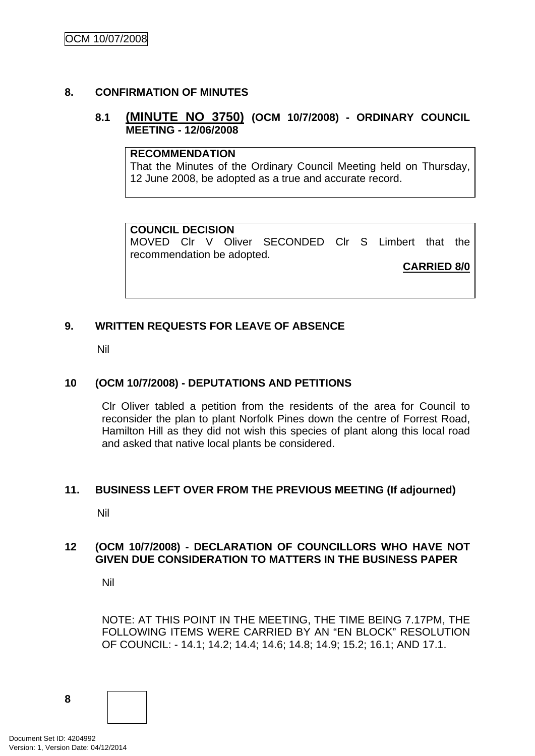## 8. CONFIRMATION OF MINUTES

### 8.1 (MINUTE NO 3750) (OCM 10/7/2008) - ORDINARY COUNCIL MEETING - 12/06/2008

**RECOMMENDATION**
That the Minutes of the Ordinary Council Meeting held on Thursday, 12 June 2008, be adopted as a true and accurate record.

**COUNCIL DECISION**
MOVED Clr V Oliver SECONDED Clr S Limbert that the recommendation be adopted.

**CARRIED 8/0**

## 9. WRITTEN REQUESTS FOR LEAVE OF ABSENCE

Nil

## 10 (OCM 10/7/2008) - DEPUTATIONS AND PETITIONS

Clr Oliver tabled a petition from the residents of the area for Council to reconsider the plan to plant Norfolk Pines down the centre of Forrest Road, Hamilton Hill as they did not wish this species of plant along this local road and asked that native local plants be considered.

## 11. BUSINESS LEFT OVER FROM THE PREVIOUS MEETING (If adjourned)

Nil

## 12 (OCM 10/7/2008) - DECLARATION OF COUNCILLORS WHO HAVE NOT GIVEN DUE CONSIDERATION TO MATTERS IN THE BUSINESS PAPER

Nil

NOTE: AT THIS POINT IN THE MEETING, THE TIME BEING 7.17PM, THE FOLLOWING ITEMS WERE CARRIED BY AN "EN BLOCK" RESOLUTION OF COUNCIL: - 14.1; 14.2; 14.4; 14.6; 14.8; 14.9; 15.2; 16.1; AND 17.1.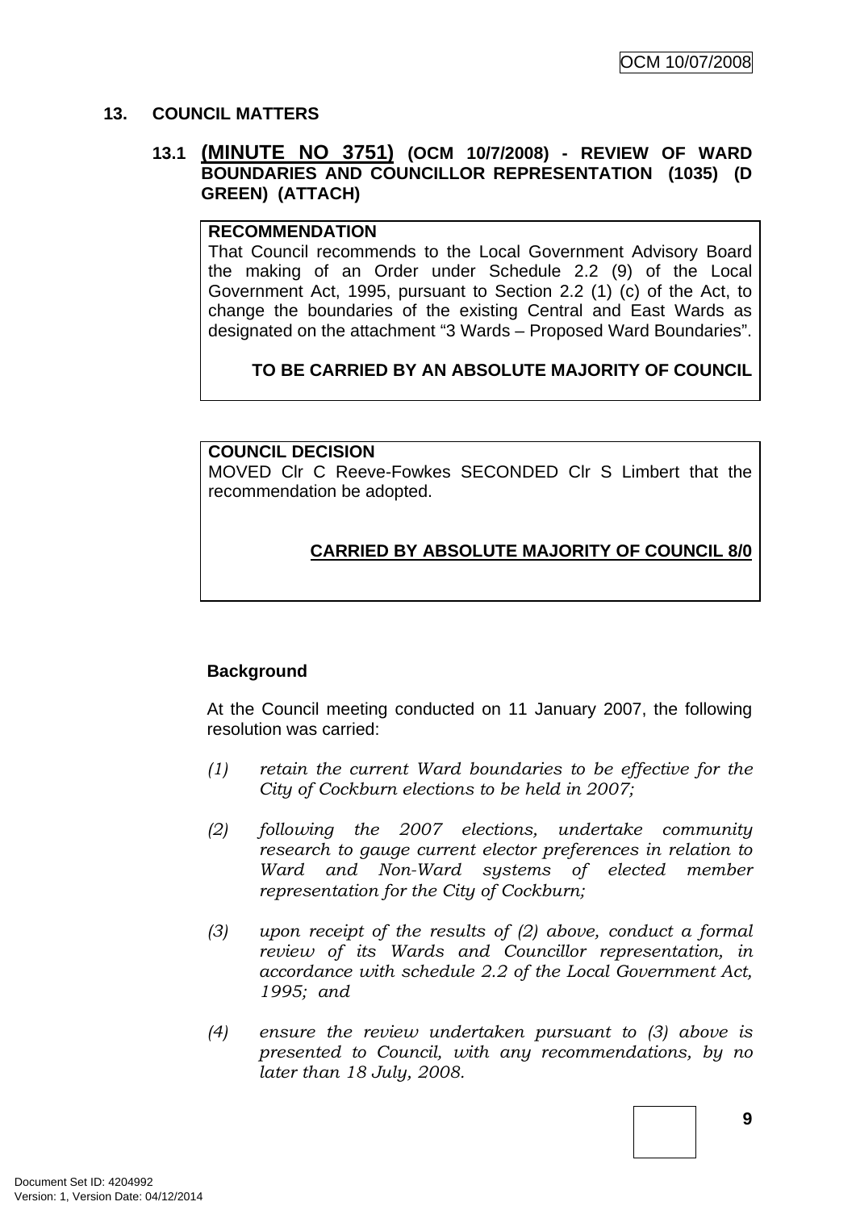## 13. COUNCIL MATTERS

### 13.1 (MINUTE NO 3751) (OCM 10/7/2008) - REVIEW OF WARD BOUNDARIES AND COUNCILLOR REPRESENTATION (1035) (D GREEN) (ATTACH)

**RECOMMENDATION**
That Council recommends to the Local Government Advisory Board the making of an Order under Schedule 2.2 (9) of the Local Government Act, 1995, pursuant to Section 2.2 (1) (c) of the Act, to change the boundaries of the existing Central and East Wards as designated on the attachment "3 Wards – Proposed Ward Boundaries".

**TO BE CARRIED BY AN ABSOLUTE MAJORITY OF COUNCIL**

**COUNCIL DECISION**
MOVED Clr C Reeve-Fowkes SECONDED Clr S Limbert that the recommendation be adopted.

**CARRIED BY ABSOLUTE MAJORITY OF COUNCIL 8/0**

**Background**

At the Council meeting conducted on 11 January 2007, the following resolution was carried:

(1) *retain the current Ward boundaries to be effective for the City of Cockburn elections to be held in 2007;*

(2) *following the 2007 elections, undertake community research to gauge current elector preferences in relation to Ward and Non-Ward systems of elected member representation for the City of Cockburn;*

(3) *upon receipt of the results of (2) above, conduct a formal review of its Wards and Councillor representation, in accordance with schedule 2.2 of the Local Government Act, 1995; and*

(4) *ensure the review undertaken pursuant to (3) above is presented to Council, with any recommendations, by no later than 18 July, 2008.*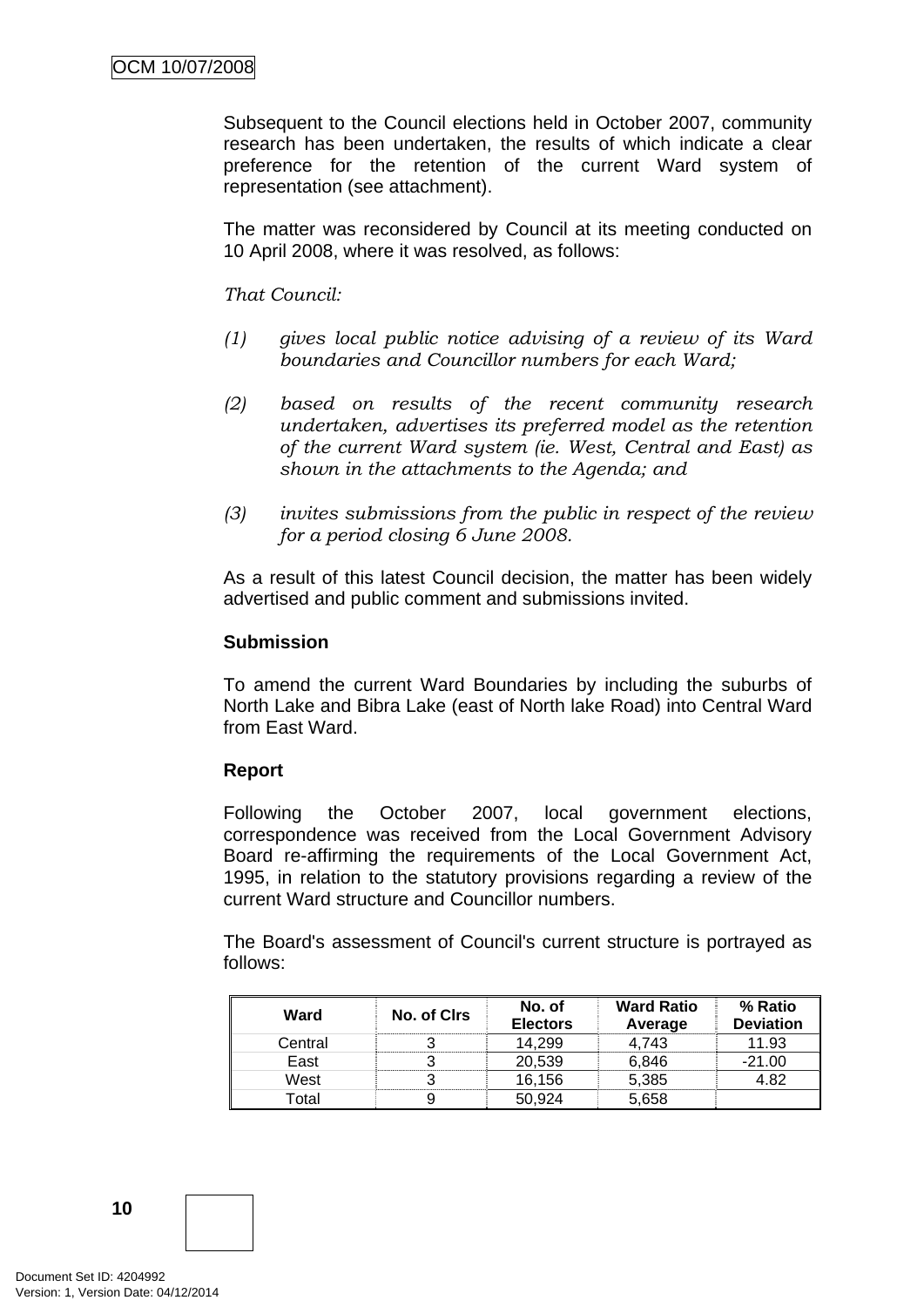Subsequent to the Council elections held in October 2007, community research has been undertaken, the results of which indicate a clear preference for the retention of the current Ward system of representation (see attachment).

The matter was reconsidered by Council at its meeting conducted on 10 April 2008, where it was resolved, as follows:

*That Council:*

*(1) gives local public notice advising of a review of its Ward boundaries and Councillor numbers for each Ward;*

*(2) based on results of the recent community research undertaken, advertises its preferred model as the retention of the current Ward system (ie. West, Central and East) as shown in the attachments to the Agenda; and*

*(3) invites submissions from the public in respect of the review for a period closing 6 June 2008.*

As a result of this latest Council decision, the matter has been widely advertised and public comment and submissions invited.

**Submission**

To amend the current Ward Boundaries by including the suburbs of North Lake and Bibra Lake (east of North lake Road) into Central Ward from East Ward.

**Report**

Following the October 2007, local government elections, correspondence was received from the Local Government Advisory Board re-affirming the requirements of the Local Government Act, 1995, in relation to the statutory provisions regarding a review of the current Ward structure and Councillor numbers.

The Board's assessment of Council's current structure is portrayed as follows:

| Ward | No. of Clrs | No. of Electors | Ward Ratio Average | % Ratio Deviation |
|---|---|---|---|---|
| Central | 3 | 14,299 | 4,743 | 11.93 |
| East | 3 | 20,539 | 6,846 | -21.00 |
| West | 3 | 16,156 | 5,385 | 4.82 |
| Total | 9 | 50,924 | 5,658 | |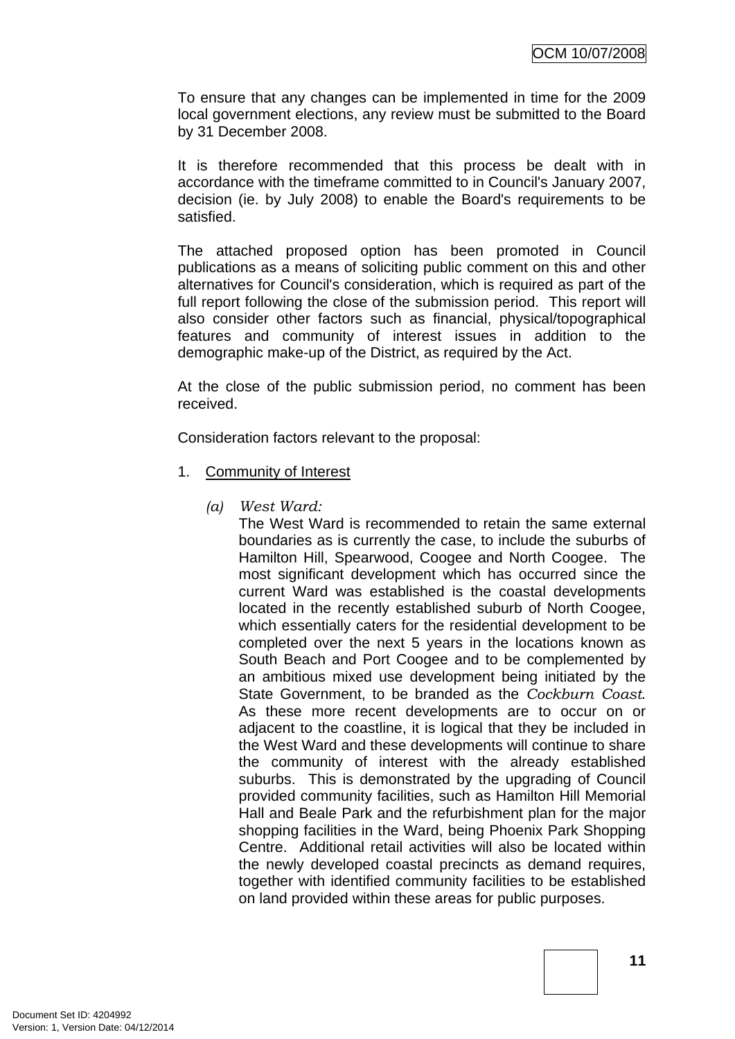To ensure that any changes can be implemented in time for the 2009 local government elections, any review must be submitted to the Board by 31 December 2008.

It is therefore recommended that this process be dealt with in accordance with the timeframe committed to in Council's January 2007, decision (ie. by July 2008) to enable the Board's requirements to be satisfied.

The attached proposed option has been promoted in Council publications as a means of soliciting public comment on this and other alternatives for Council's consideration, which is required as part of the full report following the close of the submission period. This report will also consider other factors such as financial, physical/topographical features and community of interest issues in addition to the demographic make-up of the District, as required by the Act.

At the close of the public submission period, no comment has been received.

Consideration factors relevant to the proposal:

1. Community of Interest

   (a) *West Ward:*
   The West Ward is recommended to retain the same external boundaries as is currently the case, to include the suburbs of Hamilton Hill, Spearwood, Coogee and North Coogee. The most significant development which has occurred since the current Ward was established is the coastal developments located in the recently established suburb of North Coogee, which essentially caters for the residential development to be completed over the next 5 years in the locations known as South Beach and Port Coogee and to be complemented by an ambitious mixed use development being initiated by the State Government, to be branded as the *Cockburn Coast*. As these more recent developments are to occur on or adjacent to the coastline, it is logical that they be included in the West Ward and these developments will continue to share the community of interest with the already established suburbs. This is demonstrated by the upgrading of Council provided community facilities, such as Hamilton Hill Memorial Hall and Beale Park and the refurbishment plan for the major shopping facilities in the Ward, being Phoenix Park Shopping Centre. Additional retail activities will also be located within the newly developed coastal precincts as demand requires, together with identified community facilities to be established on land provided within these areas for public purposes.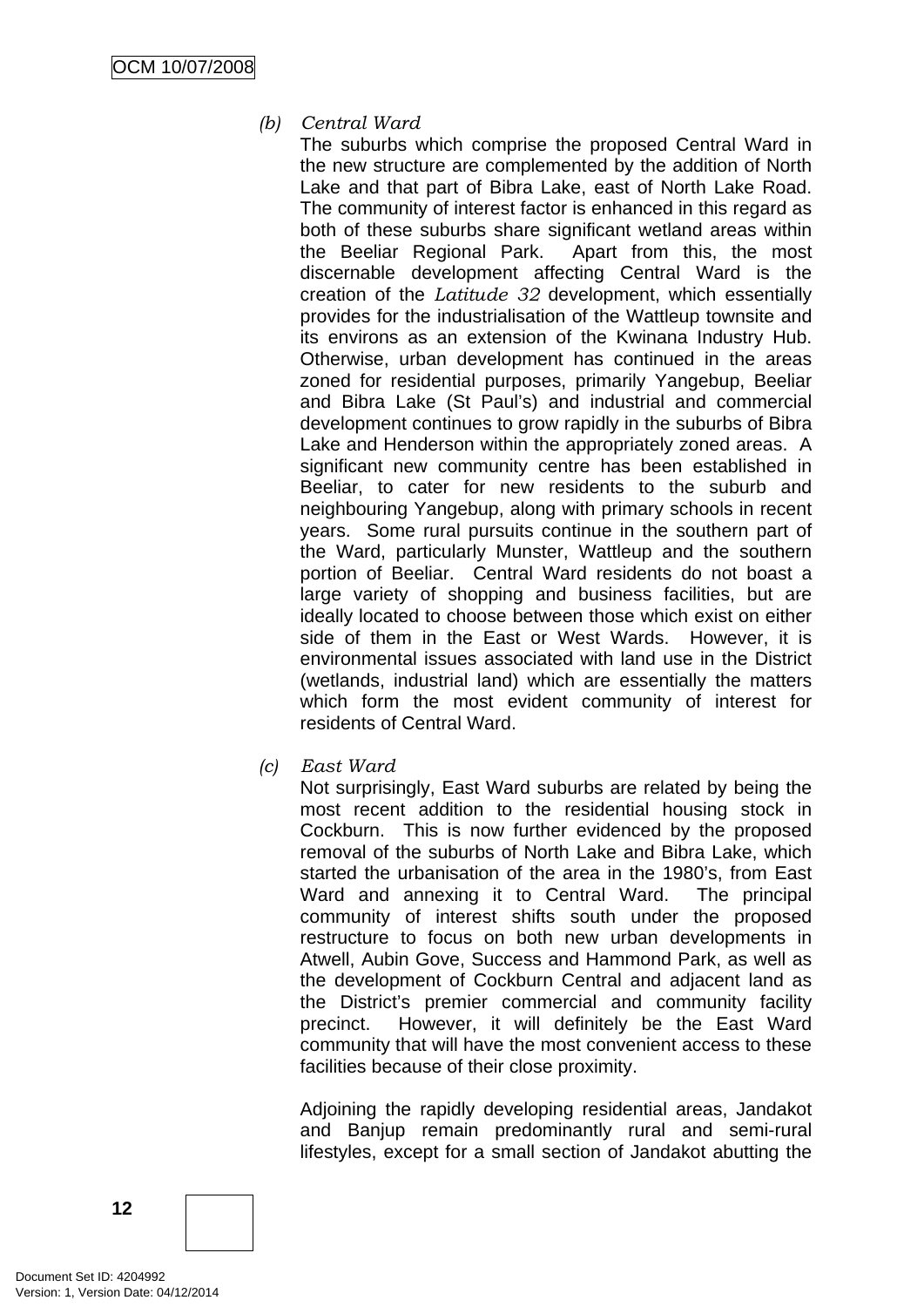(b) *Central Ward*

The suburbs which comprise the proposed Central Ward in the new structure are complemented by the addition of North Lake and that part of Bibra Lake, east of North Lake Road. The community of interest factor is enhanced in this regard as both of these suburbs share significant wetland areas within the Beeliar Regional Park. Apart from this, the most discernable development affecting Central Ward is the creation of the *Latitude 32* development, which essentially provides for the industrialisation of the Wattleup townsite and its environs as an extension of the Kwinana Industry Hub. Otherwise, urban development has continued in the areas zoned for residential purposes, primarily Yangebup, Beeliar and Bibra Lake (St Paul's) and industrial and commercial development continues to grow rapidly in the suburbs of Bibra Lake and Henderson within the appropriately zoned areas. A significant new community centre has been established in Beeliar, to cater for new residents to the suburb and neighbouring Yangebup, along with primary schools in recent years. Some rural pursuits continue in the southern part of the Ward, particularly Munster, Wattleup and the southern portion of Beeliar. Central Ward residents do not boast a large variety of shopping and business facilities, but are ideally located to choose between those which exist on either side of them in the East or West Wards. However, it is environmental issues associated with land use in the District (wetlands, industrial land) which are essentially the matters which form the most evident community of interest for residents of Central Ward.

(c) *East Ward*

Not surprisingly, East Ward suburbs are related by being the most recent addition to the residential housing stock in Cockburn. This is now further evidenced by the proposed removal of the suburbs of North Lake and Bibra Lake, which started the urbanisation of the area in the 1980's, from East Ward and annexing it to Central Ward. The principal community of interest shifts south under the proposed restructure to focus on both new urban developments in Atwell, Aubin Gove, Success and Hammond Park, as well as the development of Cockburn Central and adjacent land as the District's premier commercial and community facility precinct. However, it will definitely be the East Ward community that will have the most convenient access to these facilities because of their close proximity.

Adjoining the rapidly developing residential areas, Jandakot and Banjup remain predominantly rural and semi-rural lifestyles, except for a small section of Jandakot abutting the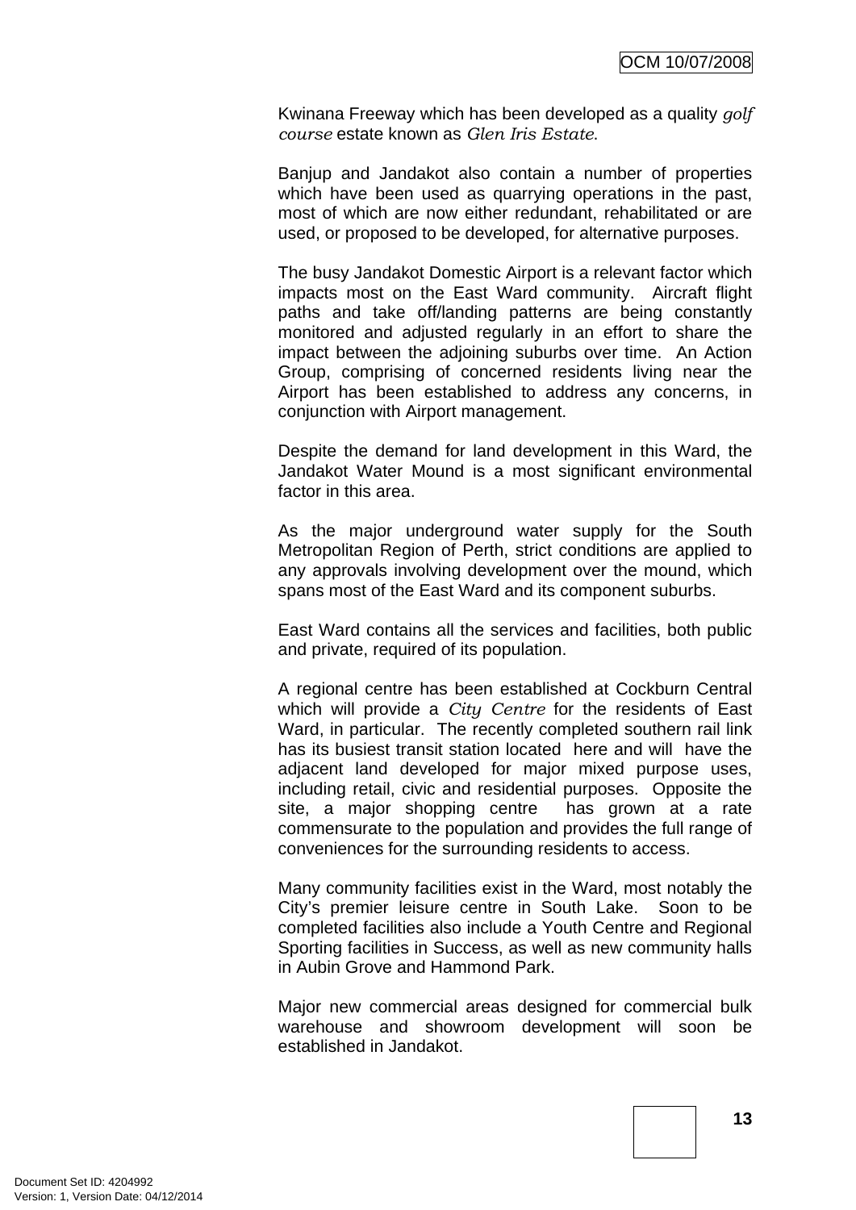Kwinana Freeway which has been developed as a quality *golf course* estate known as *Glen Iris Estate*.

Banjup and Jandakot also contain a number of properties which have been used as quarrying operations in the past, most of which are now either redundant, rehabilitated or are used, or proposed to be developed, for alternative purposes.

The busy Jandakot Domestic Airport is a relevant factor which impacts most on the East Ward community. Aircraft flight paths and take off/landing patterns are being constantly monitored and adjusted regularly in an effort to share the impact between the adjoining suburbs over time. An Action Group, comprising of concerned residents living near the Airport has been established to address any concerns, in conjunction with Airport management.

Despite the demand for land development in this Ward, the Jandakot Water Mound is a most significant environmental factor in this area.

As the major underground water supply for the South Metropolitan Region of Perth, strict conditions are applied to any approvals involving development over the mound, which spans most of the East Ward and its component suburbs.

East Ward contains all the services and facilities, both public and private, required of its population.

A regional centre has been established at Cockburn Central which will provide a *City Centre* for the residents of East Ward, in particular. The recently completed southern rail link has its busiest transit station located here and will have the adjacent land developed for major mixed purpose uses, including retail, civic and residential purposes. Opposite the site, a major shopping centre has grown at a rate commensurate to the population and provides the full range of conveniences for the surrounding residents to access.

Many community facilities exist in the Ward, most notably the City's premier leisure centre in South Lake. Soon to be completed facilities also include a Youth Centre and Regional Sporting facilities in Success, as well as new community halls in Aubin Grove and Hammond Park.

Major new commercial areas designed for commercial bulk warehouse and showroom development will soon be established in Jandakot.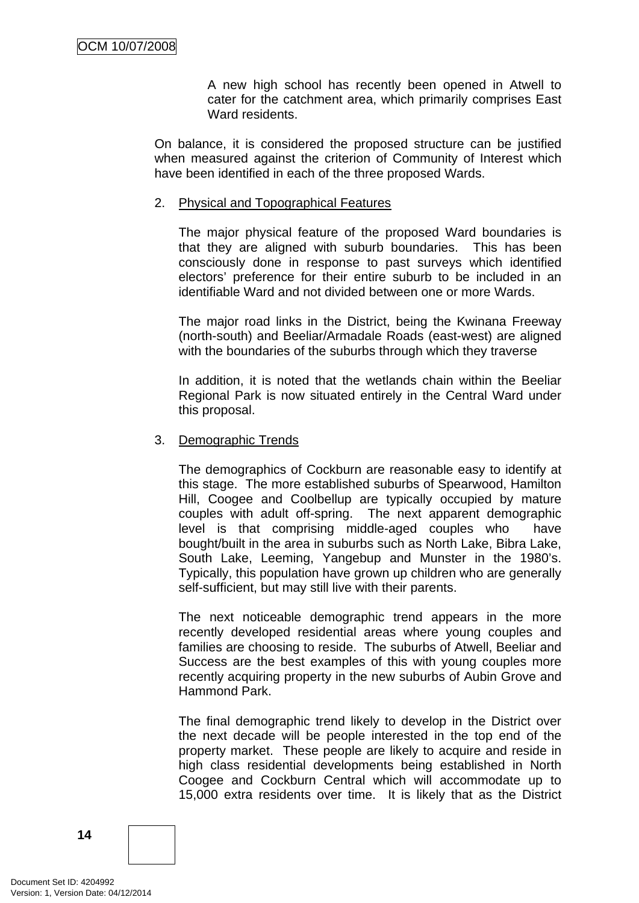A new high school has recently been opened in Atwell to cater for the catchment area, which primarily comprises East Ward residents.

On balance, it is considered the proposed structure can be justified when measured against the criterion of Community of Interest which have been identified in each of the three proposed Wards.

2. Physical and Topographical Features

   The major physical feature of the proposed Ward boundaries is that they are aligned with suburb boundaries. This has been consciously done in response to past surveys which identified electors' preference for their entire suburb to be included in an identifiable Ward and not divided between one or more Wards.

   The major road links in the District, being the Kwinana Freeway (north-south) and Beeliar/Armadale Roads (east-west) are aligned with the boundaries of the suburbs through which they traverse

   In addition, it is noted that the wetlands chain within the Beeliar Regional Park is now situated entirely in the Central Ward under this proposal.

3. Demographic Trends

   The demographics of Cockburn are reasonable easy to identify at this stage. The more established suburbs of Spearwood, Hamilton Hill, Coogee and Coolbellup are typically occupied by mature couples with adult off-spring. The next apparent demographic level is that comprising middle-aged couples who have bought/built in the area in suburbs such as North Lake, Bibra Lake, South Lake, Leeming, Yangebup and Munster in the 1980's. Typically, this population have grown up children who are generally self-sufficient, but may still live with their parents.

   The next noticeable demographic trend appears in the more recently developed residential areas where young couples and families are choosing to reside. The suburbs of Atwell, Beeliar and Success are the best examples of this with young couples more recently acquiring property in the new suburbs of Aubin Grove and Hammond Park.

   The final demographic trend likely to develop in the District over the next decade will be people interested in the top end of the property market. These people are likely to acquire and reside in high class residential developments being established in North Coogee and Cockburn Central which will accommodate up to 15,000 extra residents over time. It is likely that as the District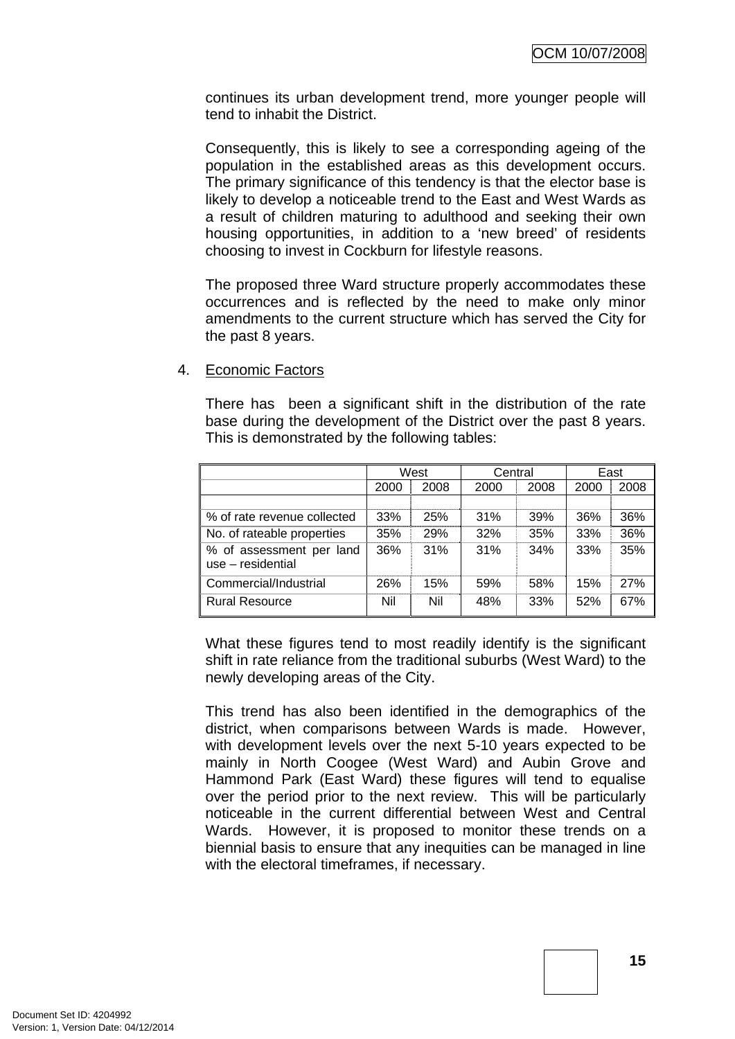continues its urban development trend, more younger people will tend to inhabit the District.

Consequently, this is likely to see a corresponding ageing of the population in the established areas as this development occurs. The primary significance of this tendency is that the elector base is likely to develop a noticeable trend to the East and West Wards as a result of children maturing to adulthood and seeking their own housing opportunities, in addition to a 'new breed' of residents choosing to invest in Cockburn for lifestyle reasons.

The proposed three Ward structure properly accommodates these occurrences and is reflected by the need to make only minor amendments to the current structure which has served the City for the past 8 years.

4. Economic Factors

There has been a significant shift in the distribution of the rate base during the development of the District over the past 8 years. This is demonstrated by the following tables:

| | West | | Central | | East | |
|---|---|---|---|---|---|---|
| | 2000 | 2008 | 2000 | 2008 | 2000 | 2008 |
| % of rate revenue collected | 33% | 25% | 31% | 39% | 36% | 36% |
| No. of rateable properties | 35% | 29% | 32% | 35% | 33% | 36% |
| % of assessment per land use – residential | 36% | 31% | 31% | 34% | 33% | 35% |
| Commercial/Industrial | 26% | 15% | 59% | 58% | 15% | 27% |
| Rural Resource | Nil | Nil | 48% | 33% | 52% | 67% |

What these figures tend to most readily identify is the significant shift in rate reliance from the traditional suburbs (West Ward) to the newly developing areas of the City.

This trend has also been identified in the demographics of the district, when comparisons between Wards is made. However, with development levels over the next 5-10 years expected to be mainly in North Coogee (West Ward) and Aubin Grove and Hammond Park (East Ward) these figures will tend to equalise over the period prior to the next review. This will be particularly noticeable in the current differential between West and Central Wards. However, it is proposed to monitor these trends on a biennial basis to ensure that any inequities can be managed in line with the electoral timeframes, if necessary.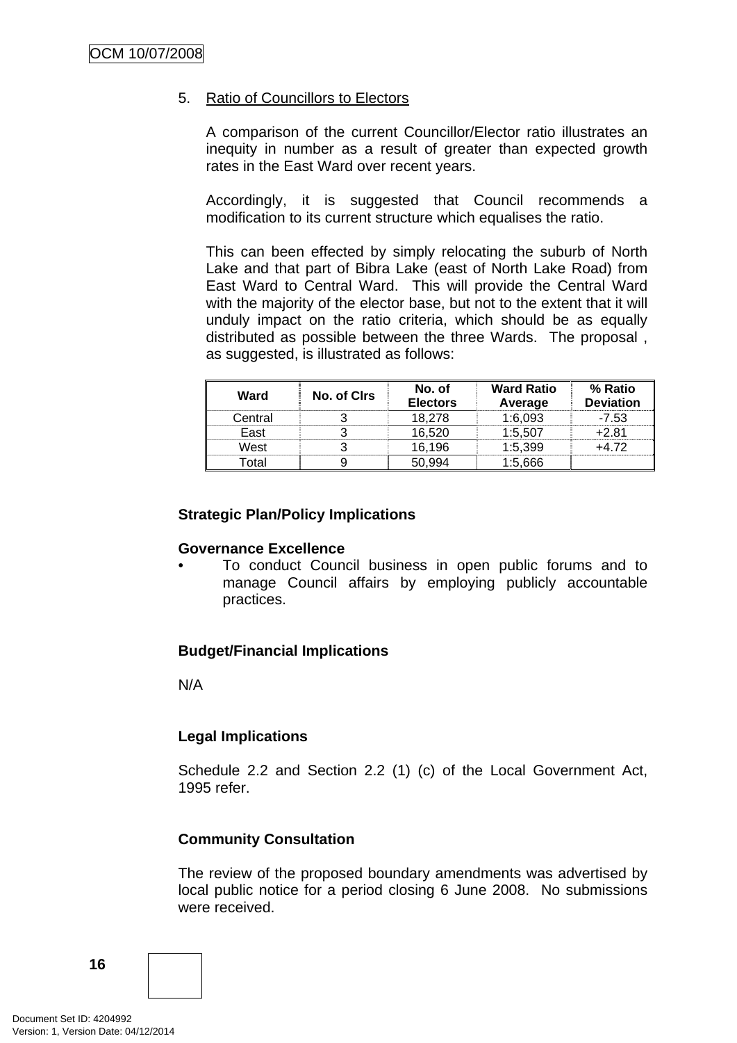5. Ratio of Councillors to Electors

A comparison of the current Councillor/Elector ratio illustrates an inequity in number as a result of greater than expected growth rates in the East Ward over recent years.

Accordingly, it is suggested that Council recommends a modification to its current structure which equalises the ratio.

This can been effected by simply relocating the suburb of North Lake and that part of Bibra Lake (east of North Lake Road) from East Ward to Central Ward. This will provide the Central Ward with the majority of the elector base, but not to the extent that it will unduly impact on the ratio criteria, which should be as equally distributed as possible between the three Wards. The proposal , as suggested, is illustrated as follows:

| Ward | No. of Clrs | No. of Electors | Ward Ratio Average | % Ratio Deviation |
|---|---|---|---|---|
| Central | 3 | 18,278 | 1:6,093 | -7.53 |
| East | 3 | 16,520 | 1:5,507 | +2.81 |
| West | 3 | 16,196 | 1:5,399 | +4.72 |
| Total | 9 | 50,994 | 1:5,666 | |

**Strategic Plan/Policy Implications**

**Governance Excellence**

- To conduct Council business in open public forums and to manage Council affairs by employing publicly accountable practices.

**Budget/Financial Implications**

N/A

**Legal Implications**

Schedule 2.2 and Section 2.2 (1) (c) of the Local Government Act, 1995 refer.

**Community Consultation**

The review of the proposed boundary amendments was advertised by local public notice for a period closing 6 June 2008. No submissions were received.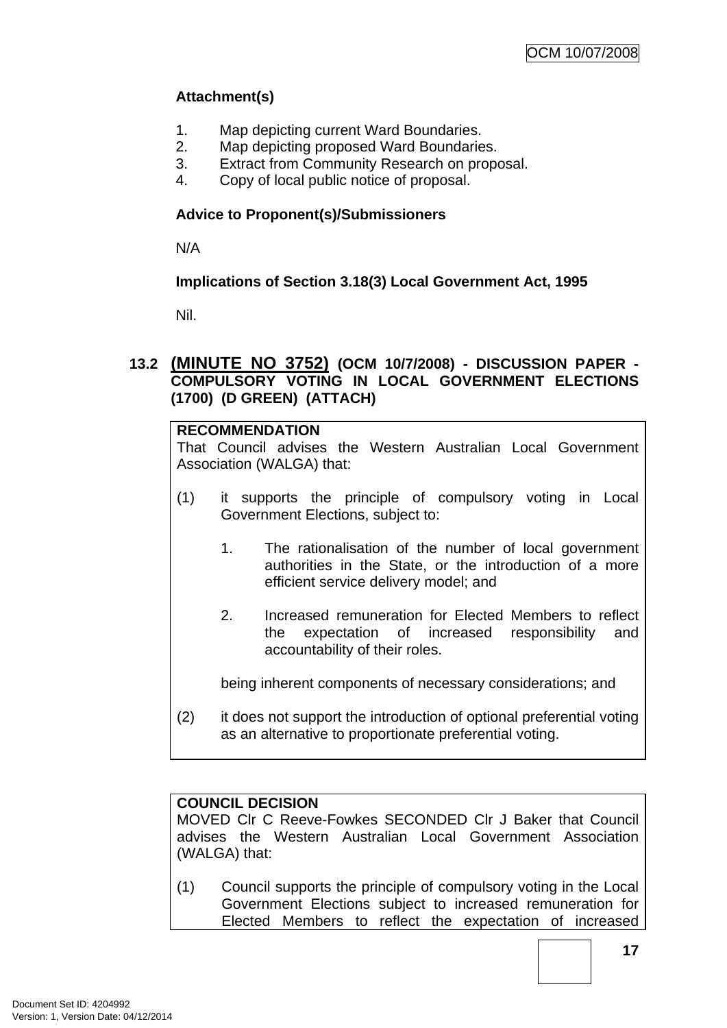**Attachment(s)**

1. Map depicting current Ward Boundaries.
2. Map depicting proposed Ward Boundaries.
3. Extract from Community Research on proposal.
4. Copy of local public notice of proposal.

**Advice to Proponent(s)/Submissioners**

N/A

**Implications of Section 3.18(3) Local Government Act, 1995**

Nil.

## 13.2 (MINUTE NO 3752) (OCM 10/7/2008) - DISCUSSION PAPER - COMPULSORY VOTING IN LOCAL GOVERNMENT ELECTIONS (1700) (D GREEN) (ATTACH)

**RECOMMENDATION**

That Council advises the Western Australian Local Government Association (WALGA) that:

(1) it supports the principle of compulsory voting in Local Government Elections, subject to:

1. The rationalisation of the number of local government authorities in the State, or the introduction of a more efficient service delivery model; and

2. Increased remuneration for Elected Members to reflect the expectation of increased responsibility and accountability of their roles.

being inherent components of necessary considerations; and

(2) it does not support the introduction of optional preferential voting as an alternative to proportionate preferential voting.

**COUNCIL DECISION**

MOVED Clr C Reeve-Fowkes SECONDED Clr J Baker that Council advises the Western Australian Local Government Association (WALGA) that:

(1) Council supports the principle of compulsory voting in the Local Government Elections subject to increased remuneration for Elected Members to reflect the expectation of increased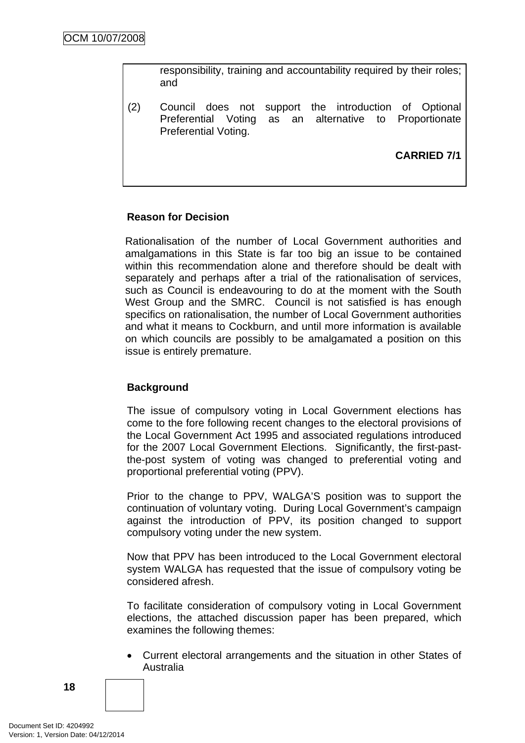responsibility, training and accountability required by their roles; and

(2) Council does not support the introduction of Optional Preferential Voting as an alternative to Proportionate Preferential Voting.

**CARRIED 7/1**

**Reason for Decision**

Rationalisation of the number of Local Government authorities and amalgamations in this State is far too big an issue to be contained within this recommendation alone and therefore should be dealt with separately and perhaps after a trial of the rationalisation of services, such as Council is endeavouring to do at the moment with the South West Group and the SMRC. Council is not satisfied is has enough specifics on rationalisation, the number of Local Government authorities and what it means to Cockburn, and until more information is available on which councils are possibly to be amalgamated a position on this issue is entirely premature.

**Background**

The issue of compulsory voting in Local Government elections has come to the fore following recent changes to the electoral provisions of the Local Government Act 1995 and associated regulations introduced for the 2007 Local Government Elections. Significantly, the first-past-the-post system of voting was changed to preferential voting and proportional preferential voting (PPV).

Prior to the change to PPV, WALGA'S position was to support the continuation of voluntary voting. During Local Government's campaign against the introduction of PPV, its position changed to support compulsory voting under the new system.

Now that PPV has been introduced to the Local Government electoral system WALGA has requested that the issue of compulsory voting be considered afresh.

To facilitate consideration of compulsory voting in Local Government elections, the attached discussion paper has been prepared, which examines the following themes:

- Current electoral arrangements and the situation in other States of Australia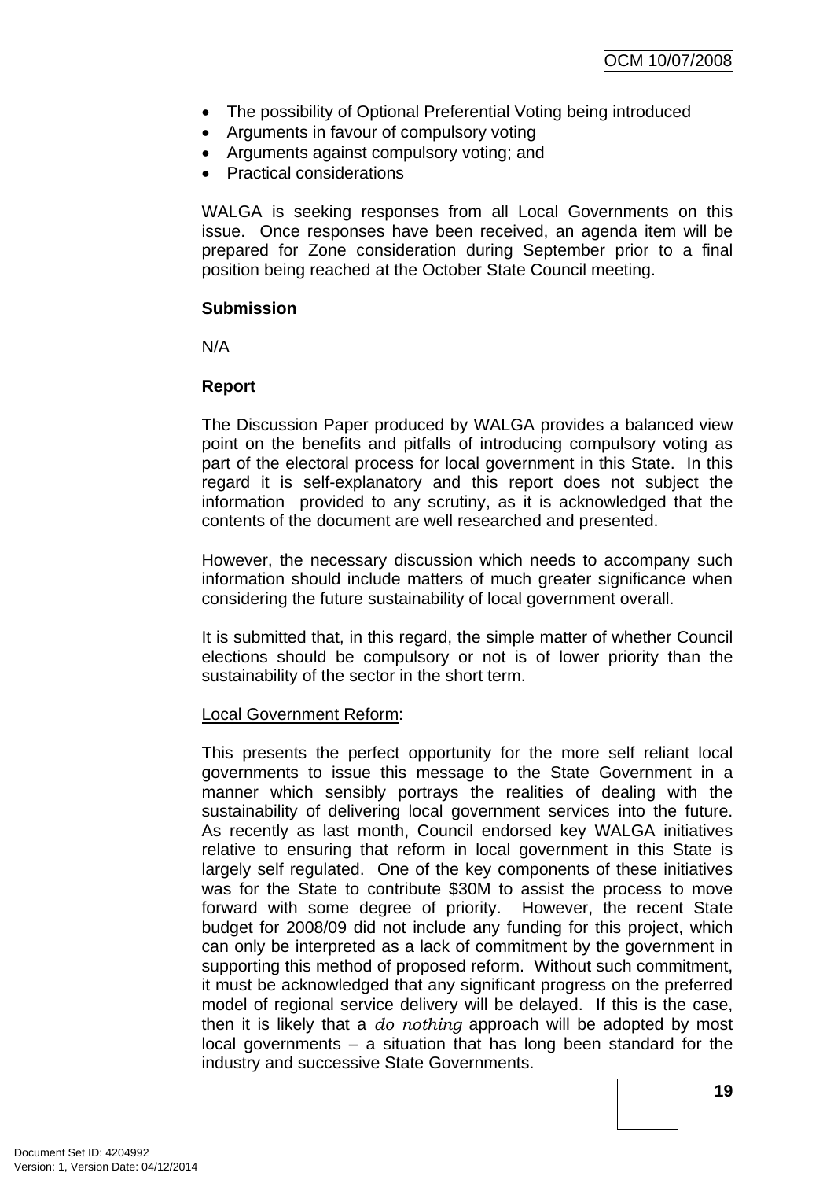- The possibility of Optional Preferential Voting being introduced
- Arguments in favour of compulsory voting
- Arguments against compulsory voting; and
- Practical considerations

WALGA is seeking responses from all Local Governments on this issue. Once responses have been received, an agenda item will be prepared for Zone consideration during September prior to a final position being reached at the October State Council meeting.

**Submission**

N/A

**Report**

The Discussion Paper produced by WALGA provides a balanced view point on the benefits and pitfalls of introducing compulsory voting as part of the electoral process for local government in this State. In this regard it is self-explanatory and this report does not subject the information provided to any scrutiny, as it is acknowledged that the contents of the document are well researched and presented.

However, the necessary discussion which needs to accompany such information should include matters of much greater significance when considering the future sustainability of local government overall.

It is submitted that, in this regard, the simple matter of whether Council elections should be compulsory or not is of lower priority than the sustainability of the sector in the short term.

<u>Local Government Reform</u>:

This presents the perfect opportunity for the more self reliant local governments to issue this message to the State Government in a manner which sensibly portrays the realities of dealing with the sustainability of delivering local government services into the future. As recently as last month, Council endorsed key WALGA initiatives relative to ensuring that reform in local government in this State is largely self regulated. One of the key components of these initiatives was for the State to contribute $30M to assist the process to move forward with some degree of priority. However, the recent State budget for 2008/09 did not include any funding for this project, which can only be interpreted as a lack of commitment by the government in supporting this method of proposed reform. Without such commitment, it must be acknowledged that any significant progress on the preferred model of regional service delivery will be delayed. If this is the case, then it is likely that a *do nothing* approach will be adopted by most local governments – a situation that has long been standard for the industry and successive State Governments.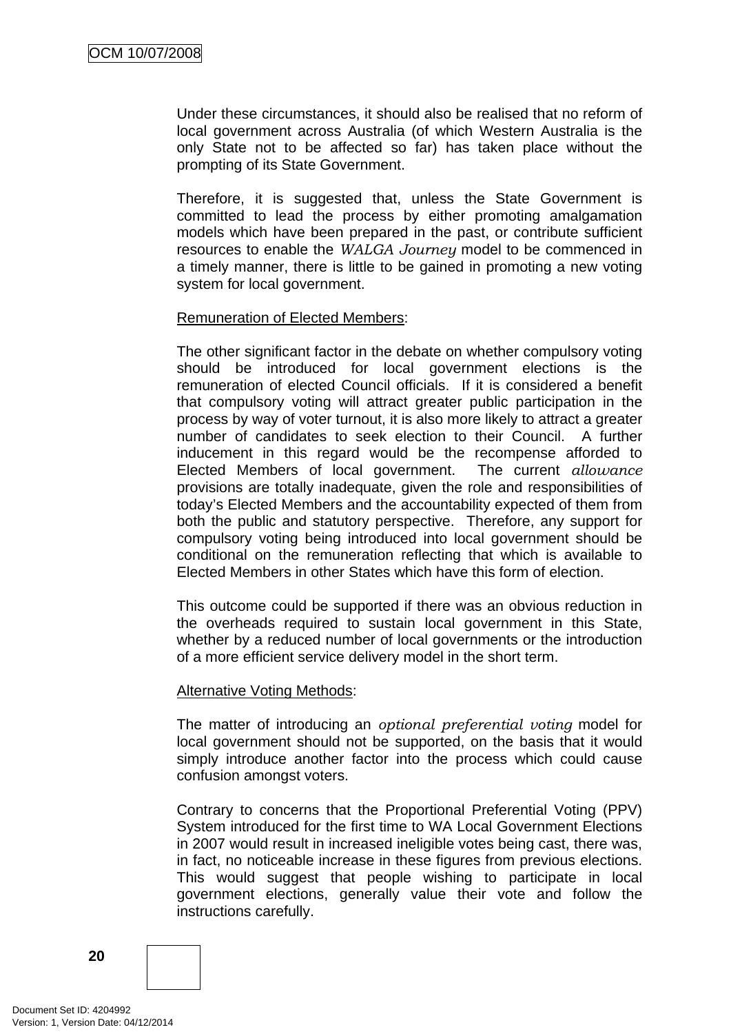Under these circumstances, it should also be realised that no reform of local government across Australia (of which Western Australia is the only State not to be affected so far) has taken place without the prompting of its State Government.

Therefore, it is suggested that, unless the State Government is committed to lead the process by either promoting amalgamation models which have been prepared in the past, or contribute sufficient resources to enable the *WALGA Journey* model to be commenced in a timely manner, there is little to be gained in promoting a new voting system for local government.

Remuneration of Elected Members:

The other significant factor in the debate on whether compulsory voting should be introduced for local government elections is the remuneration of elected Council officials. If it is considered a benefit that compulsory voting will attract greater public participation in the process by way of voter turnout, it is also more likely to attract a greater number of candidates to seek election to their Council. A further inducement in this regard would be the recompense afforded to Elected Members of local government. The current *allowance* provisions are totally inadequate, given the role and responsibilities of today's Elected Members and the accountability expected of them from both the public and statutory perspective. Therefore, any support for compulsory voting being introduced into local government should be conditional on the remuneration reflecting that which is available to Elected Members in other States which have this form of election.

This outcome could be supported if there was an obvious reduction in the overheads required to sustain local government in this State, whether by a reduced number of local governments or the introduction of a more efficient service delivery model in the short term.

Alternative Voting Methods:

The matter of introducing an *optional preferential voting* model for local government should not be supported, on the basis that it would simply introduce another factor into the process which could cause confusion amongst voters.

Contrary to concerns that the Proportional Preferential Voting (PPV) System introduced for the first time to WA Local Government Elections in 2007 would result in increased ineligible votes being cast, there was, in fact, no noticeable increase in these figures from previous elections. This would suggest that people wishing to participate in local government elections, generally value their vote and follow the instructions carefully.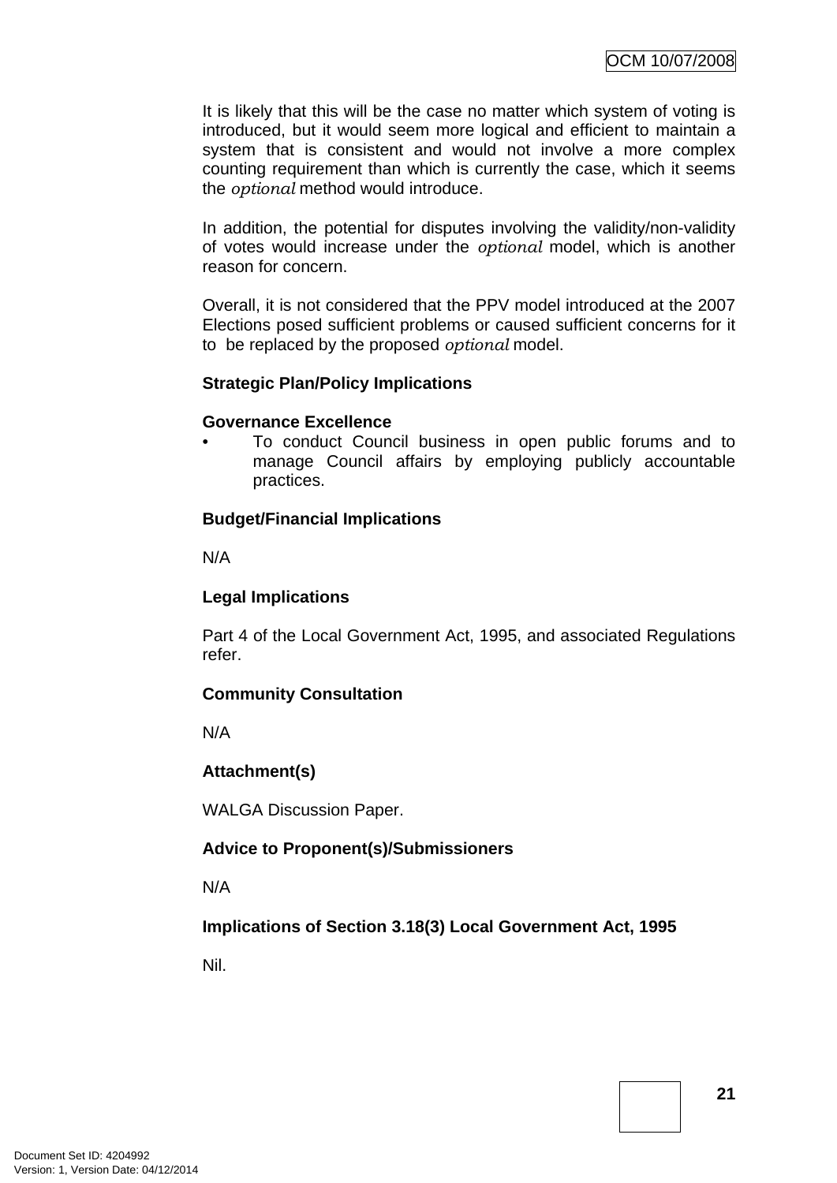It is likely that this will be the case no matter which system of voting is introduced, but it would seem more logical and efficient to maintain a system that is consistent and would not involve a more complex counting requirement than which is currently the case, which it seems the *optional* method would introduce.

In addition, the potential for disputes involving the validity/non-validity of votes would increase under the *optional* model, which is another reason for concern.

Overall, it is not considered that the PPV model introduced at the 2007 Elections posed sufficient problems or caused sufficient concerns for it to be replaced by the proposed *optional* model.

**Strategic Plan/Policy Implications**

**Governance Excellence**

- To conduct Council business in open public forums and to manage Council affairs by employing publicly accountable practices.

**Budget/Financial Implications**

N/A

**Legal Implications**

Part 4 of the Local Government Act, 1995, and associated Regulations refer.

**Community Consultation**

N/A

**Attachment(s)**

WALGA Discussion Paper.

**Advice to Proponent(s)/Submissioners**

N/A

**Implications of Section 3.18(3) Local Government Act, 1995**

Nil.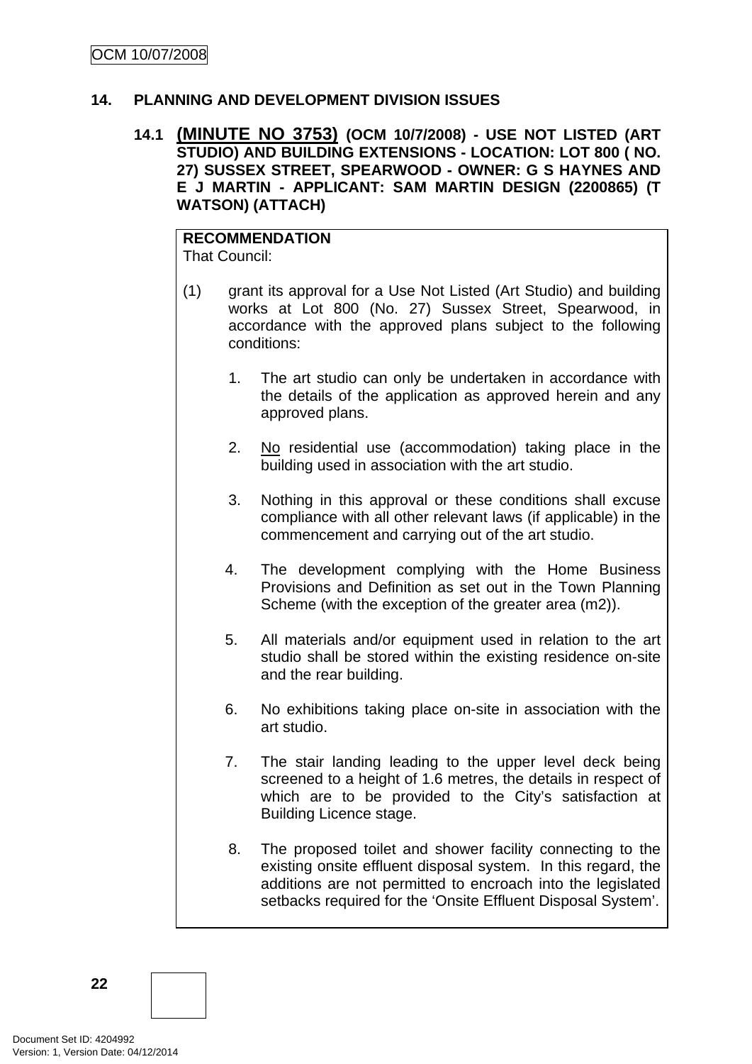## 14. PLANNING AND DEVELOPMENT DIVISION ISSUES

### 14.1 (MINUTE NO 3753) (OCM 10/7/2008) - USE NOT LISTED (ART STUDIO) AND BUILDING EXTENSIONS - LOCATION: LOT 800 ( NO. 27) SUSSEX STREET, SPEARWOOD - OWNER: G S HAYNES AND E J MARTIN - APPLICANT: SAM MARTIN DESIGN (2200865) (T WATSON) (ATTACH)

**RECOMMENDATION**
That Council:

(1) grant its approval for a Use Not Listed (Art Studio) and building works at Lot 800 (No. 27) Sussex Street, Spearwood, in accordance with the approved plans subject to the following conditions:

1. The art studio can only be undertaken in accordance with the details of the application as approved herein and any approved plans.

2. No residential use (accommodation) taking place in the building used in association with the art studio.

3. Nothing in this approval or these conditions shall excuse compliance with all other relevant laws (if applicable) in the commencement and carrying out of the art studio.

4. The development complying with the Home Business Provisions and Definition as set out in the Town Planning Scheme (with the exception of the greater area (m2)).

5. All materials and/or equipment used in relation to the art studio shall be stored within the existing residence on-site and the rear building.

6. No exhibitions taking place on-site in association with the art studio.

7. The stair landing leading to the upper level deck being screened to a height of 1.6 metres, the details in respect of which are to be provided to the City's satisfaction at Building Licence stage.

8. The proposed toilet and shower facility connecting to the existing onsite effluent disposal system. In this regard, the additions are not permitted to encroach into the legislated setbacks required for the 'Onsite Effluent Disposal System'.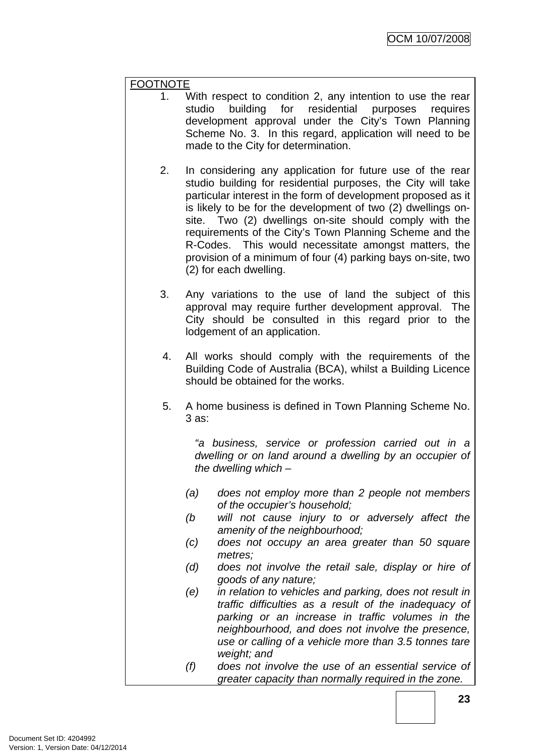FOOTNOTE

1. With respect to condition 2, any intention to use the rear studio building for residential purposes requires development approval under the City's Town Planning Scheme No. 3. In this regard, application will need to be made to the City for determination.

2. In considering any application for future use of the rear studio building for residential purposes, the City will take particular interest in the form of development proposed as it is likely to be for the development of two (2) dwellings on-site. Two (2) dwellings on-site should comply with the requirements of the City's Town Planning Scheme and the R-Codes. This would necessitate amongst matters, the provision of a minimum of four (4) parking bays on-site, two (2) for each dwelling.

3. Any variations to the use of land the subject of this approval may require further development approval. The City should be consulted in this regard prior to the lodgement of an application.

4. All works should comply with the requirements of the Building Code of Australia (BCA), whilst a Building Licence should be obtained for the works.

5. A home business is defined in Town Planning Scheme No. 3 as:

   *"a business, service or profession carried out in a dwelling or on land around a dwelling by an occupier of the dwelling which –*

   *(a) does not employ more than 2 people not members of the occupier's household;*
   *(b will not cause injury to or adversely affect the amenity of the neighbourhood;*
   *(c) does not occupy an area greater than 50 square metres;*
   *(d) does not involve the retail sale, display or hire of goods of any nature;*
   *(e) in relation to vehicles and parking, does not result in traffic difficulties as a result of the inadequacy of parking or an increase in traffic volumes in the neighbourhood, and does not involve the presence, use or calling of a vehicle more than 3.5 tonnes tare weight; and*
   *(f) does not involve the use of an essential service of greater capacity than normally required in the zone.*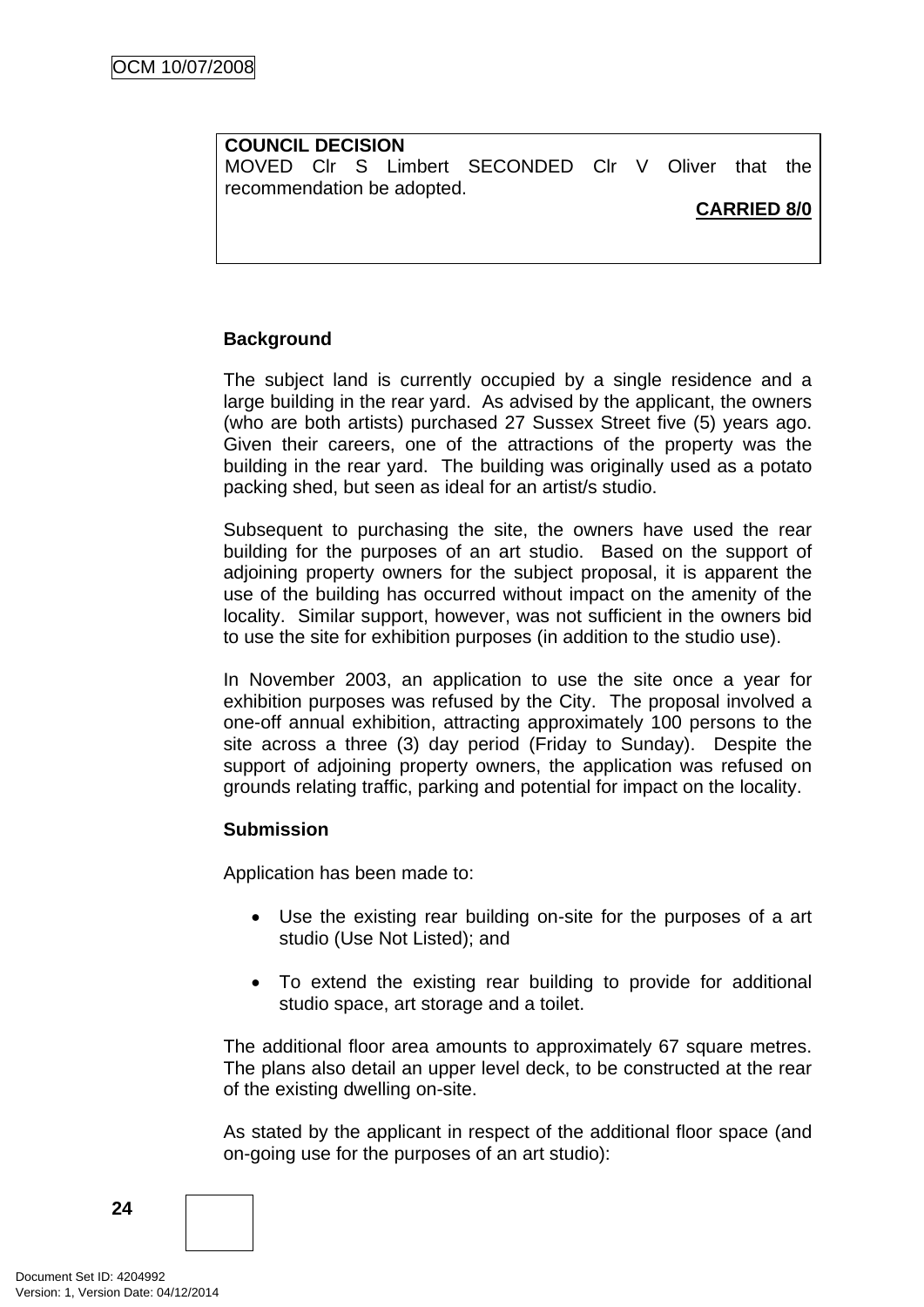**COUNCIL DECISION**
MOVED Clr S Limbert SECONDED Clr V Oliver that the recommendation be adopted.

**CARRIED 8/0**

**Background**

The subject land is currently occupied by a single residence and a large building in the rear yard. As advised by the applicant, the owners (who are both artists) purchased 27 Sussex Street five (5) years ago. Given their careers, one of the attractions of the property was the building in the rear yard. The building was originally used as a potato packing shed, but seen as ideal for an artist/s studio.

Subsequent to purchasing the site, the owners have used the rear building for the purposes of an art studio. Based on the support of adjoining property owners for the subject proposal, it is apparent the use of the building has occurred without impact on the amenity of the locality. Similar support, however, was not sufficient in the owners bid to use the site for exhibition purposes (in addition to the studio use).

In November 2003, an application to use the site once a year for exhibition purposes was refused by the City. The proposal involved a one-off annual exhibition, attracting approximately 100 persons to the site across a three (3) day period (Friday to Sunday). Despite the support of adjoining property owners, the application was refused on grounds relating traffic, parking and potential for impact on the locality.

**Submission**

Application has been made to:

- Use the existing rear building on-site for the purposes of a art studio (Use Not Listed); and
- To extend the existing rear building to provide for additional studio space, art storage and a toilet.

The additional floor area amounts to approximately 67 square metres. The plans also detail an upper level deck, to be constructed at the rear of the existing dwelling on-site.

As stated by the applicant in respect of the additional floor space (and on-going use for the purposes of an art studio):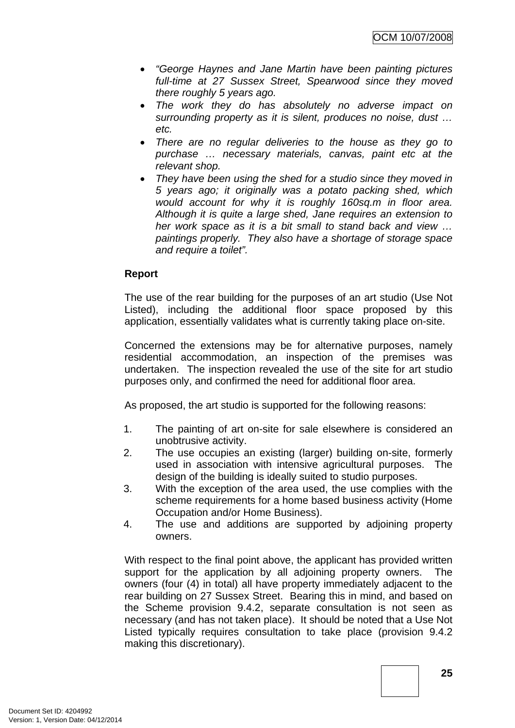- *"George Haynes and Jane Martin have been painting pictures full-time at 27 Sussex Street, Spearwood since they moved there roughly 5 years ago.*
- *The work they do has absolutely no adverse impact on surrounding property as it is silent, produces no noise, dust … etc.*
- *There are no regular deliveries to the house as they go to purchase … necessary materials, canvas, paint etc at the relevant shop.*
- *They have been using the shed for a studio since they moved in 5 years ago; it originally was a potato packing shed, which would account for why it is roughly 160sq.m in floor area. Although it is quite a large shed, Jane requires an extension to her work space as it is a bit small to stand back and view … paintings properly. They also have a shortage of storage space and require a toilet".*

**Report**

The use of the rear building for the purposes of an art studio (Use Not Listed), including the additional floor space proposed by this application, essentially validates what is currently taking place on-site.

Concerned the extensions may be for alternative purposes, namely residential accommodation, an inspection of the premises was undertaken. The inspection revealed the use of the site for art studio purposes only, and confirmed the need for additional floor area.

As proposed, the art studio is supported for the following reasons:

1. The painting of art on-site for sale elsewhere is considered an unobtrusive activity.
2. The use occupies an existing (larger) building on-site, formerly used in association with intensive agricultural purposes. The design of the building is ideally suited to studio purposes.
3. With the exception of the area used, the use complies with the scheme requirements for a home based business activity (Home Occupation and/or Home Business).
4. The use and additions are supported by adjoining property owners.

With respect to the final point above, the applicant has provided written support for the application by all adjoining property owners. The owners (four (4) in total) all have property immediately adjacent to the rear building on 27 Sussex Street. Bearing this in mind, and based on the Scheme provision 9.4.2, separate consultation is not seen as necessary (and has not taken place). It should be noted that a Use Not Listed typically requires consultation to take place (provision 9.4.2 making this discretionary).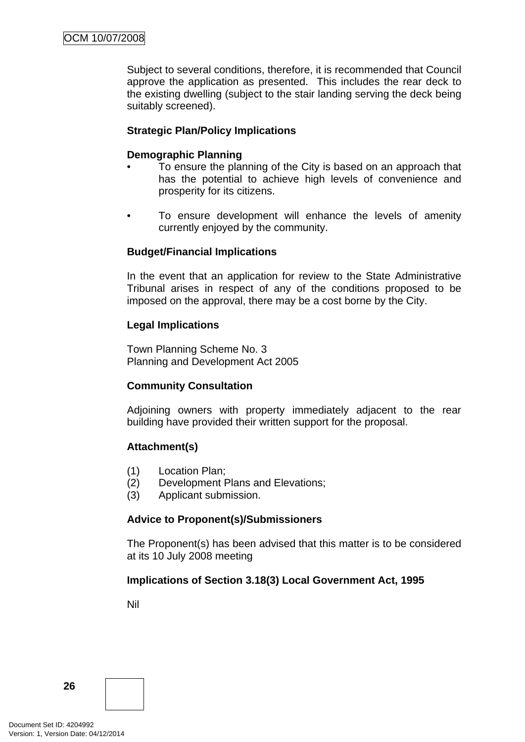Subject to several conditions, therefore, it is recommended that Council approve the application as presented. This includes the rear deck to the existing dwelling (subject to the stair landing serving the deck being suitably screened).

**Strategic Plan/Policy Implications**

**Demographic Planning**

- To ensure the planning of the City is based on an approach that has the potential to achieve high levels of convenience and prosperity for its citizens.

- To ensure development will enhance the levels of amenity currently enjoyed by the community.

**Budget/Financial Implications**

In the event that an application for review to the State Administrative Tribunal arises in respect of any of the conditions proposed to be imposed on the approval, there may be a cost borne by the City.

**Legal Implications**

Town Planning Scheme No. 3
Planning and Development Act 2005

**Community Consultation**

Adjoining owners with property immediately adjacent to the rear building have provided their written support for the proposal.

**Attachment(s)**

(1) Location Plan;
(2) Development Plans and Elevations;
(3) Applicant submission.

**Advice to Proponent(s)/Submissioners**

The Proponent(s) has been advised that this matter is to be considered at its 10 July 2008 meeting

**Implications of Section 3.18(3) Local Government Act, 1995**

Nil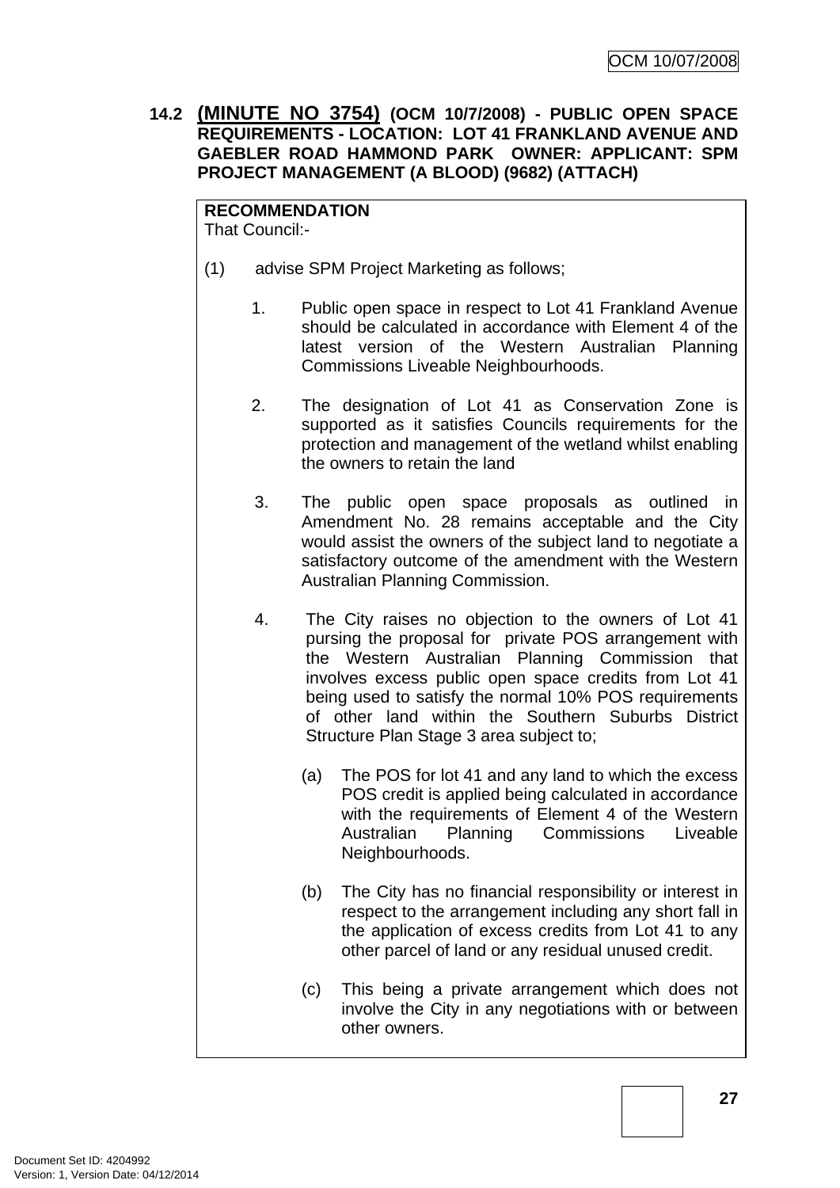## 14.2 (MINUTE NO 3754) (OCM 10/7/2008) - PUBLIC OPEN SPACE REQUIREMENTS - LOCATION: LOT 41 FRANKLAND AVENUE AND GAEBLER ROAD HAMMOND PARK OWNER: APPLICANT: SPM PROJECT MANAGEMENT (A BLOOD) (9682) (ATTACH)

**RECOMMENDATION**
That Council:-

(1) advise SPM Project Marketing as follows;

1. Public open space in respect to Lot 41 Frankland Avenue should be calculated in accordance with Element 4 of the latest version of the Western Australian Planning Commissions Liveable Neighbourhoods.

2. The designation of Lot 41 as Conservation Zone is supported as it satisfies Councils requirements for the protection and management of the wetland whilst enabling the owners to retain the land

3. The public open space proposals as outlined in Amendment No. 28 remains acceptable and the City would assist the owners of the subject land to negotiate a satisfactory outcome of the amendment with the Western Australian Planning Commission.

4. The City raises no objection to the owners of Lot 41 pursing the proposal for private POS arrangement with the Western Australian Planning Commission that involves excess public open space credits from Lot 41 being used to satisfy the normal 10% POS requirements of other land within the Southern Suburbs District Structure Plan Stage 3 area subject to;

   (a) The POS for lot 41 and any land to which the excess POS credit is applied being calculated in accordance with the requirements of Element 4 of the Western Australian Planning Commissions Liveable Neighbourhoods.

   (b) The City has no financial responsibility or interest in respect to the arrangement including any short fall in the application of excess credits from Lot 41 to any other parcel of land or any residual unused credit.

   (c) This being a private arrangement which does not involve the City in any negotiations with or between other owners.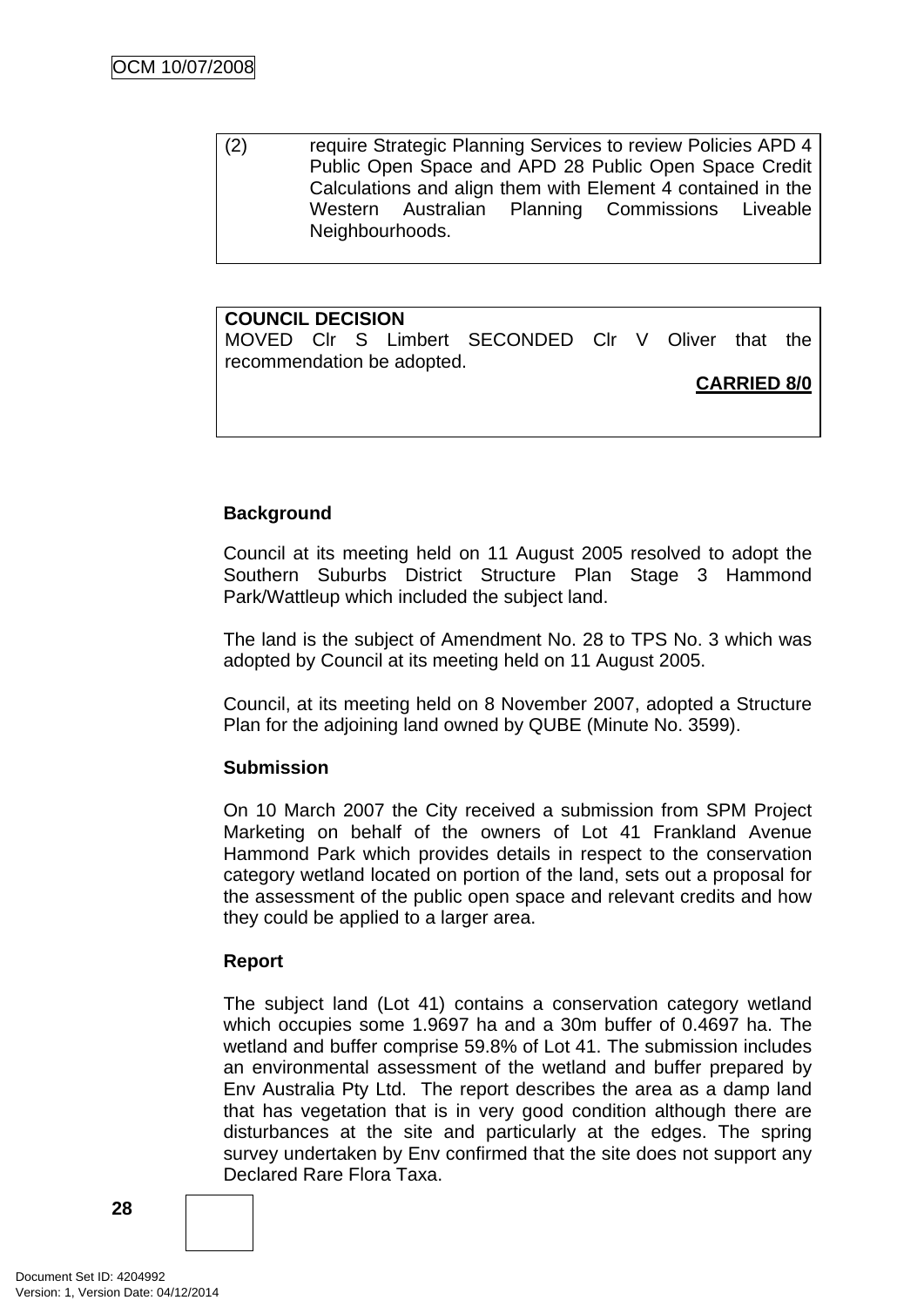(2) require Strategic Planning Services to review Policies APD 4 Public Open Space and APD 28 Public Open Space Credit Calculations and align them with Element 4 contained in the Western Australian Planning Commissions Liveable Neighbourhoods.

**COUNCIL DECISION**
MOVED Clr S Limbert SECONDED Clr V Oliver that the recommendation be adopted.

**CARRIED 8/0**

**Background**

Council at its meeting held on 11 August 2005 resolved to adopt the Southern Suburbs District Structure Plan Stage 3 Hammond Park/Wattleup which included the subject land.

The land is the subject of Amendment No. 28 to TPS No. 3 which was adopted by Council at its meeting held on 11 August 2005.

Council, at its meeting held on 8 November 2007, adopted a Structure Plan for the adjoining land owned by QUBE (Minute No. 3599).

**Submission**

On 10 March 2007 the City received a submission from SPM Project Marketing on behalf of the owners of Lot 41 Frankland Avenue Hammond Park which provides details in respect to the conservation category wetland located on portion of the land, sets out a proposal for the assessment of the public open space and relevant credits and how they could be applied to a larger area.

**Report**

The subject land (Lot 41) contains a conservation category wetland which occupies some 1.9697 ha and a 30m buffer of 0.4697 ha. The wetland and buffer comprise 59.8% of Lot 41. The submission includes an environmental assessment of the wetland and buffer prepared by Env Australia Pty Ltd. The report describes the area as a damp land that has vegetation that is in very good condition although there are disturbances at the site and particularly at the edges. The spring survey undertaken by Env confirmed that the site does not support any Declared Rare Flora Taxa.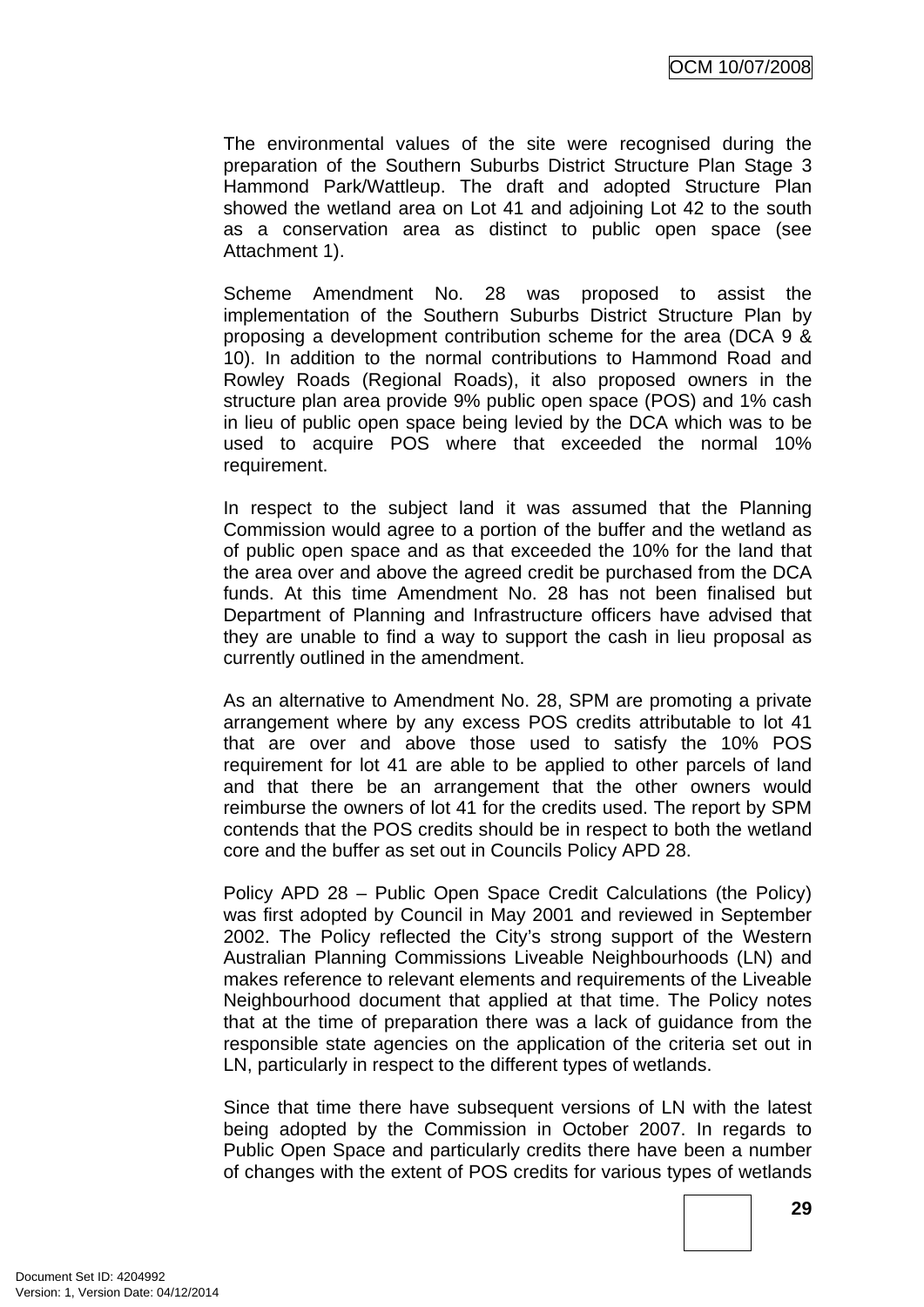The environmental values of the site were recognised during the preparation of the Southern Suburbs District Structure Plan Stage 3 Hammond Park/Wattleup. The draft and adopted Structure Plan showed the wetland area on Lot 41 and adjoining Lot 42 to the south as a conservation area as distinct to public open space (see Attachment 1).

Scheme Amendment No. 28 was proposed to assist the implementation of the Southern Suburbs District Structure Plan by proposing a development contribution scheme for the area (DCA 9 & 10). In addition to the normal contributions to Hammond Road and Rowley Roads (Regional Roads), it also proposed owners in the structure plan area provide 9% public open space (POS) and 1% cash in lieu of public open space being levied by the DCA which was to be used to acquire POS where that exceeded the normal 10% requirement.

In respect to the subject land it was assumed that the Planning Commission would agree to a portion of the buffer and the wetland as of public open space and as that exceeded the 10% for the land that the area over and above the agreed credit be purchased from the DCA funds. At this time Amendment No. 28 has not been finalised but Department of Planning and Infrastructure officers have advised that they are unable to find a way to support the cash in lieu proposal as currently outlined in the amendment.

As an alternative to Amendment No. 28, SPM are promoting a private arrangement where by any excess POS credits attributable to lot 41 that are over and above those used to satisfy the 10% POS requirement for lot 41 are able to be applied to other parcels of land and that there be an arrangement that the other owners would reimburse the owners of lot 41 for the credits used. The report by SPM contends that the POS credits should be in respect to both the wetland core and the buffer as set out in Councils Policy APD 28.

Policy APD 28 – Public Open Space Credit Calculations (the Policy) was first adopted by Council in May 2001 and reviewed in September 2002. The Policy reflected the City's strong support of the Western Australian Planning Commissions Liveable Neighbourhoods (LN) and makes reference to relevant elements and requirements of the Liveable Neighbourhood document that applied at that time. The Policy notes that at the time of preparation there was a lack of guidance from the responsible state agencies on the application of the criteria set out in LN, particularly in respect to the different types of wetlands.

Since that time there have subsequent versions of LN with the latest being adopted by the Commission in October 2007. In regards to Public Open Space and particularly credits there have been a number of changes with the extent of POS credits for various types of wetlands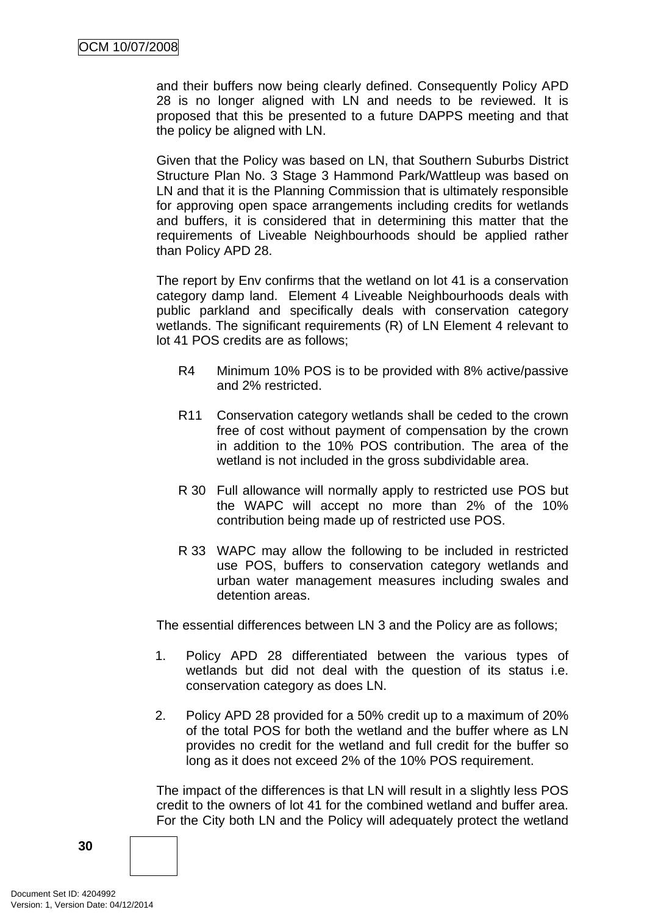and their buffers now being clearly defined. Consequently Policy APD 28 is no longer aligned with LN and needs to be reviewed. It is proposed that this be presented to a future DAPPS meeting and that the policy be aligned with LN.

Given that the Policy was based on LN, that Southern Suburbs District Structure Plan No. 3 Stage 3 Hammond Park/Wattleup was based on LN and that it is the Planning Commission that is ultimately responsible for approving open space arrangements including credits for wetlands and buffers, it is considered that in determining this matter that the requirements of Liveable Neighbourhoods should be applied rather than Policy APD 28.

The report by Env confirms that the wetland on lot 41 is a conservation category damp land. Element 4 Liveable Neighbourhoods deals with public parkland and specifically deals with conservation category wetlands. The significant requirements (R) of LN Element 4 relevant to lot 41 POS credits are as follows;

R4 Minimum 10% POS is to be provided with 8% active/passive and 2% restricted.

R11 Conservation category wetlands shall be ceded to the crown free of cost without payment of compensation by the crown in addition to the 10% POS contribution. The area of the wetland is not included in the gross subdividable area.

R 30 Full allowance will normally apply to restricted use POS but the WAPC will accept no more than 2% of the 10% contribution being made up of restricted use POS.

R 33 WAPC may allow the following to be included in restricted use POS, buffers to conservation category wetlands and urban water management measures including swales and detention areas.

The essential differences between LN 3 and the Policy are as follows;

1. Policy APD 28 differentiated between the various types of wetlands but did not deal with the question of its status i.e. conservation category as does LN.

2. Policy APD 28 provided for a 50% credit up to a maximum of 20% of the total POS for both the wetland and the buffer where as LN provides no credit for the wetland and full credit for the buffer so long as it does not exceed 2% of the 10% POS requirement.

The impact of the differences is that LN will result in a slightly less POS credit to the owners of lot 41 for the combined wetland and buffer area. For the City both LN and the Policy will adequately protect the wetland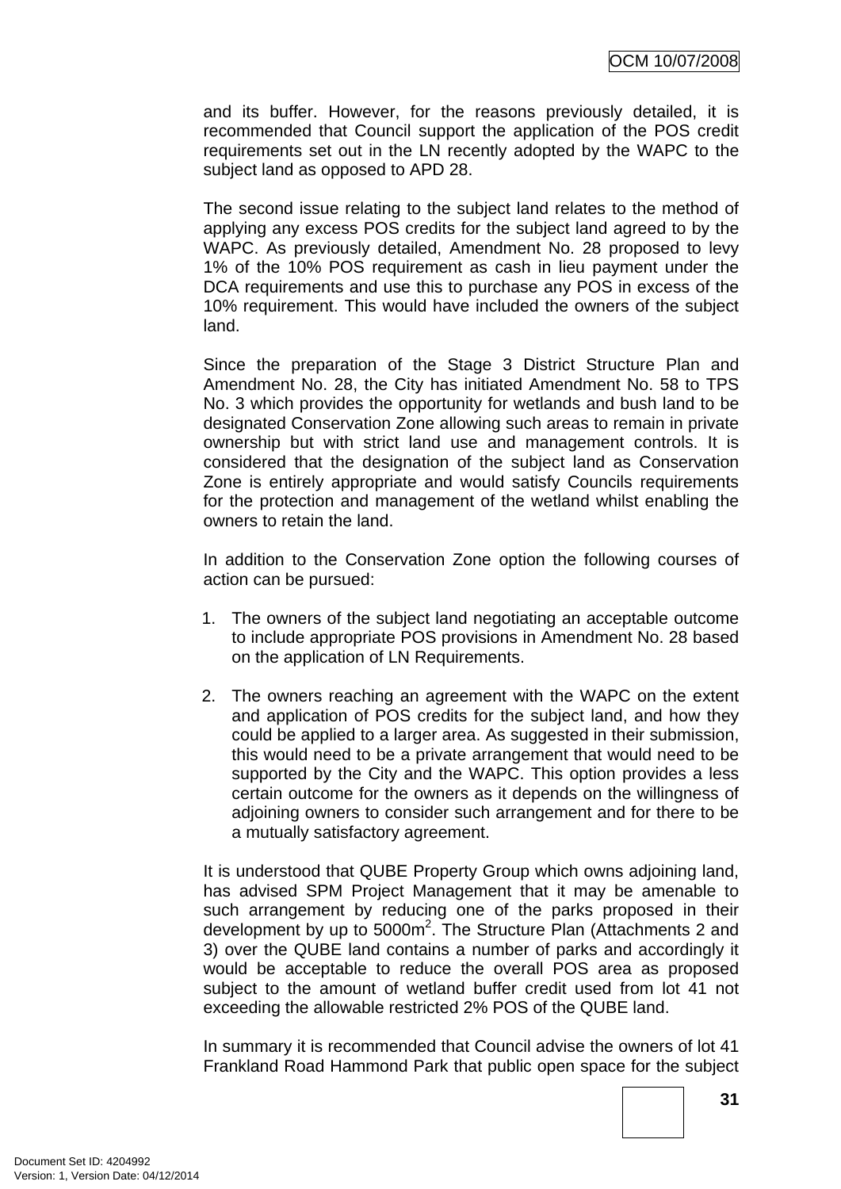and its buffer. However, for the reasons previously detailed, it is recommended that Council support the application of the POS credit requirements set out in the LN recently adopted by the WAPC to the subject land as opposed to APD 28.

The second issue relating to the subject land relates to the method of applying any excess POS credits for the subject land agreed to by the WAPC. As previously detailed, Amendment No. 28 proposed to levy 1% of the 10% POS requirement as cash in lieu payment under the DCA requirements and use this to purchase any POS in excess of the 10% requirement. This would have included the owners of the subject land.

Since the preparation of the Stage 3 District Structure Plan and Amendment No. 28, the City has initiated Amendment No. 58 to TPS No. 3 which provides the opportunity for wetlands and bush land to be designated Conservation Zone allowing such areas to remain in private ownership but with strict land use and management controls. It is considered that the designation of the subject land as Conservation Zone is entirely appropriate and would satisfy Councils requirements for the protection and management of the wetland whilst enabling the owners to retain the land.

In addition to the Conservation Zone option the following courses of action can be pursued:

1. The owners of the subject land negotiating an acceptable outcome to include appropriate POS provisions in Amendment No. 28 based on the application of LN Requirements.

2. The owners reaching an agreement with the WAPC on the extent and application of POS credits for the subject land, and how they could be applied to a larger area. As suggested in their submission, this would need to be a private arrangement that would need to be supported by the City and the WAPC. This option provides a less certain outcome for the owners as it depends on the willingness of adjoining owners to consider such arrangement and for there to be a mutually satisfactory agreement.

It is understood that QUBE Property Group which owns adjoining land, has advised SPM Project Management that it may be amenable to such arrangement by reducing one of the parks proposed in their development by up to 5000m$^2$. The Structure Plan (Attachments 2 and 3) over the QUBE land contains a number of parks and accordingly it would be acceptable to reduce the overall POS area as proposed subject to the amount of wetland buffer credit used from lot 41 not exceeding the allowable restricted 2% POS of the QUBE land.

In summary it is recommended that Council advise the owners of lot 41 Frankland Road Hammond Park that public open space for the subject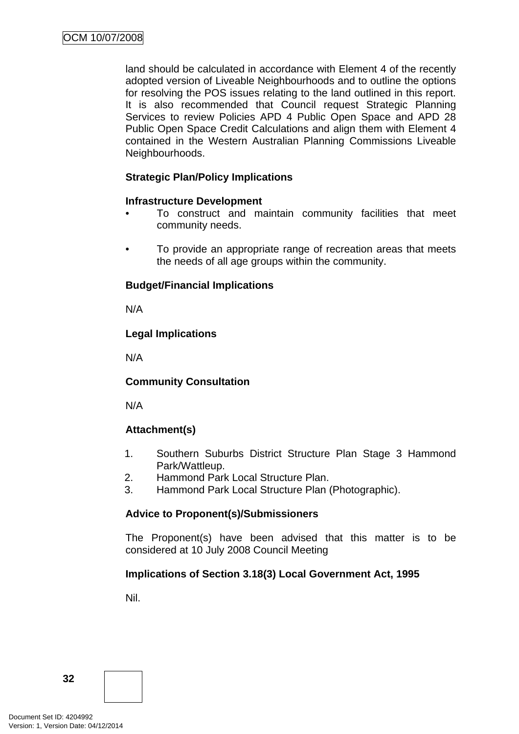land should be calculated in accordance with Element 4 of the recently adopted version of Liveable Neighbourhoods and to outline the options for resolving the POS issues relating to the land outlined in this report. It is also recommended that Council request Strategic Planning Services to review Policies APD 4 Public Open Space and APD 28 Public Open Space Credit Calculations and align them with Element 4 contained in the Western Australian Planning Commissions Liveable Neighbourhoods.

**Strategic Plan/Policy Implications**

**Infrastructure Development**

- To construct and maintain community facilities that meet community needs.

- To provide an appropriate range of recreation areas that meets the needs of all age groups within the community.

**Budget/Financial Implications**

N/A

**Legal Implications**

N/A

**Community Consultation**

N/A

**Attachment(s)**

1. Southern Suburbs District Structure Plan Stage 3 Hammond Park/Wattleup.
2. Hammond Park Local Structure Plan.
3. Hammond Park Local Structure Plan (Photographic).

**Advice to Proponent(s)/Submissioners**

The Proponent(s) have been advised that this matter is to be considered at 10 July 2008 Council Meeting

**Implications of Section 3.18(3) Local Government Act, 1995**

Nil.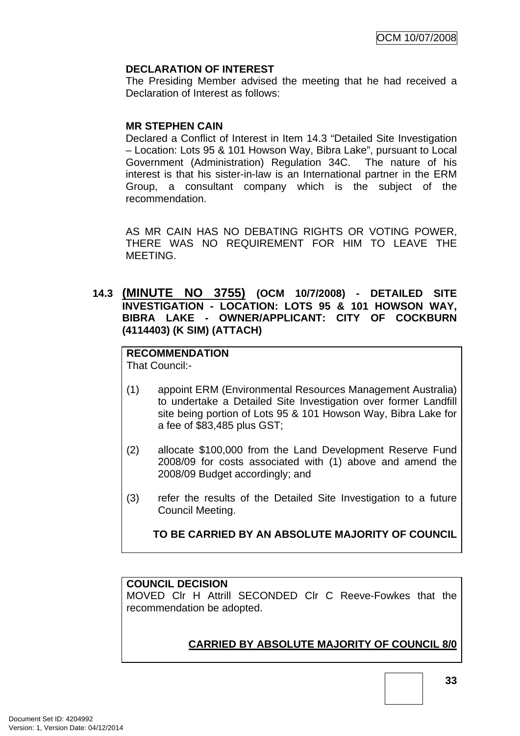**DECLARATION OF INTEREST**

The Presiding Member advised the meeting that he had received a Declaration of Interest as follows:

**MR STEPHEN CAIN**

Declared a Conflict of Interest in Item 14.3 "Detailed Site Investigation – Location: Lots 95 & 101 Howson Way, Bibra Lake", pursuant to Local Government (Administration) Regulation 34C. The nature of his interest is that his sister-in-law is an International partner in the ERM Group, a consultant company which is the subject of the recommendation.

AS MR CAIN HAS NO DEBATING RIGHTS OR VOTING POWER, THERE WAS NO REQUIREMENT FOR HIM TO LEAVE THE MEETING.

### 14.3 (MINUTE NO 3755) (OCM 10/7/2008) - DETAILED SITE INVESTIGATION - LOCATION: LOTS 95 & 101 HOWSON WAY, BIBRA LAKE - OWNER/APPLICANT: CITY OF COCKBURN (4114403) (K SIM) (ATTACH)

**RECOMMENDATION**

That Council:-

(1) appoint ERM (Environmental Resources Management Australia) to undertake a Detailed Site Investigation over former Landfill site being portion of Lots 95 & 101 Howson Way, Bibra Lake for a fee of $83,485 plus GST;

(2) allocate $100,000 from the Land Development Reserve Fund 2008/09 for costs associated with (1) above and amend the 2008/09 Budget accordingly; and

(3) refer the results of the Detailed Site Investigation to a future Council Meeting.

**TO BE CARRIED BY AN ABSOLUTE MAJORITY OF COUNCIL**

**COUNCIL DECISION**

MOVED Clr H Attrill SECONDED Clr C Reeve-Fowkes that the recommendation be adopted.

**CARRIED BY ABSOLUTE MAJORITY OF COUNCIL 8/0**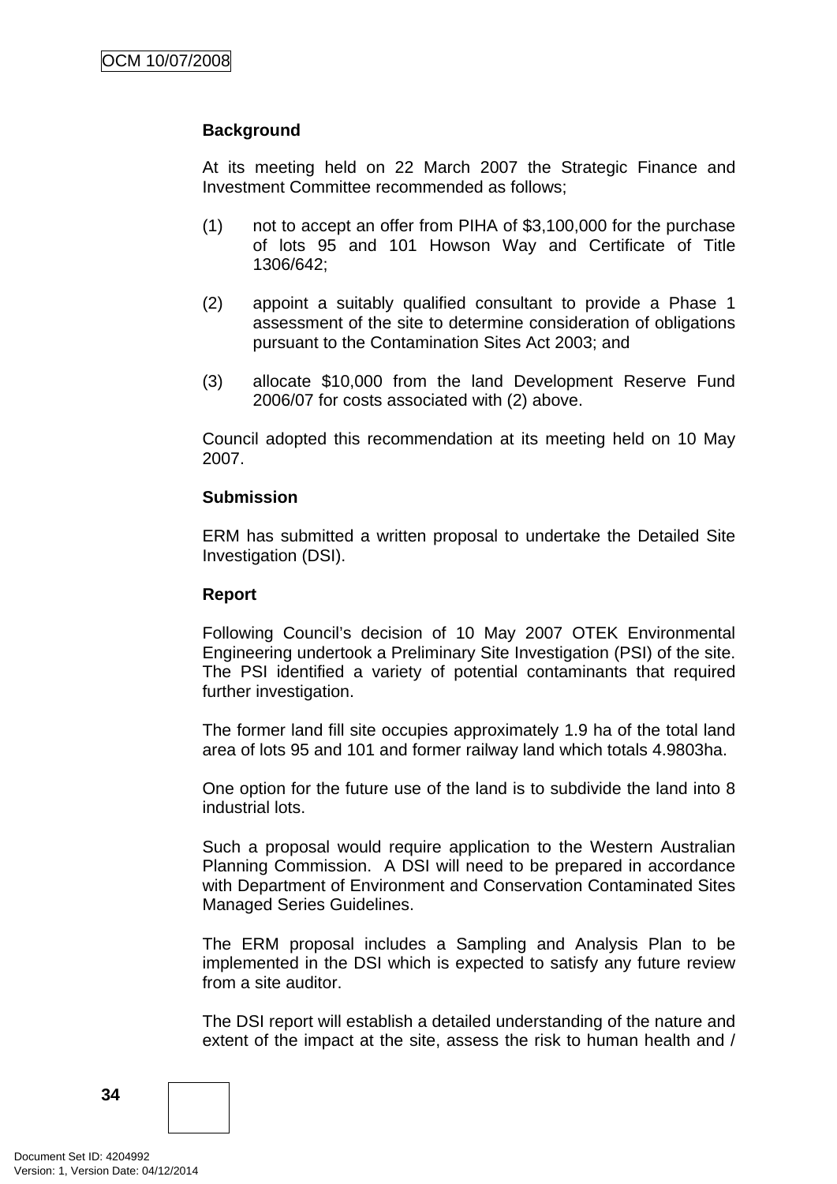**Background**

At its meeting held on 22 March 2007 the Strategic Finance and Investment Committee recommended as follows;

(1) not to accept an offer from PIHA of $3,100,000 for the purchase of lots 95 and 101 Howson Way and Certificate of Title 1306/642;

(2) appoint a suitably qualified consultant to provide a Phase 1 assessment of the site to determine consideration of obligations pursuant to the Contamination Sites Act 2003; and

(3) allocate $10,000 from the land Development Reserve Fund 2006/07 for costs associated with (2) above.

Council adopted this recommendation at its meeting held on 10 May 2007.

**Submission**

ERM has submitted a written proposal to undertake the Detailed Site Investigation (DSI).

**Report**

Following Council's decision of 10 May 2007 OTEK Environmental Engineering undertook a Preliminary Site Investigation (PSI) of the site. The PSI identified a variety of potential contaminants that required further investigation.

The former land fill site occupies approximately 1.9 ha of the total land area of lots 95 and 101 and former railway land which totals 4.9803ha.

One option for the future use of the land is to subdivide the land into 8 industrial lots.

Such a proposal would require application to the Western Australian Planning Commission. A DSI will need to be prepared in accordance with Department of Environment and Conservation Contaminated Sites Managed Series Guidelines.

The ERM proposal includes a Sampling and Analysis Plan to be implemented in the DSI which is expected to satisfy any future review from a site auditor.

The DSI report will establish a detailed understanding of the nature and extent of the impact at the site, assess the risk to human health and /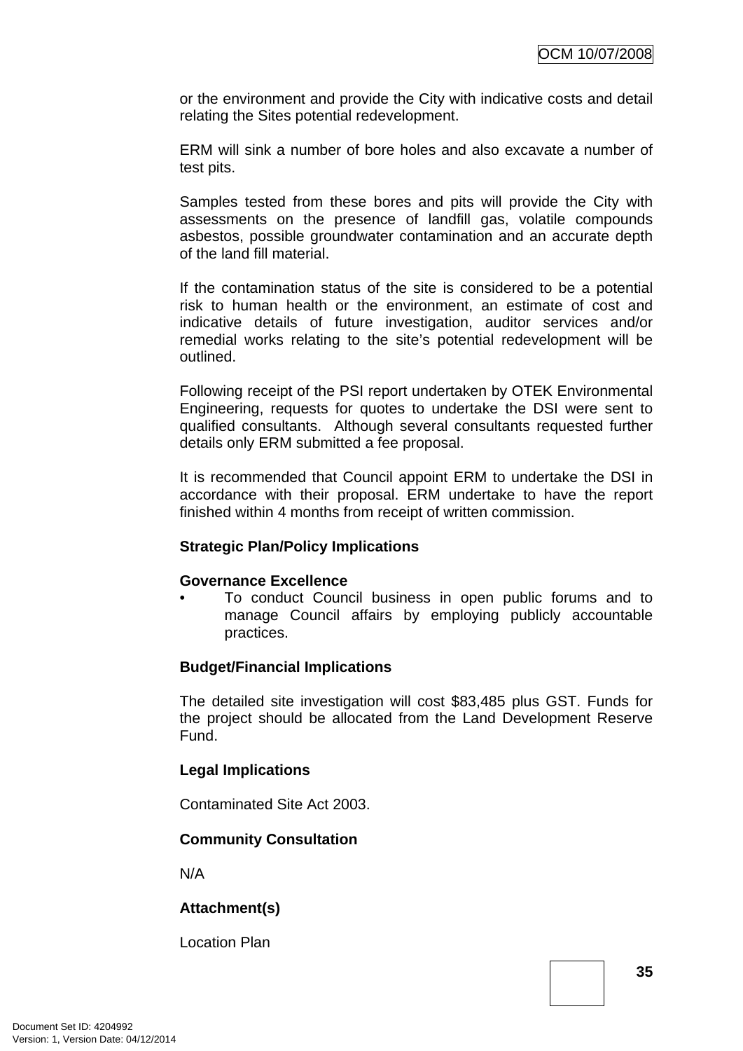or the environment and provide the City with indicative costs and detail relating the Sites potential redevelopment.

ERM will sink a number of bore holes and also excavate a number of test pits.

Samples tested from these bores and pits will provide the City with assessments on the presence of landfill gas, volatile compounds asbestos, possible groundwater contamination and an accurate depth of the land fill material.

If the contamination status of the site is considered to be a potential risk to human health or the environment, an estimate of cost and indicative details of future investigation, auditor services and/or remedial works relating to the site's potential redevelopment will be outlined.

Following receipt of the PSI report undertaken by OTEK Environmental Engineering, requests for quotes to undertake the DSI were sent to qualified consultants. Although several consultants requested further details only ERM submitted a fee proposal.

It is recommended that Council appoint ERM to undertake the DSI in accordance with their proposal. ERM undertake to have the report finished within 4 months from receipt of written commission.

**Strategic Plan/Policy Implications**

**Governance Excellence**

- To conduct Council business in open public forums and to manage Council affairs by employing publicly accountable practices.

**Budget/Financial Implications**

The detailed site investigation will cost $83,485 plus GST. Funds for the project should be allocated from the Land Development Reserve Fund.

**Legal Implications**

Contaminated Site Act 2003.

**Community Consultation**

N/A

**Attachment(s)**

Location Plan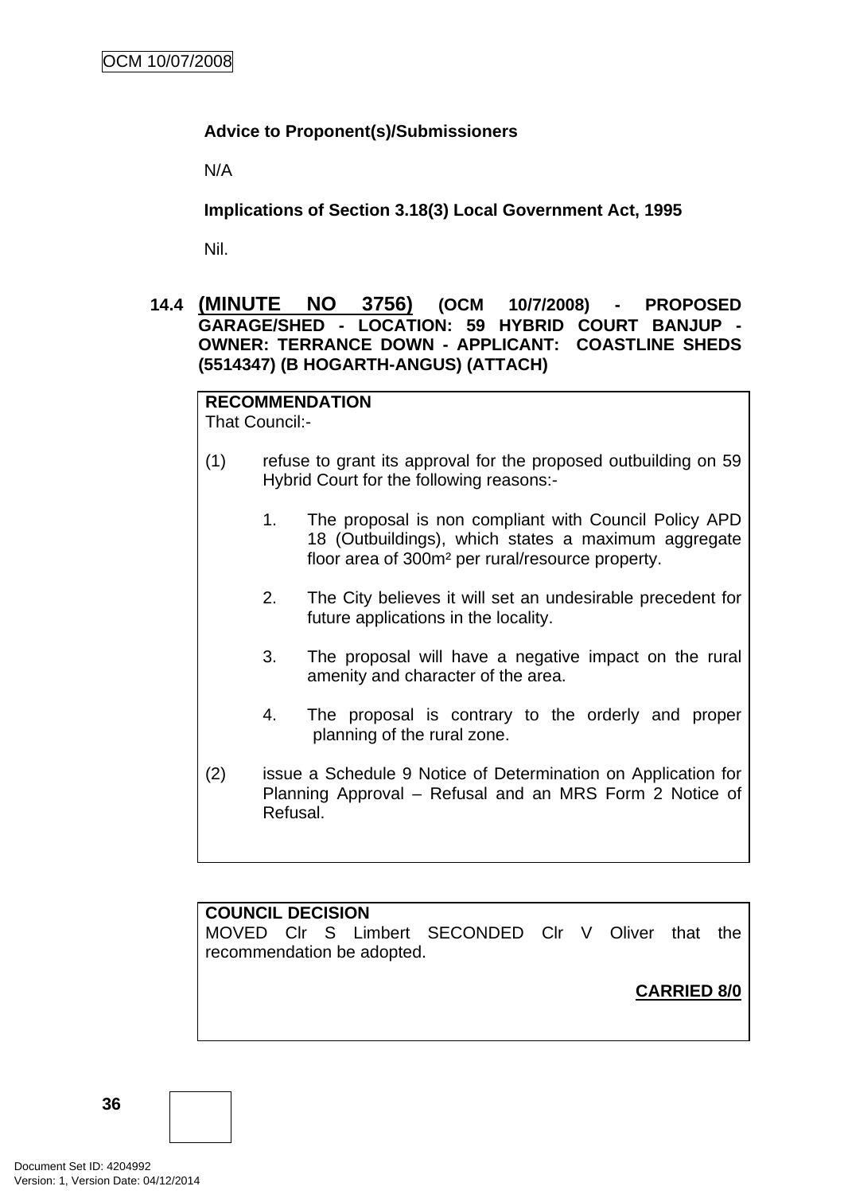**Advice to Proponent(s)/Submissioners**

N/A

**Implications of Section 3.18(3) Local Government Act, 1995**

Nil.

### 14.4 (MINUTE NO 3756) (OCM 10/7/2008) - PROPOSED GARAGE/SHED - LOCATION: 59 HYBRID COURT BANJUP - OWNER: TERRANCE DOWN - APPLICANT: COASTLINE SHEDS (5514347) (B HOGARTH-ANGUS) (ATTACH)

**RECOMMENDATION**

That Council:-

(1) refuse to grant its approval for the proposed outbuilding on 59 Hybrid Court for the following reasons:-

1. The proposal is non compliant with Council Policy APD 18 (Outbuildings), which states a maximum aggregate floor area of 300m² per rural/resource property.

2. The City believes it will set an undesirable precedent for future applications in the locality.

3. The proposal will have a negative impact on the rural amenity and character of the area.

4. The proposal is contrary to the orderly and proper planning of the rural zone.

(2) issue a Schedule 9 Notice of Determination on Application for Planning Approval – Refusal and an MRS Form 2 Notice of Refusal.

**COUNCIL DECISION**

MOVED Clr S Limbert SECONDED Clr V Oliver that the recommendation be adopted.

**CARRIED 8/0**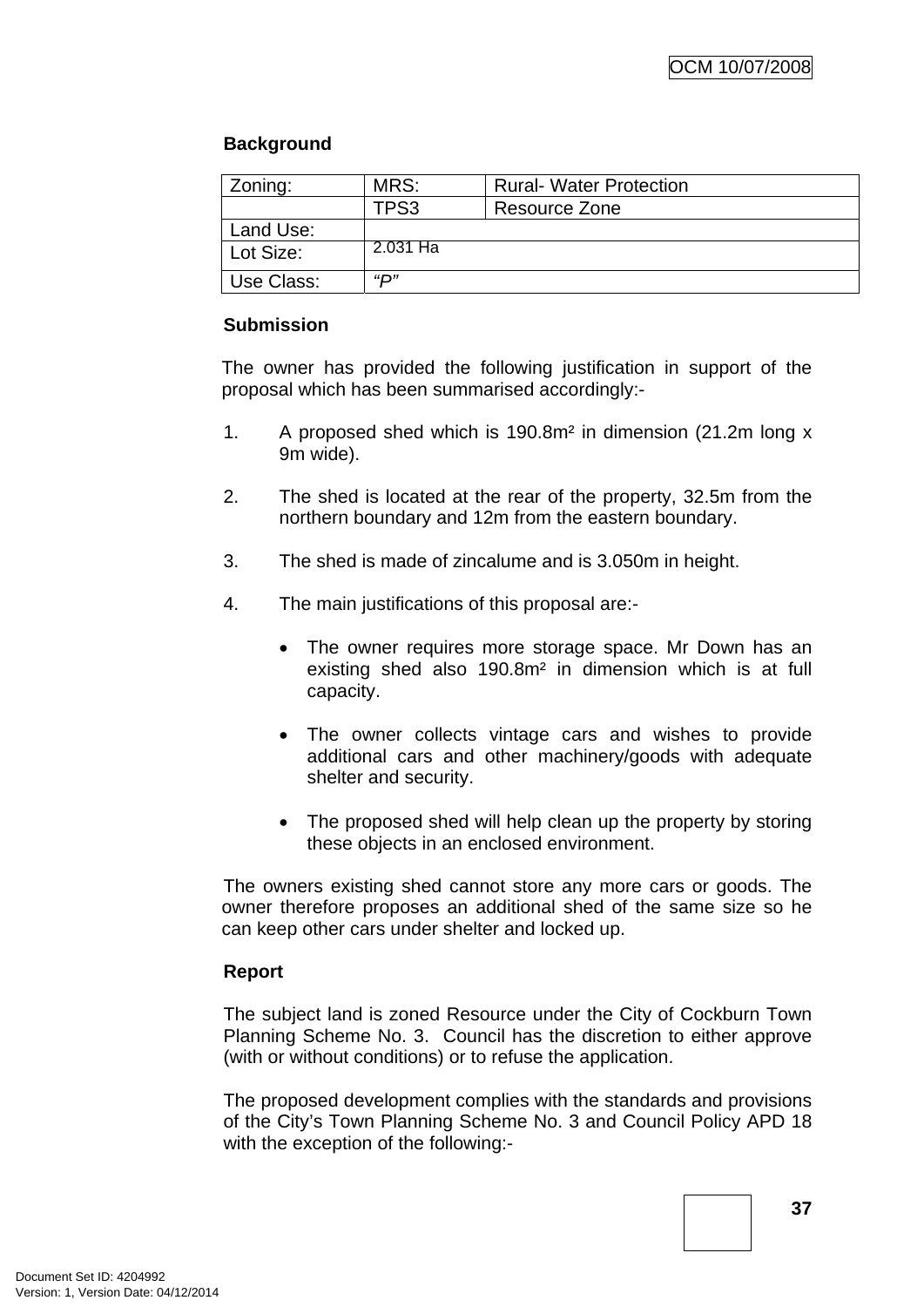**Background**

| Zoning: | MRS: | Rural- Water Protection |
|---|---|---|
| | TPS3 | Resource Zone |
| Land Use: | | |
| Lot Size: | 2.031 Ha | |
| Use Class: | *"P"* | |

**Submission**

The owner has provided the following justification in support of the proposal which has been summarised accordingly:-

1. A proposed shed which is 190.8m² in dimension (21.2m long x 9m wide).

2. The shed is located at the rear of the property, 32.5m from the northern boundary and 12m from the eastern boundary.

3. The shed is made of zincalume and is 3.050m in height.

4. The main justifications of this proposal are:-

   - The owner requires more storage space. Mr Down has an existing shed also 190.8m² in dimension which is at full capacity.

   - The owner collects vintage cars and wishes to provide additional cars and other machinery/goods with adequate shelter and security.

   - The proposed shed will help clean up the property by storing these objects in an enclosed environment.

The owners existing shed cannot store any more cars or goods. The owner therefore proposes an additional shed of the same size so he can keep other cars under shelter and locked up.

**Report**

The subject land is zoned Resource under the City of Cockburn Town Planning Scheme No. 3. Council has the discretion to either approve (with or without conditions) or to refuse the application.

The proposed development complies with the standards and provisions of the City's Town Planning Scheme No. 3 and Council Policy APD 18 with the exception of the following:-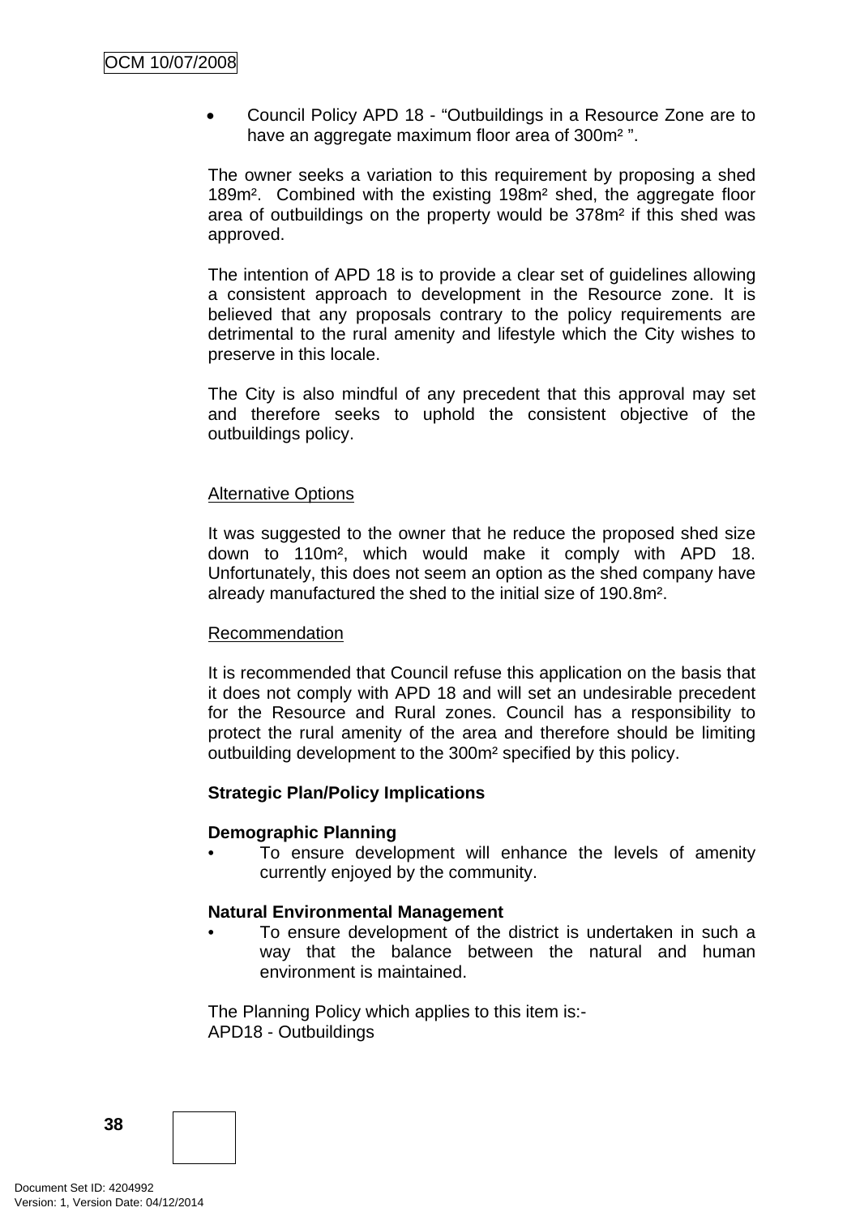- Council Policy APD 18 - "Outbuildings in a Resource Zone are to have an aggregate maximum floor area of 300m² ".

The owner seeks a variation to this requirement by proposing a shed 189m². Combined with the existing 198m² shed, the aggregate floor area of outbuildings on the property would be 378m² if this shed was approved.

The intention of APD 18 is to provide a clear set of guidelines allowing a consistent approach to development in the Resource zone. It is believed that any proposals contrary to the policy requirements are detrimental to the rural amenity and lifestyle which the City wishes to preserve in this locale.

The City is also mindful of any precedent that this approval may set and therefore seeks to uphold the consistent objective of the outbuildings policy.

<u>Alternative Options</u>

It was suggested to the owner that he reduce the proposed shed size down to 110m², which would make it comply with APD 18. Unfortunately, this does not seem an option as the shed company have already manufactured the shed to the initial size of 190.8m².

<u>Recommendation</u>

It is recommended that Council refuse this application on the basis that it does not comply with APD 18 and will set an undesirable precedent for the Resource and Rural zones. Council has a responsibility to protect the rural amenity of the area and therefore should be limiting outbuilding development to the 300m² specified by this policy.

**Strategic Plan/Policy Implications**

**Demographic Planning**

- To ensure development will enhance the levels of amenity currently enjoyed by the community.

**Natural Environmental Management**

- To ensure development of the district is undertaken in such a way that the balance between the natural and human environment is maintained.

The Planning Policy which applies to this item is:-
APD18 - Outbuildings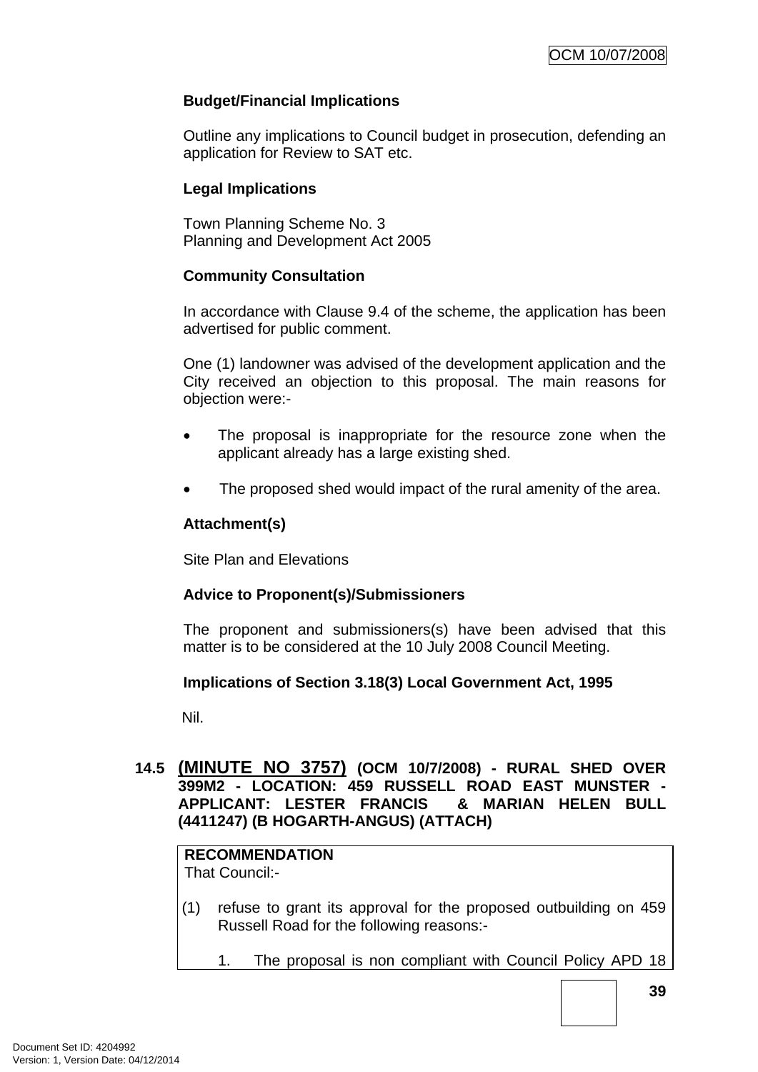**Budget/Financial Implications**

Outline any implications to Council budget in prosecution, defending an application for Review to SAT etc.

**Legal Implications**

Town Planning Scheme No. 3
Planning and Development Act 2005

**Community Consultation**

In accordance with Clause 9.4 of the scheme, the application has been advertised for public comment.

One (1) landowner was advised of the development application and the City received an objection to this proposal. The main reasons for objection were:-

- The proposal is inappropriate for the resource zone when the applicant already has a large existing shed.
- The proposed shed would impact of the rural amenity of the area.

**Attachment(s)**

Site Plan and Elevations

**Advice to Proponent(s)/Submissioners**

The proponent and submissioners(s) have been advised that this matter is to be considered at the 10 July 2008 Council Meeting.

**Implications of Section 3.18(3) Local Government Act, 1995**

Nil.

## 14.5 (MINUTE NO 3757) (OCM 10/7/2008) - RURAL SHED OVER 399M2 - LOCATION: 459 RUSSELL ROAD EAST MUNSTER - APPLICANT: LESTER FRANCIS & MARIAN HELEN BULL (4411247) (B HOGARTH-ANGUS) (ATTACH)

**RECOMMENDATION**
That Council:-

(1) refuse to grant its approval for the proposed outbuilding on 459 Russell Road for the following reasons:-

1. The proposal is non compliant with Council Policy APD 18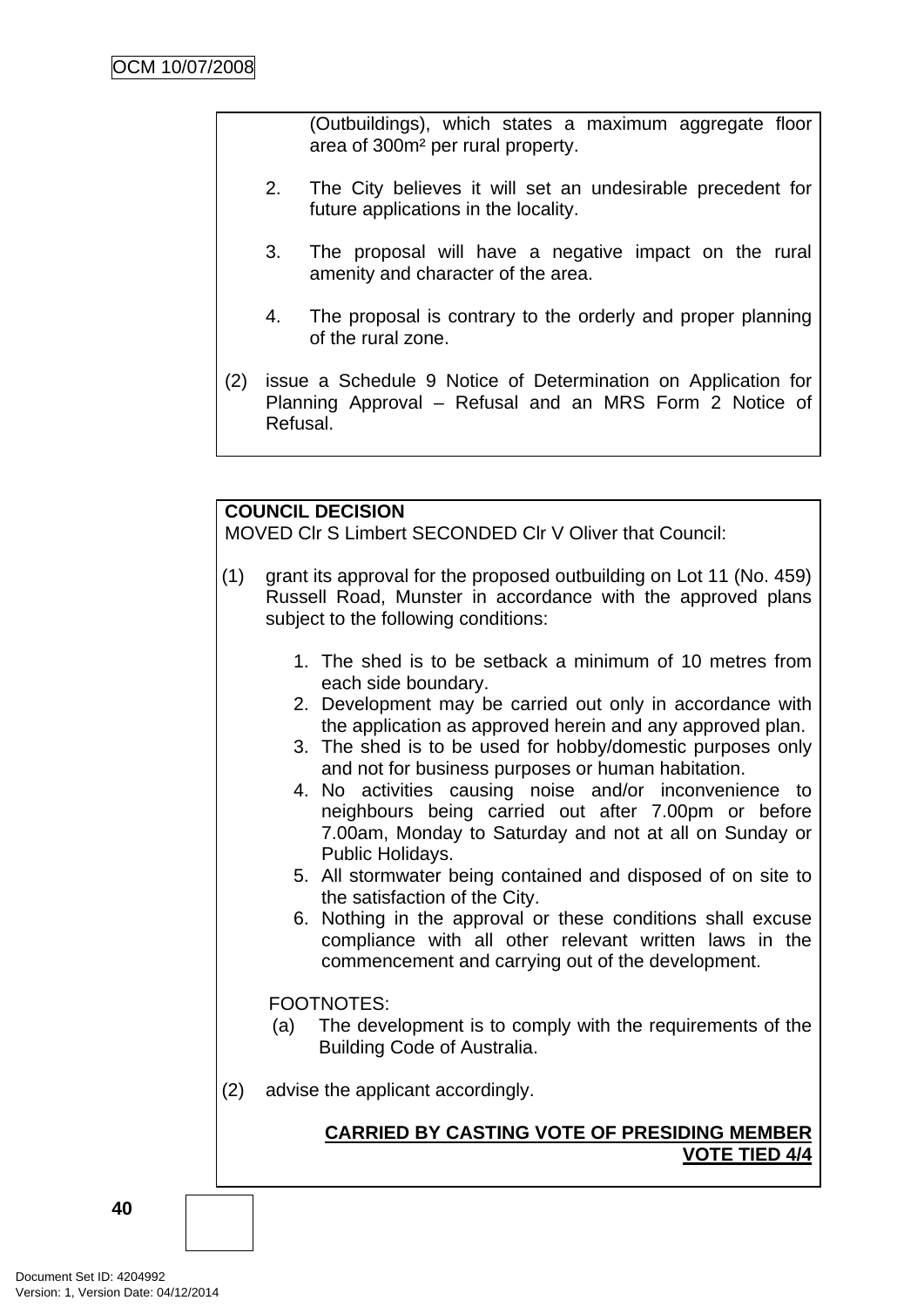(Outbuildings), which states a maximum aggregate floor area of 300m² per rural property.

2. The City believes it will set an undesirable precedent for future applications in the locality.

3. The proposal will have a negative impact on the rural amenity and character of the area.

4. The proposal is contrary to the orderly and proper planning of the rural zone.

(2) issue a Schedule 9 Notice of Determination on Application for Planning Approval – Refusal and an MRS Form 2 Notice of Refusal.

**COUNCIL DECISION**

MOVED Clr S Limbert SECONDED Clr V Oliver that Council:

(1) grant its approval for the proposed outbuilding on Lot 11 (No. 459) Russell Road, Munster in accordance with the approved plans subject to the following conditions:

1. The shed is to be setback a minimum of 10 metres from each side boundary.
2. Development may be carried out only in accordance with the application as approved herein and any approved plan.
3. The shed is to be used for hobby/domestic purposes only and not for business purposes or human habitation.
4. No activities causing noise and/or inconvenience to neighbours being carried out after 7.00pm or before 7.00am, Monday to Saturday and not at all on Sunday or Public Holidays.
5. All stormwater being contained and disposed of on site to the satisfaction of the City.
6. Nothing in the approval or these conditions shall excuse compliance with all other relevant written laws in the commencement and carrying out of the development.

FOOTNOTES:

(a) The development is to comply with the requirements of the Building Code of Australia.

(2) advise the applicant accordingly.

**CARRIED BY CASTING VOTE OF PRESIDING MEMBER**
**VOTE TIED 4/4**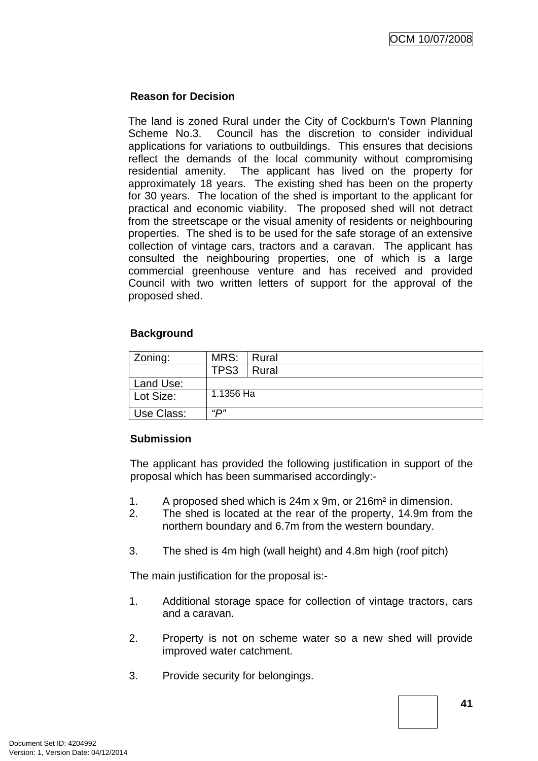**Reason for Decision**

The land is zoned Rural under the City of Cockburn's Town Planning Scheme No.3. Council has the discretion to consider individual applications for variations to outbuildings. This ensures that decisions reflect the demands of the local community without compromising residential amenity. The applicant has lived on the property for approximately 18 years. The existing shed has been on the property for 30 years. The location of the shed is important to the applicant for practical and economic viability. The proposed shed will not detract from the streetscape or the visual amenity of residents or neighbouring properties. The shed is to be used for the safe storage of an extensive collection of vintage cars, tractors and a caravan. The applicant has consulted the neighbouring properties, one of which is a large commercial greenhouse venture and has received and provided Council with two written letters of support for the approval of the proposed shed.

**Background**

| Zoning: | MRS: | Rural |
|---|---|---|
| | TPS3 | Rural |
| Land Use: | | |
| Lot Size: | 1.1356 Ha | |
| Use Class: | *"P"* | |

**Submission**

The applicant has provided the following justification in support of the proposal which has been summarised accordingly:-

1. A proposed shed which is 24m x 9m, or 216m² in dimension.
2. The shed is located at the rear of the property, 14.9m from the northern boundary and 6.7m from the western boundary.

3. The shed is 4m high (wall height) and 4.8m high (roof pitch)

The main justification for the proposal is:-

1. Additional storage space for collection of vintage tractors, cars and a caravan.

2. Property is not on scheme water so a new shed will provide improved water catchment.

3. Provide security for belongings.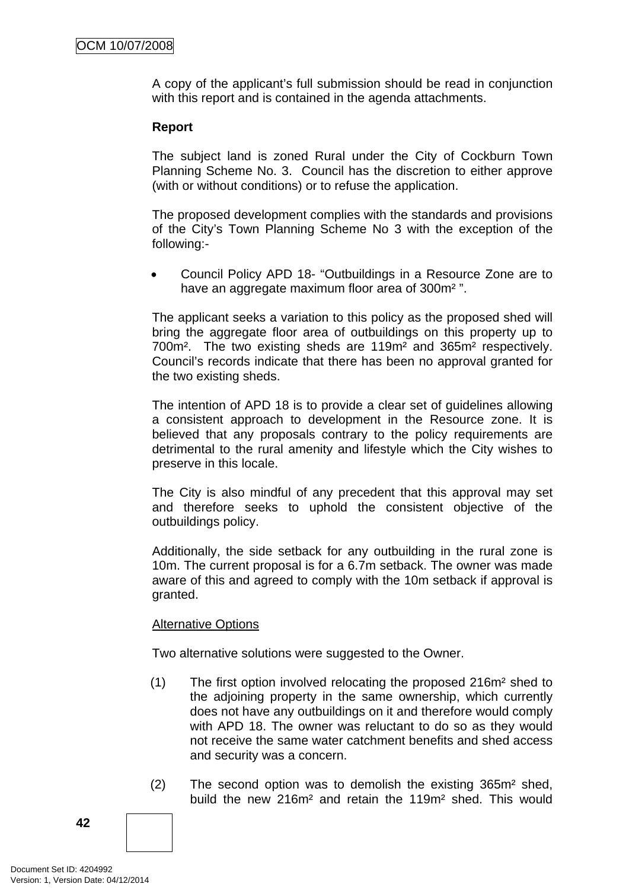A copy of the applicant's full submission should be read in conjunction with this report and is contained in the agenda attachments.

**Report**

The subject land is zoned Rural under the City of Cockburn Town Planning Scheme No. 3. Council has the discretion to either approve (with or without conditions) or to refuse the application.

The proposed development complies with the standards and provisions of the City's Town Planning Scheme No 3 with the exception of the following:-

- Council Policy APD 18- "Outbuildings in a Resource Zone are to have an aggregate maximum floor area of 300m² ".

The applicant seeks a variation to this policy as the proposed shed will bring the aggregate floor area of outbuildings on this property up to 700m². The two existing sheds are 119m² and 365m² respectively. Council's records indicate that there has been no approval granted for the two existing sheds.

The intention of APD 18 is to provide a clear set of guidelines allowing a consistent approach to development in the Resource zone. It is believed that any proposals contrary to the policy requirements are detrimental to the rural amenity and lifestyle which the City wishes to preserve in this locale.

The City is also mindful of any precedent that this approval may set and therefore seeks to uphold the consistent objective of the outbuildings policy.

Additionally, the side setback for any outbuilding in the rural zone is 10m. The current proposal is for a 6.7m setback. The owner was made aware of this and agreed to comply with the 10m setback if approval is granted.

<u>Alternative Options</u>

Two alternative solutions were suggested to the Owner.

(1) The first option involved relocating the proposed 216m² shed to the adjoining property in the same ownership, which currently does not have any outbuildings on it and therefore would comply with APD 18. The owner was reluctant to do so as they would not receive the same water catchment benefits and shed access and security was a concern.

(2) The second option was to demolish the existing 365m² shed, build the new 216m² and retain the 119m² shed. This would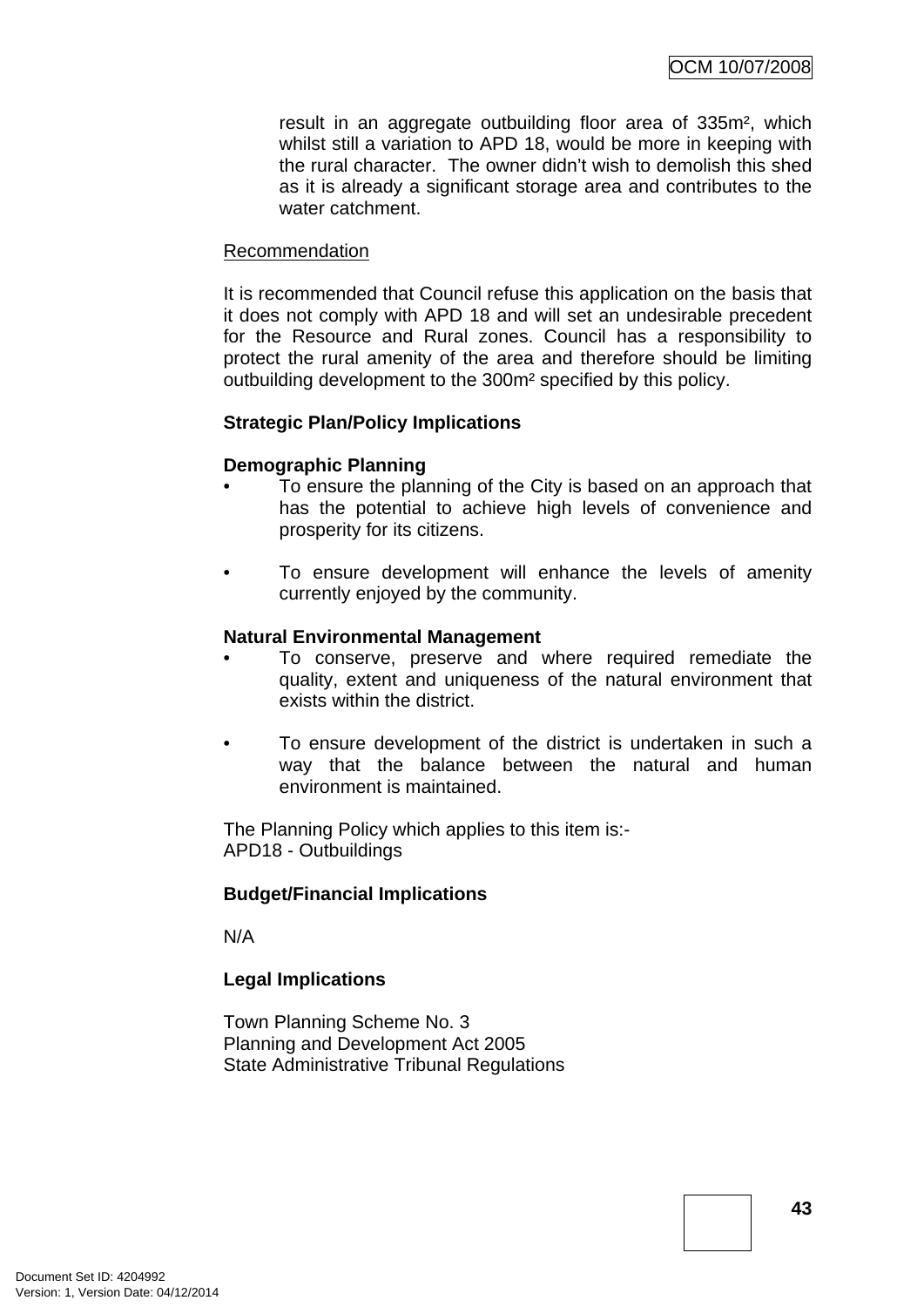result in an aggregate outbuilding floor area of 335m², which whilst still a variation to APD 18, would be more in keeping with the rural character. The owner didn't wish to demolish this shed as it is already a significant storage area and contributes to the water catchment.

Recommendation

It is recommended that Council refuse this application on the basis that it does not comply with APD 18 and will set an undesirable precedent for the Resource and Rural zones. Council has a responsibility to protect the rural amenity of the area and therefore should be limiting outbuilding development to the 300m² specified by this policy.

**Strategic Plan/Policy Implications**

**Demographic Planning**

- To ensure the planning of the City is based on an approach that has the potential to achieve high levels of convenience and prosperity for its citizens.
- To ensure development will enhance the levels of amenity currently enjoyed by the community.

**Natural Environmental Management**

- To conserve, preserve and where required remediate the quality, extent and uniqueness of the natural environment that exists within the district.
- To ensure development of the district is undertaken in such a way that the balance between the natural and human environment is maintained.

The Planning Policy which applies to this item is:-
APD18 - Outbuildings

**Budget/Financial Implications**

N/A

**Legal Implications**

Town Planning Scheme No. 3
Planning and Development Act 2005
State Administrative Tribunal Regulations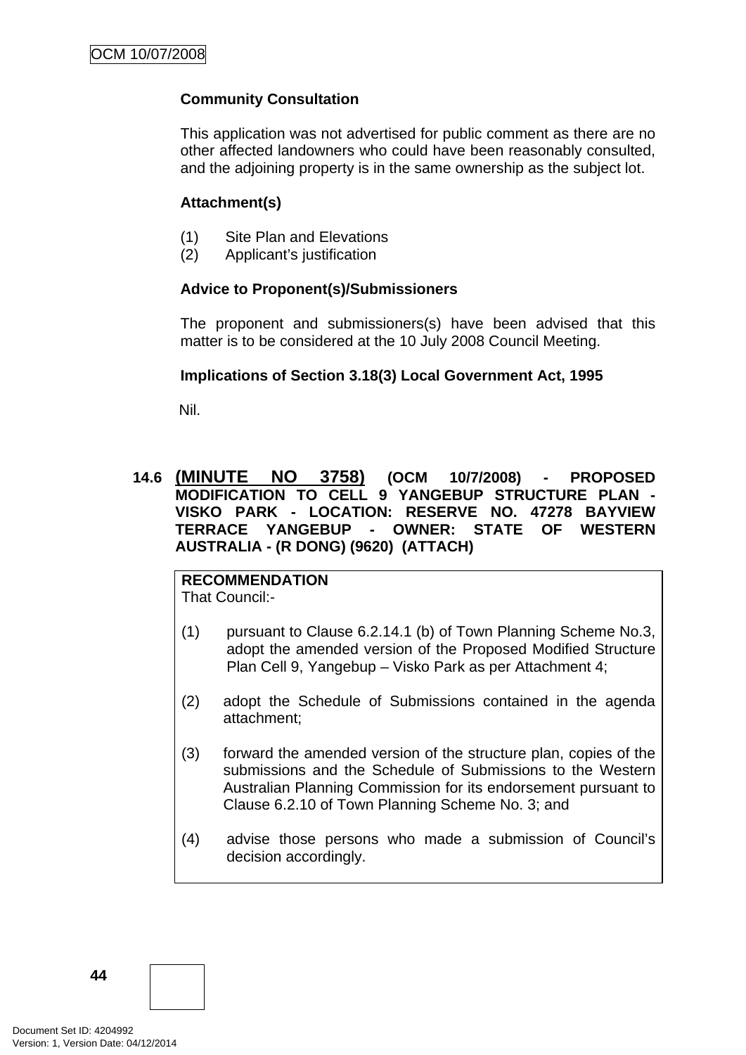**Community Consultation**

This application was not advertised for public comment as there are no other affected landowners who could have been reasonably consulted, and the adjoining property is in the same ownership as the subject lot.

**Attachment(s)**

(1) Site Plan and Elevations
(2) Applicant's justification

**Advice to Proponent(s)/Submissioners**

The proponent and submissioners(s) have been advised that this matter is to be considered at the 10 July 2008 Council Meeting.

**Implications of Section 3.18(3) Local Government Act, 1995**

Nil.

### 14.6 (MINUTE NO 3758) (OCM 10/7/2008) - PROPOSED MODIFICATION TO CELL 9 YANGEBUP STRUCTURE PLAN - VISKO PARK - LOCATION: RESERVE NO. 47278 BAYVIEW TERRACE YANGEBUP - OWNER: STATE OF WESTERN AUSTRALIA - (R DONG) (9620) (ATTACH)

**RECOMMENDATION**
That Council:-

(1) pursuant to Clause 6.2.14.1 (b) of Town Planning Scheme No.3, adopt the amended version of the Proposed Modified Structure Plan Cell 9, Yangebup – Visko Park as per Attachment 4;

(2) adopt the Schedule of Submissions contained in the agenda attachment;

(3) forward the amended version of the structure plan, copies of the submissions and the Schedule of Submissions to the Western Australian Planning Commission for its endorsement pursuant to Clause 6.2.10 of Town Planning Scheme No. 3; and

(4) advise those persons who made a submission of Council's decision accordingly.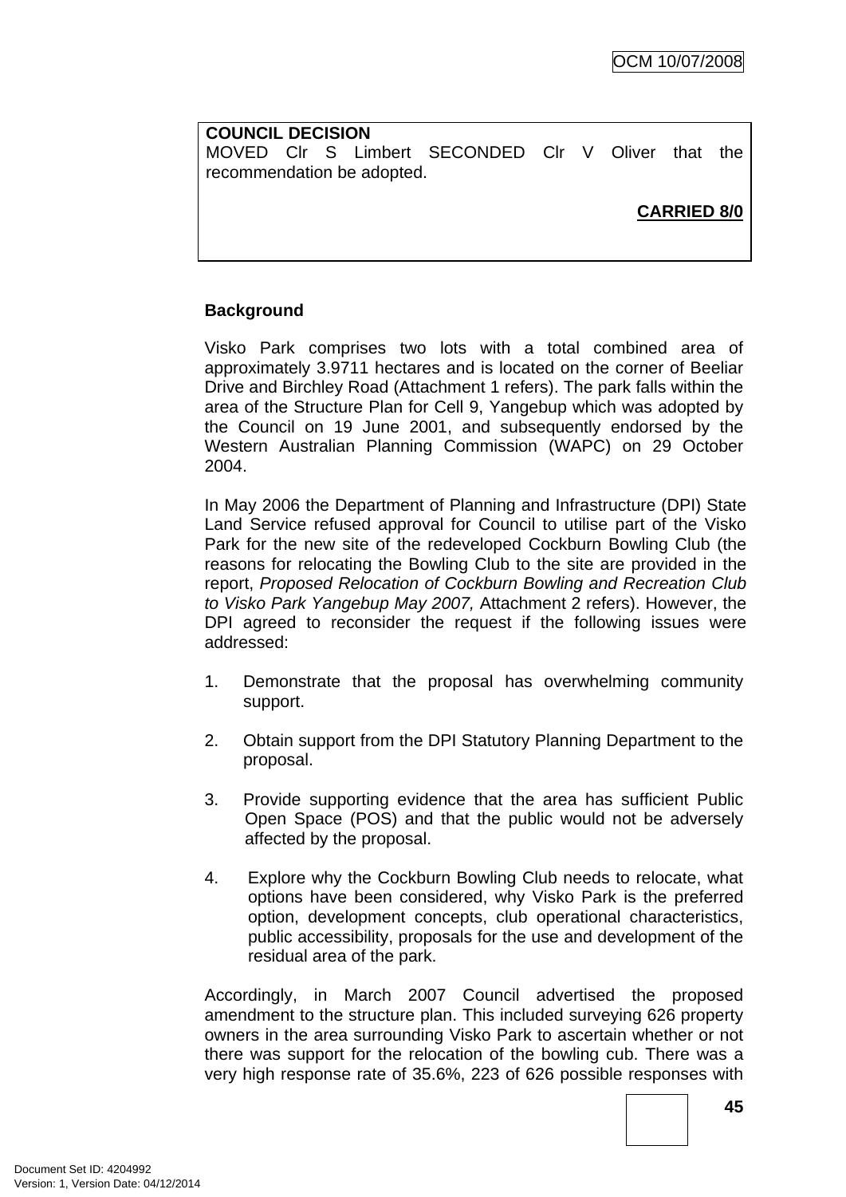**COUNCIL DECISION**
MOVED Clr S Limbert SECONDED Clr V Oliver that the recommendation be adopted.

**CARRIED 8/0**

**Background**

Visko Park comprises two lots with a total combined area of approximately 3.9711 hectares and is located on the corner of Beeliar Drive and Birchley Road (Attachment 1 refers). The park falls within the area of the Structure Plan for Cell 9, Yangebup which was adopted by the Council on 19 June 2001, and subsequently endorsed by the Western Australian Planning Commission (WAPC) on 29 October 2004.

In May 2006 the Department of Planning and Infrastructure (DPI) State Land Service refused approval for Council to utilise part of the Visko Park for the new site of the redeveloped Cockburn Bowling Club (the reasons for relocating the Bowling Club to the site are provided in the report, *Proposed Relocation of Cockburn Bowling and Recreation Club to Visko Park Yangebup May 2007,* Attachment 2 refers). However, the DPI agreed to reconsider the request if the following issues were addressed:

1. Demonstrate that the proposal has overwhelming community support.

2. Obtain support from the DPI Statutory Planning Department to the proposal.

3. Provide supporting evidence that the area has sufficient Public Open Space (POS) and that the public would not be adversely affected by the proposal.

4. Explore why the Cockburn Bowling Club needs to relocate, what options have been considered, why Visko Park is the preferred option, development concepts, club operational characteristics, public accessibility, proposals for the use and development of the residual area of the park.

Accordingly, in March 2007 Council advertised the proposed amendment to the structure plan. This included surveying 626 property owners in the area surrounding Visko Park to ascertain whether or not there was support for the relocation of the bowling cub. There was a very high response rate of 35.6%, 223 of 626 possible responses with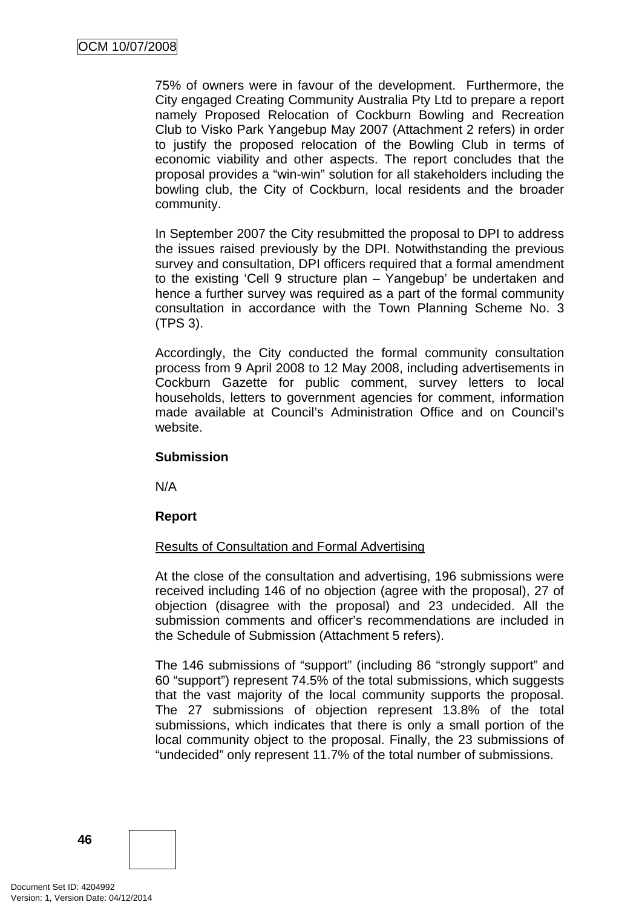75% of owners were in favour of the development. Furthermore, the City engaged Creating Community Australia Pty Ltd to prepare a report namely Proposed Relocation of Cockburn Bowling and Recreation Club to Visko Park Yangebup May 2007 (Attachment 2 refers) in order to justify the proposed relocation of the Bowling Club in terms of economic viability and other aspects. The report concludes that the proposal provides a "win-win" solution for all stakeholders including the bowling club, the City of Cockburn, local residents and the broader community.

In September 2007 the City resubmitted the proposal to DPI to address the issues raised previously by the DPI. Notwithstanding the previous survey and consultation, DPI officers required that a formal amendment to the existing 'Cell 9 structure plan – Yangebup' be undertaken and hence a further survey was required as a part of the formal community consultation in accordance with the Town Planning Scheme No. 3 (TPS 3).

Accordingly, the City conducted the formal community consultation process from 9 April 2008 to 12 May 2008, including advertisements in Cockburn Gazette for public comment, survey letters to local households, letters to government agencies for comment, information made available at Council's Administration Office and on Council's website.

**Submission**

N/A

**Report**

Results of Consultation and Formal Advertising

At the close of the consultation and advertising, 196 submissions were received including 146 of no objection (agree with the proposal), 27 of objection (disagree with the proposal) and 23 undecided. All the submission comments and officer's recommendations are included in the Schedule of Submission (Attachment 5 refers).

The 146 submissions of "support" (including 86 "strongly support" and 60 "support") represent 74.5% of the total submissions, which suggests that the vast majority of the local community supports the proposal. The 27 submissions of objection represent 13.8% of the total submissions, which indicates that there is only a small portion of the local community object to the proposal. Finally, the 23 submissions of "undecided" only represent 11.7% of the total number of submissions.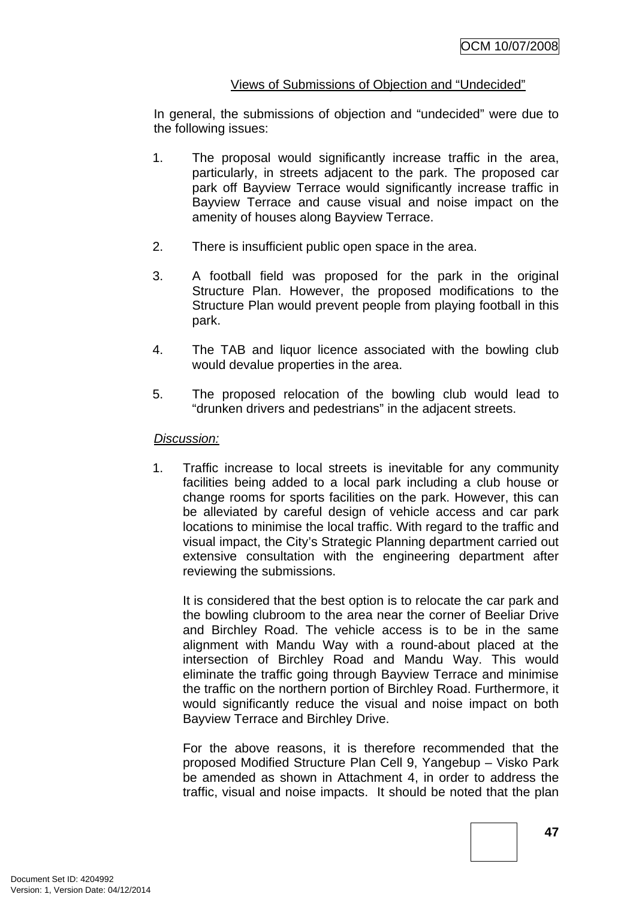<u>Views of Submissions of Objection and "Undecided"</u>

In general, the submissions of objection and "undecided" were due to the following issues:

1. The proposal would significantly increase traffic in the area, particularly, in streets adjacent to the park. The proposed car park off Bayview Terrace would significantly increase traffic in Bayview Terrace and cause visual and noise impact on the amenity of houses along Bayview Terrace.

2. There is insufficient public open space in the area.

3. A football field was proposed for the park in the original Structure Plan. However, the proposed modifications to the Structure Plan would prevent people from playing football in this park.

4. The TAB and liquor licence associated with the bowling club would devalue properties in the area.

5. The proposed relocation of the bowling club would lead to "drunken drivers and pedestrians" in the adjacent streets.

*<u>Discussion:</u>*

1. Traffic increase to local streets is inevitable for any community facilities being added to a local park including a club house or change rooms for sports facilities on the park. However, this can be alleviated by careful design of vehicle access and car park locations to minimise the local traffic. With regard to the traffic and visual impact, the City's Strategic Planning department carried out extensive consultation with the engineering department after reviewing the submissions.

   It is considered that the best option is to relocate the car park and the bowling clubroom to the area near the corner of Beeliar Drive and Birchley Road. The vehicle access is to be in the same alignment with Mandu Way with a round-about placed at the intersection of Birchley Road and Mandu Way. This would eliminate the traffic going through Bayview Terrace and minimise the traffic on the northern portion of Birchley Road. Furthermore, it would significantly reduce the visual and noise impact on both Bayview Terrace and Birchley Drive.

   For the above reasons, it is therefore recommended that the proposed Modified Structure Plan Cell 9, Yangebup – Visko Park be amended as shown in Attachment 4, in order to address the traffic, visual and noise impacts. It should be noted that the plan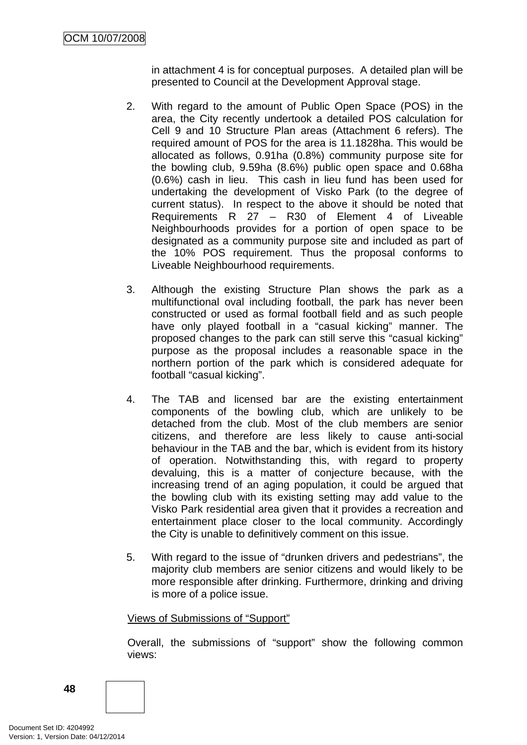in attachment 4 is for conceptual purposes. A detailed plan will be presented to Council at the Development Approval stage.

2. With regard to the amount of Public Open Space (POS) in the area, the City recently undertook a detailed POS calculation for Cell 9 and 10 Structure Plan areas (Attachment 6 refers). The required amount of POS for the area is 11.1828ha. This would be allocated as follows, 0.91ha (0.8%) community purpose site for the bowling club, 9.59ha (8.6%) public open space and 0.68ha (0.6%) cash in lieu. This cash in lieu fund has been used for undertaking the development of Visko Park (to the degree of current status). In respect to the above it should be noted that Requirements R 27 – R30 of Element 4 of Liveable Neighbourhoods provides for a portion of open space to be designated as a community purpose site and included as part of the 10% POS requirement. Thus the proposal conforms to Liveable Neighbourhood requirements.

3. Although the existing Structure Plan shows the park as a multifunctional oval including football, the park has never been constructed or used as formal football field and as such people have only played football in a "casual kicking" manner. The proposed changes to the park can still serve this "casual kicking" purpose as the proposal includes a reasonable space in the northern portion of the park which is considered adequate for football "casual kicking".

4. The TAB and licensed bar are the existing entertainment components of the bowling club, which are unlikely to be detached from the club. Most of the club members are senior citizens, and therefore are less likely to cause anti-social behaviour in the TAB and the bar, which is evident from its history of operation. Notwithstanding this, with regard to property devaluing, this is a matter of conjecture because, with the increasing trend of an aging population, it could be argued that the bowling club with its existing setting may add value to the Visko Park residential area given that it provides a recreation and entertainment place closer to the local community. Accordingly the City is unable to definitively comment on this issue.

5. With regard to the issue of "drunken drivers and pedestrians", the majority club members are senior citizens and would likely to be more responsible after drinking. Furthermore, drinking and driving is more of a police issue.

Views of Submissions of "Support"

Overall, the submissions of "support" show the following common views: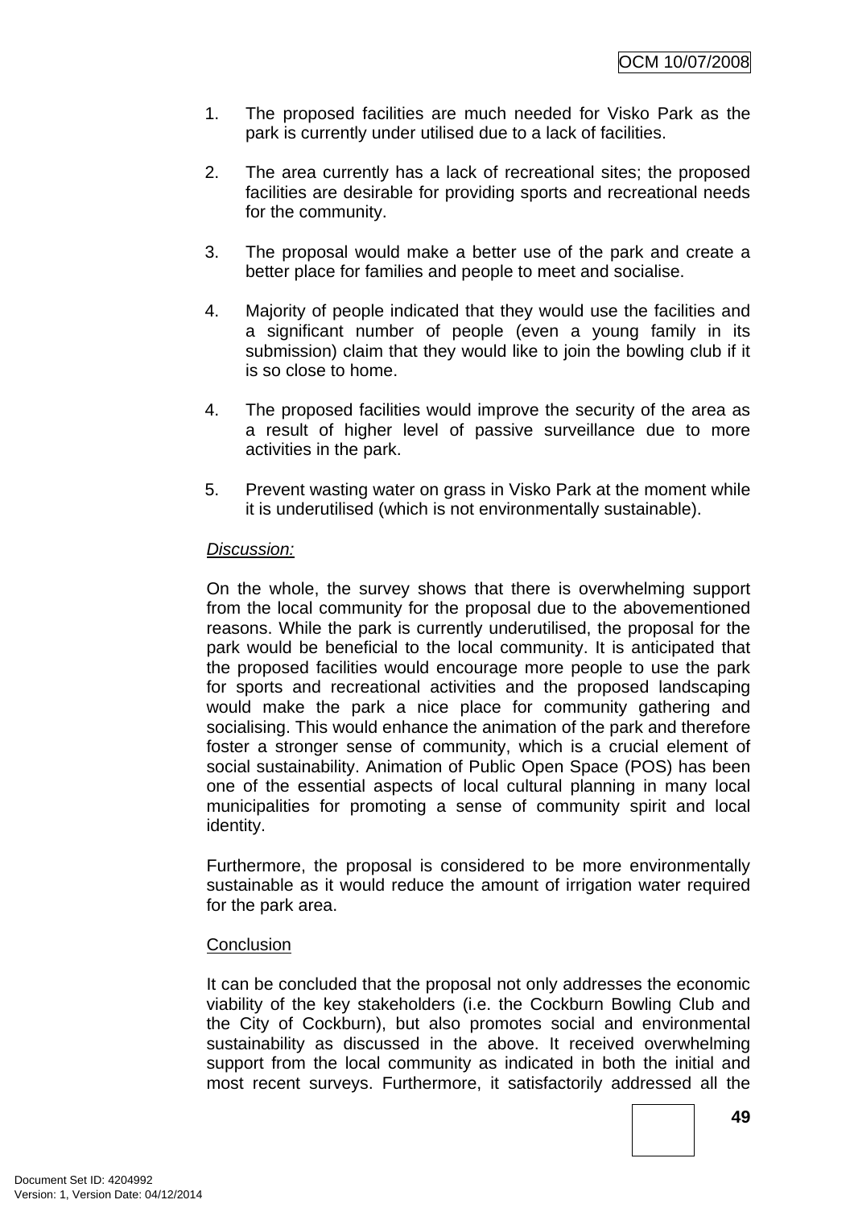1. The proposed facilities are much needed for Visko Park as the park is currently under utilised due to a lack of facilities.

2. The area currently has a lack of recreational sites; the proposed facilities are desirable for providing sports and recreational needs for the community.

3. The proposal would make a better use of the park and create a better place for families and people to meet and socialise.

4. Majority of people indicated that they would use the facilities and a significant number of people (even a young family in its submission) claim that they would like to join the bowling club if it is so close to home.

4. The proposed facilities would improve the security of the area as a result of higher level of passive surveillance due to more activities in the park.

5. Prevent wasting water on grass in Visko Park at the moment while it is underutilised (which is not environmentally sustainable).

*Discussion:*

On the whole, the survey shows that there is overwhelming support from the local community for the proposal due to the abovementioned reasons. While the park is currently underutilised, the proposal for the park would be beneficial to the local community. It is anticipated that the proposed facilities would encourage more people to use the park for sports and recreational activities and the proposed landscaping would make the park a nice place for community gathering and socialising. This would enhance the animation of the park and therefore foster a stronger sense of community, which is a crucial element of social sustainability. Animation of Public Open Space (POS) has been one of the essential aspects of local cultural planning in many local municipalities for promoting a sense of community spirit and local identity.

Furthermore, the proposal is considered to be more environmentally sustainable as it would reduce the amount of irrigation water required for the park area.

<u>Conclusion</u>

It can be concluded that the proposal not only addresses the economic viability of the key stakeholders (i.e. the Cockburn Bowling Club and the City of Cockburn), but also promotes social and environmental sustainability as discussed in the above. It received overwhelming support from the local community as indicated in both the initial and most recent surveys. Furthermore, it satisfactorily addressed all the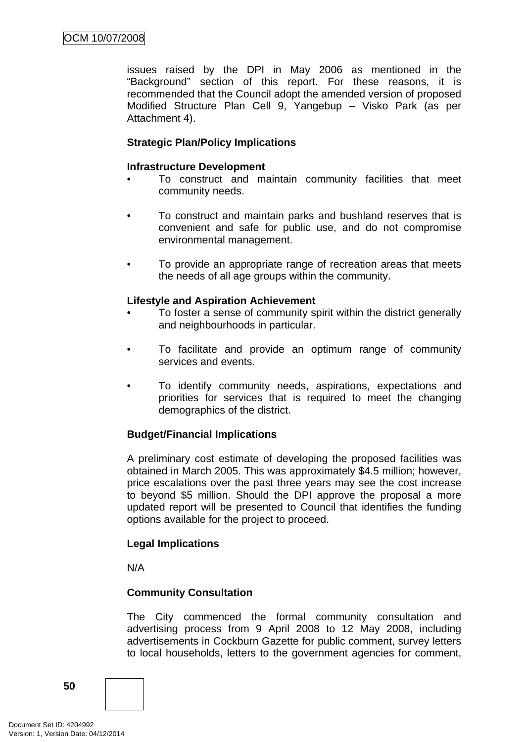issues raised by the DPI in May 2006 as mentioned in the "Background" section of this report. For these reasons, it is recommended that the Council adopt the amended version of proposed Modified Structure Plan Cell 9, Yangebup – Visko Park (as per Attachment 4).

**Strategic Plan/Policy Implications**

**Infrastructure Development**

- To construct and maintain community facilities that meet community needs.
- To construct and maintain parks and bushland reserves that is convenient and safe for public use, and do not compromise environmental management.
- To provide an appropriate range of recreation areas that meets the needs of all age groups within the community.

**Lifestyle and Aspiration Achievement**

- To foster a sense of community spirit within the district generally and neighbourhoods in particular.
- To facilitate and provide an optimum range of community services and events.
- To identify community needs, aspirations, expectations and priorities for services that is required to meet the changing demographics of the district.

**Budget/Financial Implications**

A preliminary cost estimate of developing the proposed facilities was obtained in March 2005. This was approximately $4.5 million; however, price escalations over the past three years may see the cost increase to beyond $5 million. Should the DPI approve the proposal a more updated report will be presented to Council that identifies the funding options available for the project to proceed.

**Legal Implications**

N/A

**Community Consultation**

The City commenced the formal community consultation and advertising process from 9 April 2008 to 12 May 2008, including advertisements in Cockburn Gazette for public comment, survey letters to local households, letters to the government agencies for comment,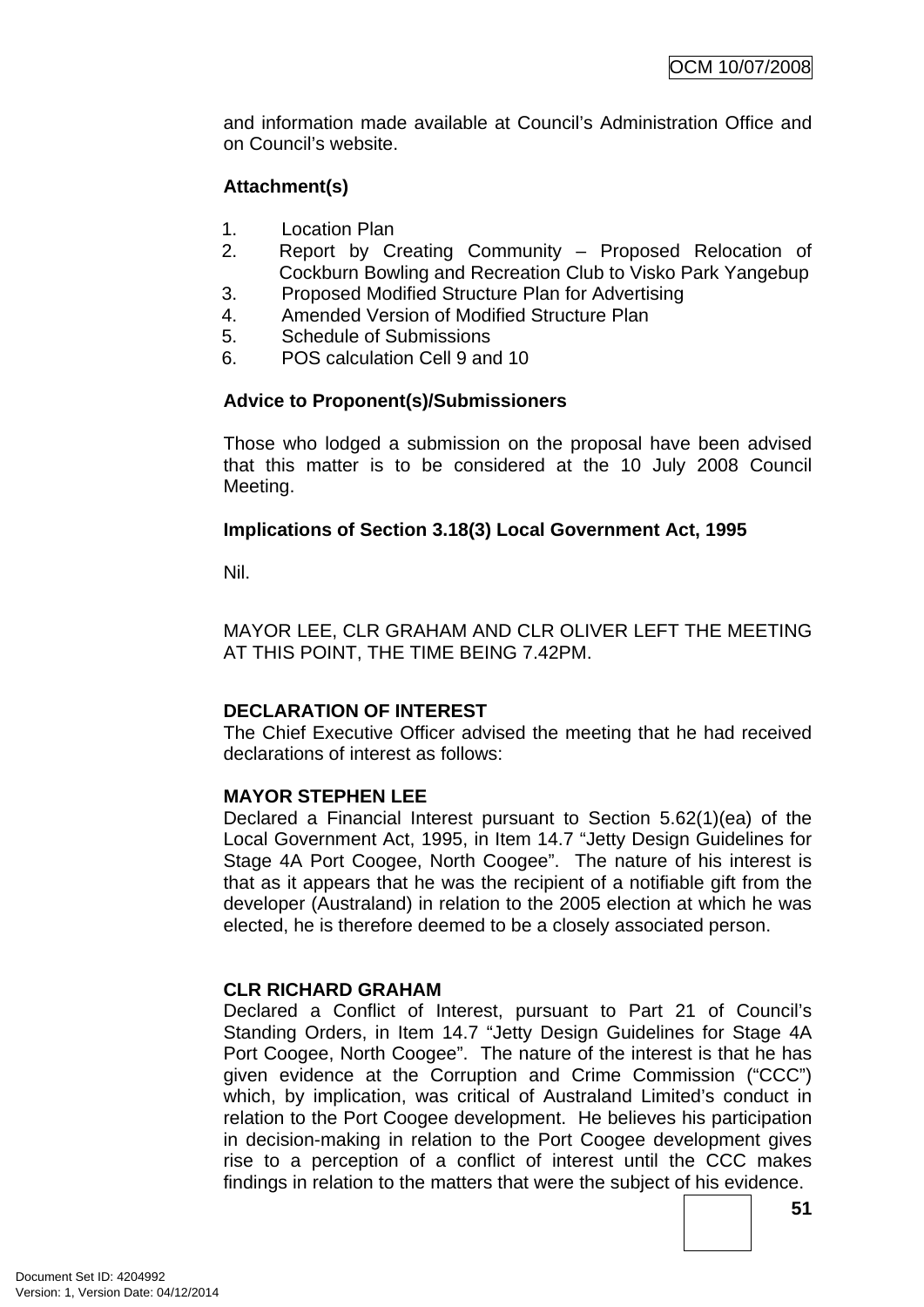and information made available at Council's Administration Office and on Council's website.

**Attachment(s)**

1. Location Plan
2. Report by Creating Community – Proposed Relocation of Cockburn Bowling and Recreation Club to Visko Park Yangebup
3. Proposed Modified Structure Plan for Advertising
4. Amended Version of Modified Structure Plan
5. Schedule of Submissions
6. POS calculation Cell 9 and 10

**Advice to Proponent(s)/Submissioners**

Those who lodged a submission on the proposal have been advised that this matter is to be considered at the 10 July 2008 Council Meeting.

**Implications of Section 3.18(3) Local Government Act, 1995**

Nil.

MAYOR LEE, CLR GRAHAM AND CLR OLIVER LEFT THE MEETING AT THIS POINT, THE TIME BEING 7.42PM.

**DECLARATION OF INTEREST**

The Chief Executive Officer advised the meeting that he had received declarations of interest as follows:

**MAYOR STEPHEN LEE**

Declared a Financial Interest pursuant to Section 5.62(1)(ea) of the Local Government Act, 1995, in Item 14.7 "Jetty Design Guidelines for Stage 4A Port Coogee, North Coogee". The nature of his interest is that as it appears that he was the recipient of a notifiable gift from the developer (Australand) in relation to the 2005 election at which he was elected, he is therefore deemed to be a closely associated person.

**CLR RICHARD GRAHAM**

Declared a Conflict of Interest, pursuant to Part 21 of Council's Standing Orders, in Item 14.7 "Jetty Design Guidelines for Stage 4A Port Coogee, North Coogee". The nature of the interest is that he has given evidence at the Corruption and Crime Commission ("CCC") which, by implication, was critical of Australand Limited's conduct in relation to the Port Coogee development. He believes his participation in decision-making in relation to the Port Coogee development gives rise to a perception of a conflict of interest until the CCC makes findings in relation to the matters that were the subject of his evidence.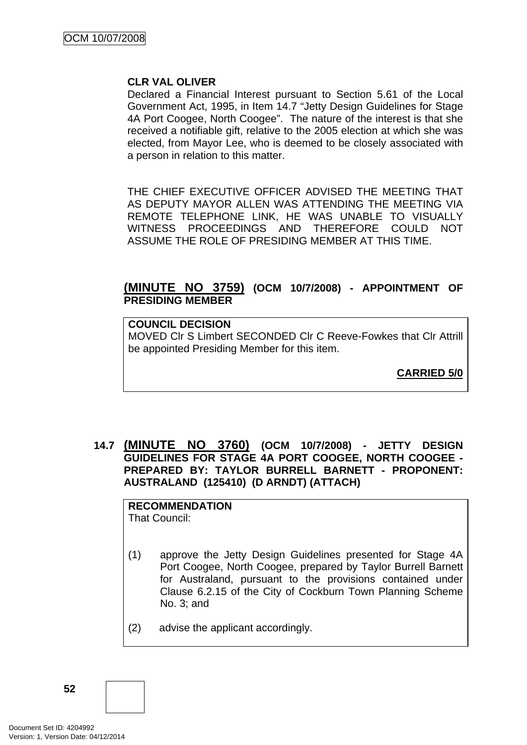**CLR VAL OLIVER**

Declared a Financial Interest pursuant to Section 5.61 of the Local Government Act, 1995, in Item 14.7 "Jetty Design Guidelines for Stage 4A Port Coogee, North Coogee". The nature of the interest is that she received a notifiable gift, relative to the 2005 election at which she was elected, from Mayor Lee, who is deemed to be closely associated with a person in relation to this matter.

THE CHIEF EXECUTIVE OFFICER ADVISED THE MEETING THAT AS DEPUTY MAYOR ALLEN WAS ATTENDING THE MEETING VIA REMOTE TELEPHONE LINK, HE WAS UNABLE TO VISUALLY WITNESS PROCEEDINGS AND THEREFORE COULD NOT ASSUME THE ROLE OF PRESIDING MEMBER AT THIS TIME.

**(MINUTE NO 3759) (OCM 10/7/2008) - APPOINTMENT OF PRESIDING MEMBER**

**COUNCIL DECISION**

MOVED Clr S Limbert SECONDED Clr C Reeve-Fowkes that Clr Attrill be appointed Presiding Member for this item.

**CARRIED 5/0**

**14.7 (MINUTE NO 3760) (OCM 10/7/2008) - JETTY DESIGN GUIDELINES FOR STAGE 4A PORT COOGEE, NORTH COOGEE - PREPARED BY: TAYLOR BURRELL BARNETT - PROPONENT: AUSTRALAND (125410) (D ARNDT) (ATTACH)**

**RECOMMENDATION**

That Council:

(1) approve the Jetty Design Guidelines presented for Stage 4A Port Coogee, North Coogee, prepared by Taylor Burrell Barnett for Australand, pursuant to the provisions contained under Clause 6.2.15 of the City of Cockburn Town Planning Scheme No. 3; and

(2) advise the applicant accordingly.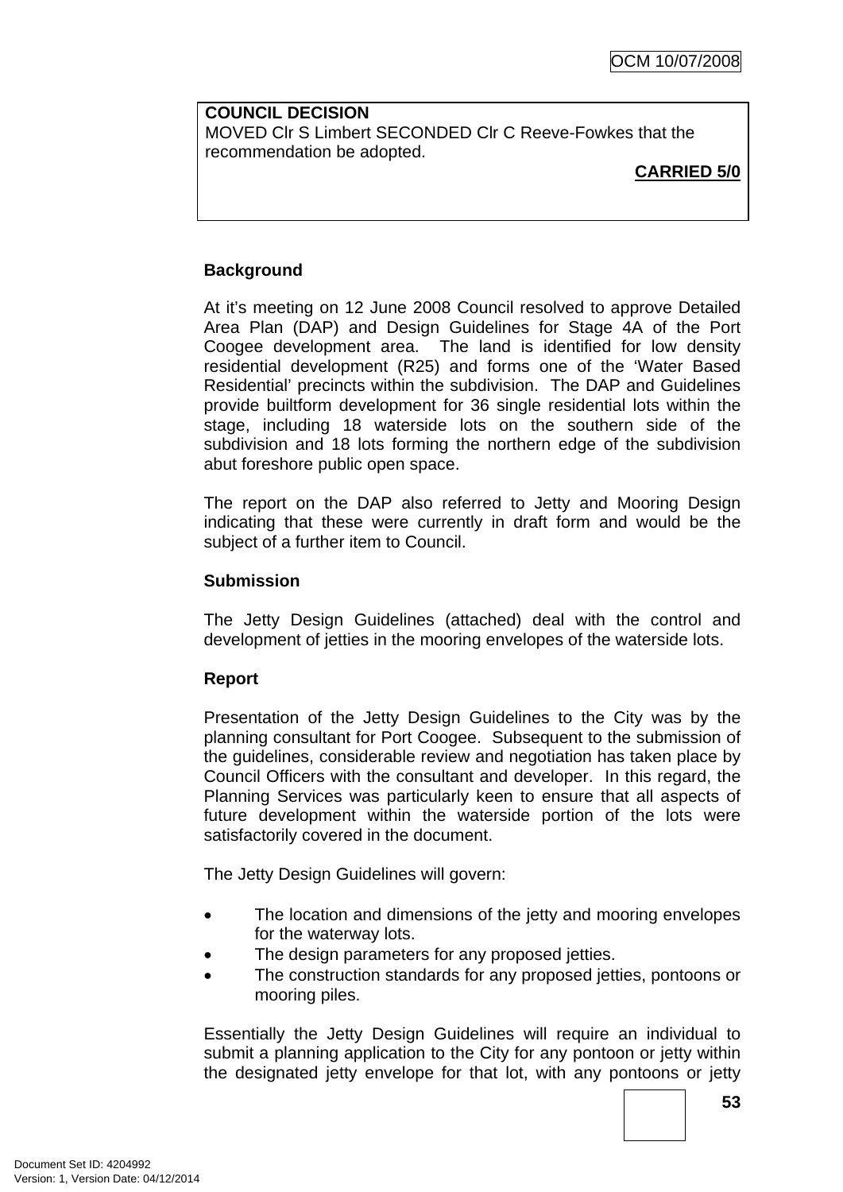**COUNCIL DECISION**
MOVED Clr S Limbert SECONDED Clr C Reeve-Fowkes that the recommendation be adopted.

**CARRIED 5/0**

**Background**

At it's meeting on 12 June 2008 Council resolved to approve Detailed Area Plan (DAP) and Design Guidelines for Stage 4A of the Port Coogee development area. The land is identified for low density residential development (R25) and forms one of the 'Water Based Residential' precincts within the subdivision. The DAP and Guidelines provide builtform development for 36 single residential lots within the stage, including 18 waterside lots on the southern side of the subdivision and 18 lots forming the northern edge of the subdivision abut foreshore public open space.

The report on the DAP also referred to Jetty and Mooring Design indicating that these were currently in draft form and would be the subject of a further item to Council.

**Submission**

The Jetty Design Guidelines (attached) deal with the control and development of jetties in the mooring envelopes of the waterside lots.

**Report**

Presentation of the Jetty Design Guidelines to the City was by the planning consultant for Port Coogee. Subsequent to the submission of the guidelines, considerable review and negotiation has taken place by Council Officers with the consultant and developer. In this regard, the Planning Services was particularly keen to ensure that all aspects of future development within the waterside portion of the lots were satisfactorily covered in the document.

The Jetty Design Guidelines will govern:

- The location and dimensions of the jetty and mooring envelopes for the waterway lots.
- The design parameters for any proposed jetties.
- The construction standards for any proposed jetties, pontoons or mooring piles.

Essentially the Jetty Design Guidelines will require an individual to submit a planning application to the City for any pontoon or jetty within the designated jetty envelope for that lot, with any pontoons or jetty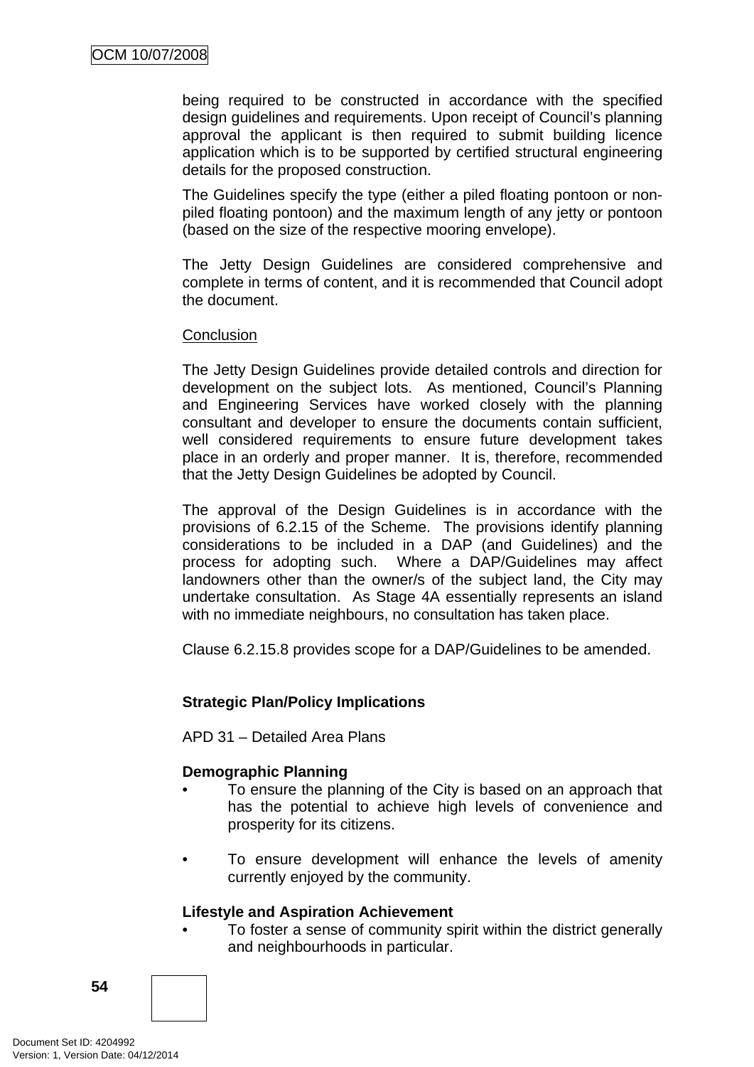being required to be constructed in accordance with the specified design guidelines and requirements. Upon receipt of Council's planning approval the applicant is then required to submit building licence application which is to be supported by certified structural engineering details for the proposed construction.

The Guidelines specify the type (either a piled floating pontoon or non-piled floating pontoon) and the maximum length of any jetty or pontoon (based on the size of the respective mooring envelope).

The Jetty Design Guidelines are considered comprehensive and complete in terms of content, and it is recommended that Council adopt the document.

Conclusion

The Jetty Design Guidelines provide detailed controls and direction for development on the subject lots. As mentioned, Council's Planning and Engineering Services have worked closely with the planning consultant and developer to ensure the documents contain sufficient, well considered requirements to ensure future development takes place in an orderly and proper manner. It is, therefore, recommended that the Jetty Design Guidelines be adopted by Council.

The approval of the Design Guidelines is in accordance with the provisions of 6.2.15 of the Scheme. The provisions identify planning considerations to be included in a DAP (and Guidelines) and the process for adopting such. Where a DAP/Guidelines may affect landowners other than the owner/s of the subject land, the City may undertake consultation. As Stage 4A essentially represents an island with no immediate neighbours, no consultation has taken place.

Clause 6.2.15.8 provides scope for a DAP/Guidelines to be amended.

**Strategic Plan/Policy Implications**

APD 31 – Detailed Area Plans

**Demographic Planning**

- To ensure the planning of the City is based on an approach that has the potential to achieve high levels of convenience and prosperity for its citizens.

- To ensure development will enhance the levels of amenity currently enjoyed by the community.

**Lifestyle and Aspiration Achievement**

- To foster a sense of community spirit within the district generally and neighbourhoods in particular.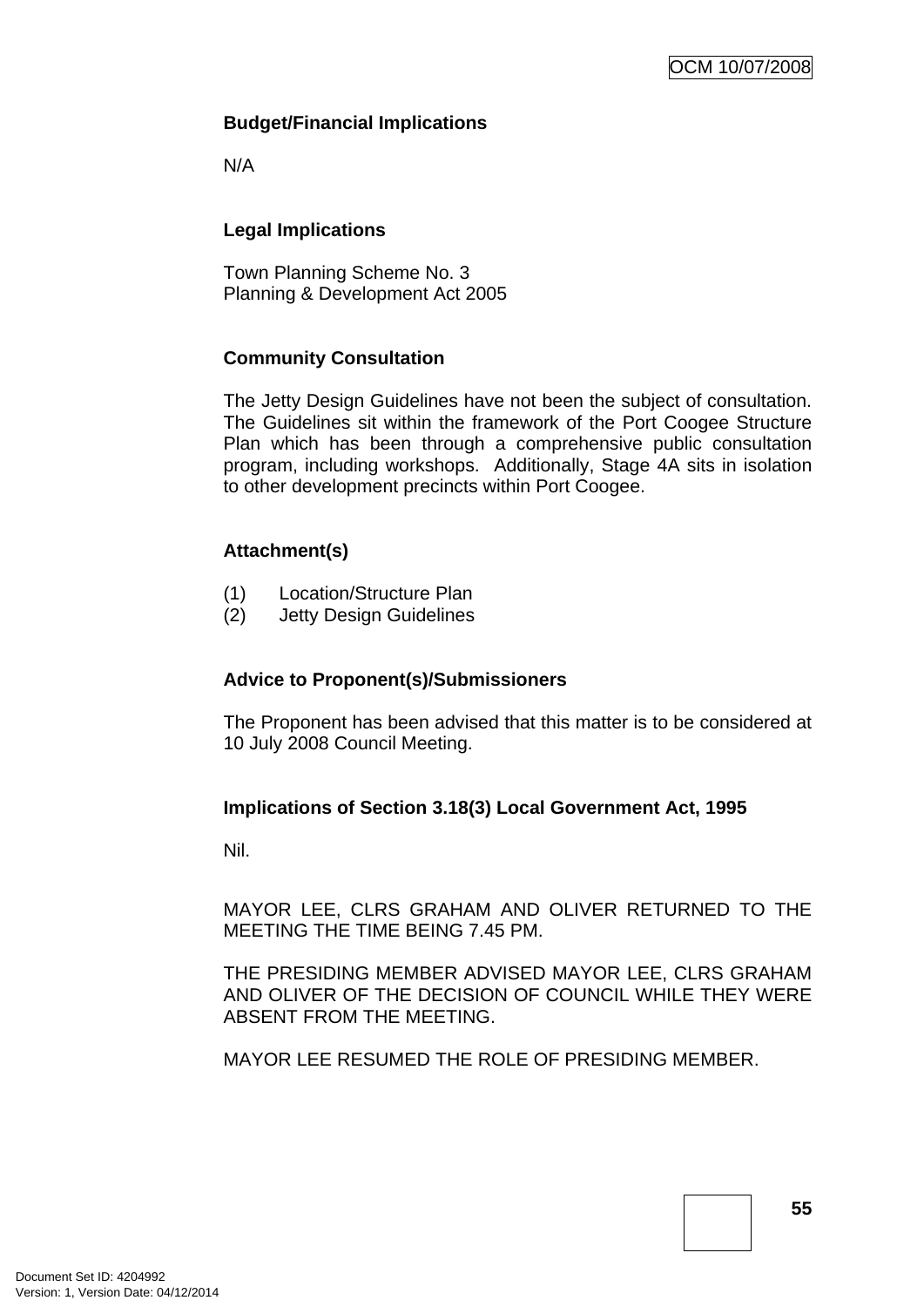**Budget/Financial Implications**

N/A

**Legal Implications**

Town Planning Scheme No. 3
Planning & Development Act 2005

**Community Consultation**

The Jetty Design Guidelines have not been the subject of consultation. The Guidelines sit within the framework of the Port Coogee Structure Plan which has been through a comprehensive public consultation program, including workshops. Additionally, Stage 4A sits in isolation to other development precincts within Port Coogee.

**Attachment(s)**

(1) Location/Structure Plan
(2) Jetty Design Guidelines

**Advice to Proponent(s)/Submissioners**

The Proponent has been advised that this matter is to be considered at 10 July 2008 Council Meeting.

**Implications of Section 3.18(3) Local Government Act, 1995**

Nil.

MAYOR LEE, CLRS GRAHAM AND OLIVER RETURNED TO THE MEETING THE TIME BEING 7.45 PM.

THE PRESIDING MEMBER ADVISED MAYOR LEE, CLRS GRAHAM AND OLIVER OF THE DECISION OF COUNCIL WHILE THEY WERE ABSENT FROM THE MEETING.

MAYOR LEE RESUMED THE ROLE OF PRESIDING MEMBER.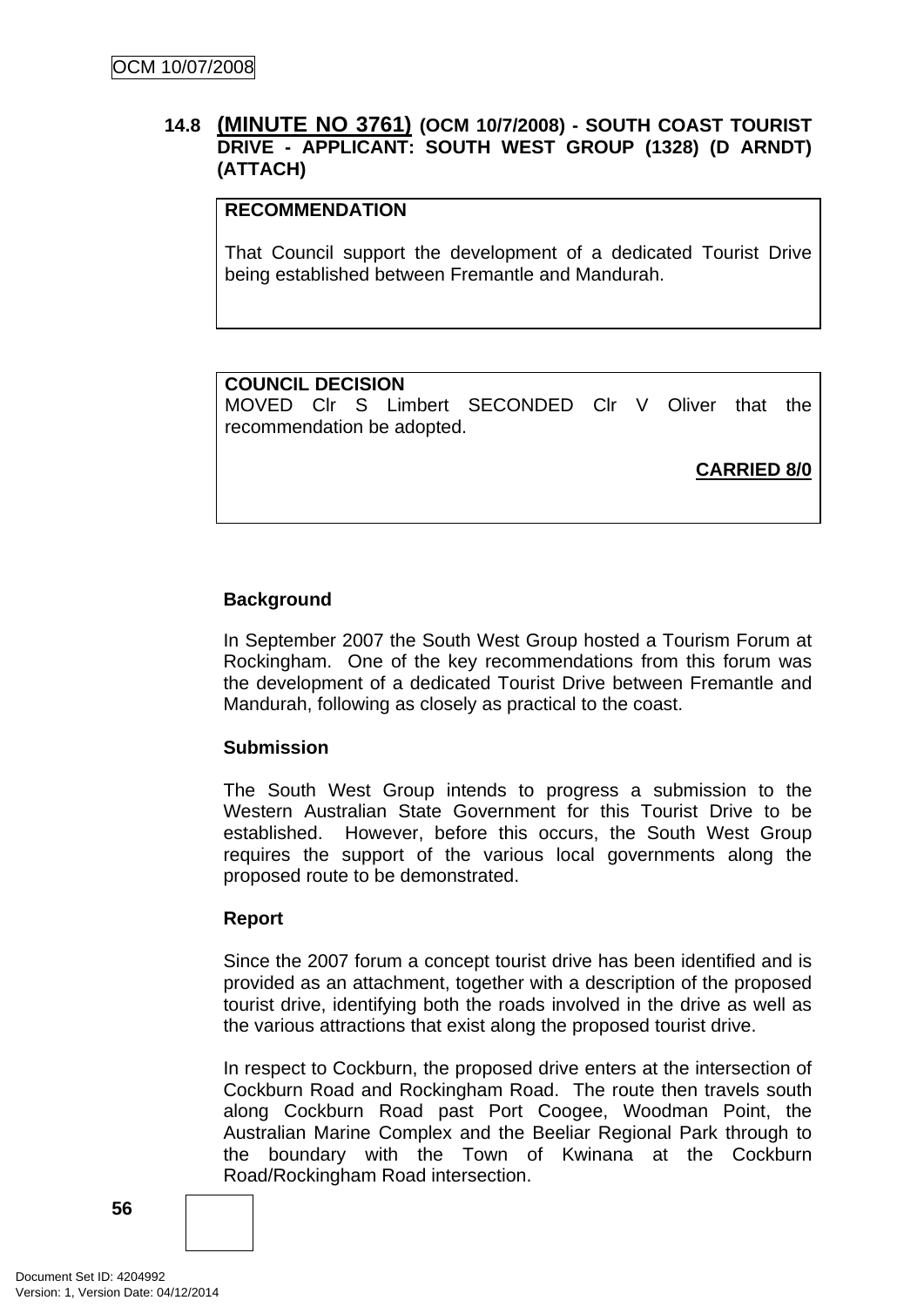### 14.8 (MINUTE NO 3761) (OCM 10/7/2008) - SOUTH COAST TOURIST DRIVE - APPLICANT: SOUTH WEST GROUP (1328) (D ARNDT) (ATTACH)

**RECOMMENDATION**

That Council support the development of a dedicated Tourist Drive being established between Fremantle and Mandurah.

**COUNCIL DECISION**

MOVED Clr S Limbert SECONDED Clr V Oliver that the recommendation be adopted.

**CARRIED 8/0**

**Background**

In September 2007 the South West Group hosted a Tourism Forum at Rockingham. One of the key recommendations from this forum was the development of a dedicated Tourist Drive between Fremantle and Mandurah, following as closely as practical to the coast.

**Submission**

The South West Group intends to progress a submission to the Western Australian State Government for this Tourist Drive to be established. However, before this occurs, the South West Group requires the support of the various local governments along the proposed route to be demonstrated.

**Report**

Since the 2007 forum a concept tourist drive has been identified and is provided as an attachment, together with a description of the proposed tourist drive, identifying both the roads involved in the drive as well as the various attractions that exist along the proposed tourist drive.

In respect to Cockburn, the proposed drive enters at the intersection of Cockburn Road and Rockingham Road. The route then travels south along Cockburn Road past Port Coogee, Woodman Point, the Australian Marine Complex and the Beeliar Regional Park through to the boundary with the Town of Kwinana at the Cockburn Road/Rockingham Road intersection.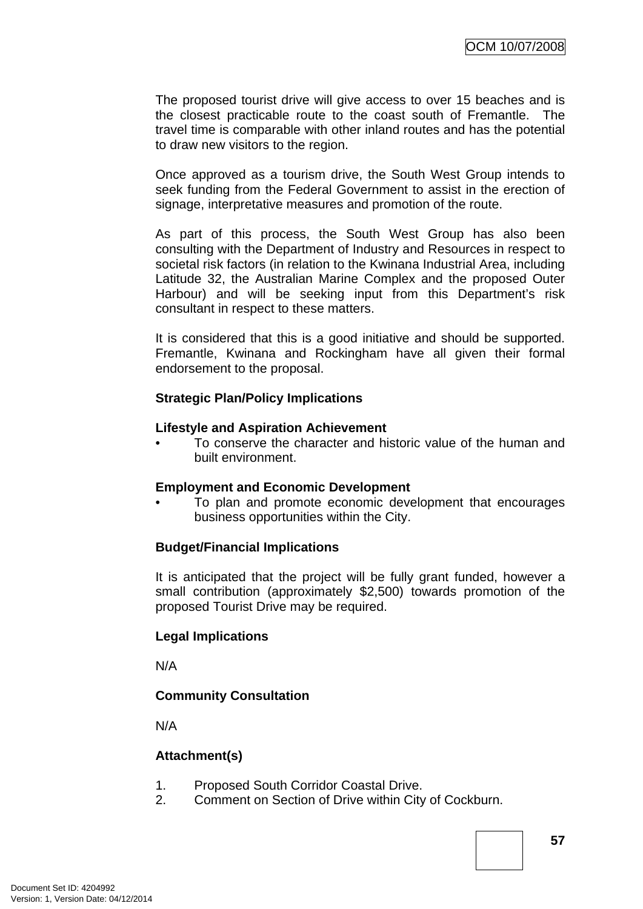The proposed tourist drive will give access to over 15 beaches and is the closest practicable route to the coast south of Fremantle. The travel time is comparable with other inland routes and has the potential to draw new visitors to the region.

Once approved as a tourism drive, the South West Group intends to seek funding from the Federal Government to assist in the erection of signage, interpretative measures and promotion of the route.

As part of this process, the South West Group has also been consulting with the Department of Industry and Resources in respect to societal risk factors (in relation to the Kwinana Industrial Area, including Latitude 32, the Australian Marine Complex and the proposed Outer Harbour) and will be seeking input from this Department's risk consultant in respect to these matters.

It is considered that this is a good initiative and should be supported. Fremantle, Kwinana and Rockingham have all given their formal endorsement to the proposal.

**Strategic Plan/Policy Implications**

**Lifestyle and Aspiration Achievement**

- To conserve the character and historic value of the human and built environment.

**Employment and Economic Development**

- To plan and promote economic development that encourages business opportunities within the City.

**Budget/Financial Implications**

It is anticipated that the project will be fully grant funded, however a small contribution (approximately $2,500) towards promotion of the proposed Tourist Drive may be required.

**Legal Implications**

N/A

**Community Consultation**

N/A

**Attachment(s)**

1. Proposed South Corridor Coastal Drive.
2. Comment on Section of Drive within City of Cockburn.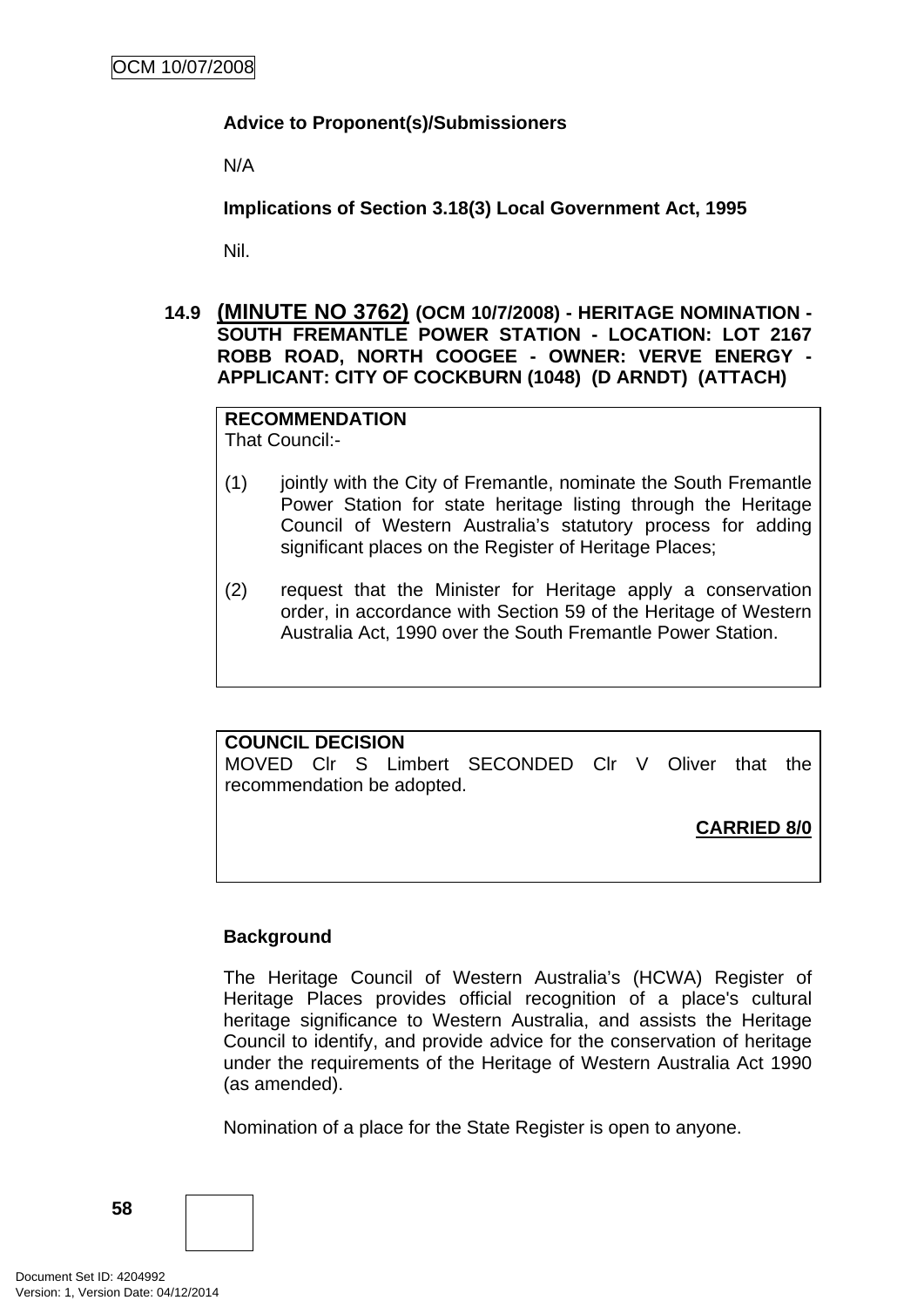**Advice to Proponent(s)/Submissioners**

N/A

**Implications of Section 3.18(3) Local Government Act, 1995**

Nil.

### 14.9 (MINUTE NO 3762) (OCM 10/7/2008) - HERITAGE NOMINATION - SOUTH FREMANTLE POWER STATION - LOCATION: LOT 2167 ROBB ROAD, NORTH COOGEE - OWNER: VERVE ENERGY - APPLICANT: CITY OF COCKBURN (1048) (D ARNDT) (ATTACH)

**RECOMMENDATION**
That Council:-

(1) jointly with the City of Fremantle, nominate the South Fremantle Power Station for state heritage listing through the Heritage Council of Western Australia's statutory process for adding significant places on the Register of Heritage Places;

(2) request that the Minister for Heritage apply a conservation order, in accordance with Section 59 of the Heritage of Western Australia Act, 1990 over the South Fremantle Power Station.

**COUNCIL DECISION**
MOVED Clr S Limbert SECONDED Clr V Oliver that the recommendation be adopted.

**CARRIED 8/0**

**Background**

The Heritage Council of Western Australia's (HCWA) Register of Heritage Places provides official recognition of a place's cultural heritage significance to Western Australia, and assists the Heritage Council to identify, and provide advice for the conservation of heritage under the requirements of the Heritage of Western Australia Act 1990 (as amended).

Nomination of a place for the State Register is open to anyone.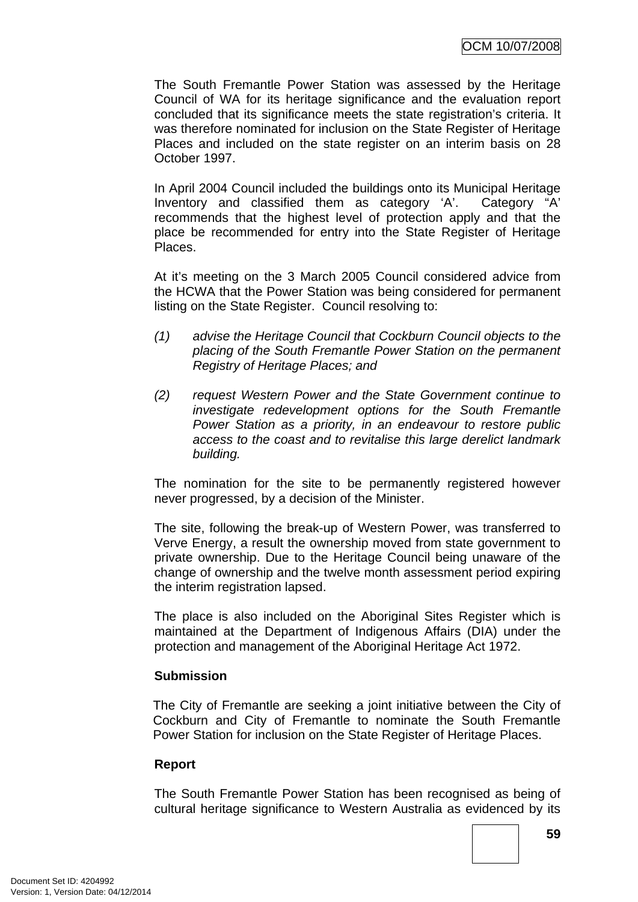The South Fremantle Power Station was assessed by the Heritage Council of WA for its heritage significance and the evaluation report concluded that its significance meets the state registration's criteria. It was therefore nominated for inclusion on the State Register of Heritage Places and included on the state register on an interim basis on 28 October 1997.

In April 2004 Council included the buildings onto its Municipal Heritage Inventory and classified them as category 'A'. Category "A" recommends that the highest level of protection apply and that the place be recommended for entry into the State Register of Heritage Places.

At it's meeting on the 3 March 2005 Council considered advice from the HCWA that the Power Station was being considered for permanent listing on the State Register. Council resolving to:

(1) *advise the Heritage Council that Cockburn Council objects to the placing of the South Fremantle Power Station on the permanent Registry of Heritage Places; and*

(2) *request Western Power and the State Government continue to investigate redevelopment options for the South Fremantle Power Station as a priority, in an endeavour to restore public access to the coast and to revitalise this large derelict landmark building.*

The nomination for the site to be permanently registered however never progressed, by a decision of the Minister.

The site, following the break-up of Western Power, was transferred to Verve Energy, a result the ownership moved from state government to private ownership. Due to the Heritage Council being unaware of the change of ownership and the twelve month assessment period expiring the interim registration lapsed.

The place is also included on the Aboriginal Sites Register which is maintained at the Department of Indigenous Affairs (DIA) under the protection and management of the Aboriginal Heritage Act 1972.

**Submission**

The City of Fremantle are seeking a joint initiative between the City of Cockburn and City of Fremantle to nominate the South Fremantle Power Station for inclusion on the State Register of Heritage Places.

**Report**

The South Fremantle Power Station has been recognised as being of cultural heritage significance to Western Australia as evidenced by its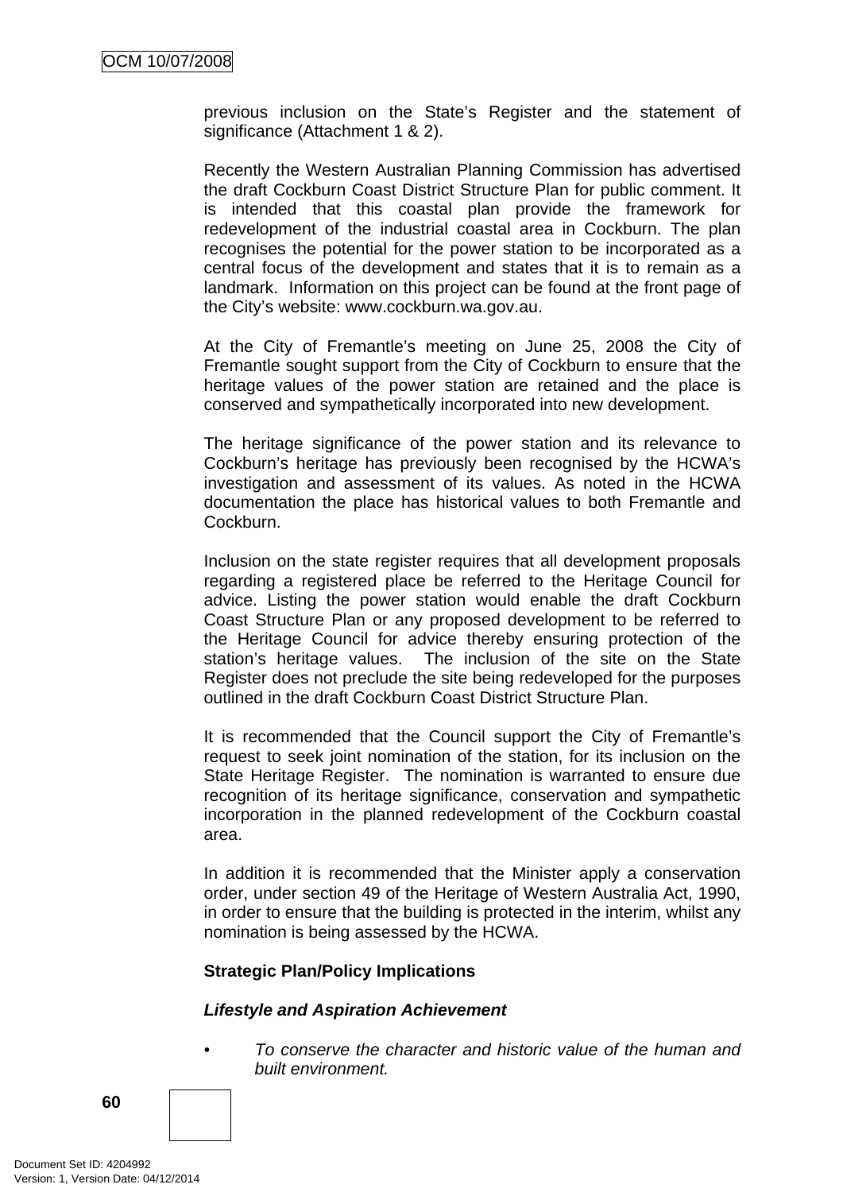previous inclusion on the State's Register and the statement of significance (Attachment 1 & 2).

Recently the Western Australian Planning Commission has advertised the draft Cockburn Coast District Structure Plan for public comment. It is intended that this coastal plan provide the framework for redevelopment of the industrial coastal area in Cockburn. The plan recognises the potential for the power station to be incorporated as a central focus of the development and states that it is to remain as a landmark. Information on this project can be found at the front page of the City's website: www.cockburn.wa.gov.au.

At the City of Fremantle's meeting on June 25, 2008 the City of Fremantle sought support from the City of Cockburn to ensure that the heritage values of the power station are retained and the place is conserved and sympathetically incorporated into new development.

The heritage significance of the power station and its relevance to Cockburn's heritage has previously been recognised by the HCWA's investigation and assessment of its values. As noted in the HCWA documentation the place has historical values to both Fremantle and Cockburn.

Inclusion on the state register requires that all development proposals regarding a registered place be referred to the Heritage Council for advice. Listing the power station would enable the draft Cockburn Coast Structure Plan or any proposed development to be referred to the Heritage Council for advice thereby ensuring protection of the station's heritage values. The inclusion of the site on the State Register does not preclude the site being redeveloped for the purposes outlined in the draft Cockburn Coast District Structure Plan.

It is recommended that the Council support the City of Fremantle's request to seek joint nomination of the station, for its inclusion on the State Heritage Register. The nomination is warranted to ensure due recognition of its heritage significance, conservation and sympathetic incorporation in the planned redevelopment of the Cockburn coastal area.

In addition it is recommended that the Minister apply a conservation order, under section 49 of the Heritage of Western Australia Act, 1990, in order to ensure that the building is protected in the interim, whilst any nomination is being assessed by the HCWA.

**Strategic Plan/Policy Implications**

***Lifestyle and Aspiration Achievement***

- *To conserve the character and historic value of the human and built environment.*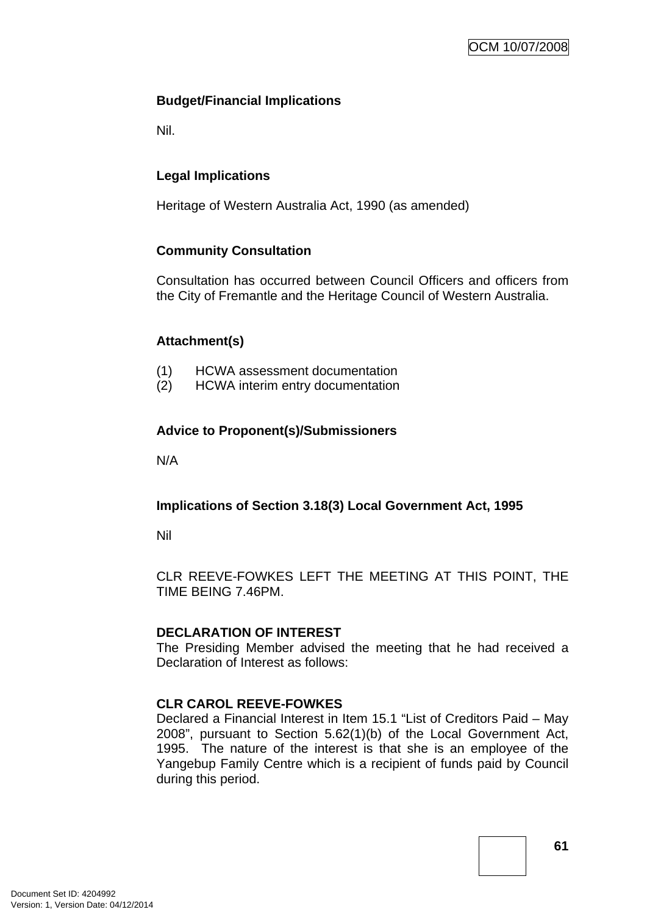**Budget/Financial Implications**

Nil.

**Legal Implications**

Heritage of Western Australia Act, 1990 (as amended)

**Community Consultation**

Consultation has occurred between Council Officers and officers from the City of Fremantle and the Heritage Council of Western Australia.

**Attachment(s)**

(1) HCWA assessment documentation
(2) HCWA interim entry documentation

**Advice to Proponent(s)/Submissioners**

N/A

**Implications of Section 3.18(3) Local Government Act, 1995**

Nil

CLR REEVE-FOWKES LEFT THE MEETING AT THIS POINT, THE TIME BEING 7.46PM.

**DECLARATION OF INTEREST**
The Presiding Member advised the meeting that he had received a Declaration of Interest as follows:

**CLR CAROL REEVE-FOWKES**
Declared a Financial Interest in Item 15.1 "List of Creditors Paid – May 2008", pursuant to Section 5.62(1)(b) of the Local Government Act, 1995. The nature of the interest is that she is an employee of the Yangebup Family Centre which is a recipient of funds paid by Council during this period.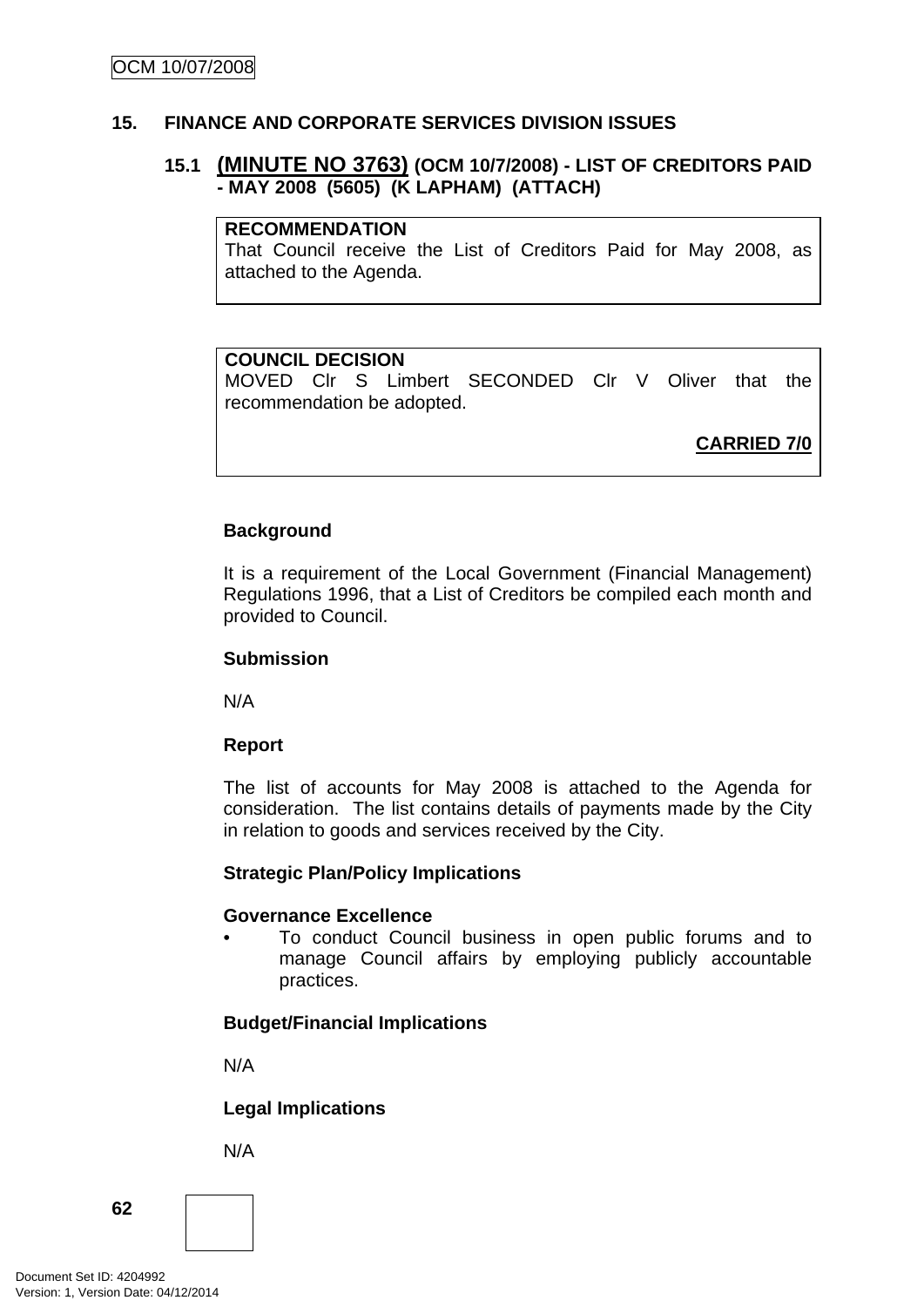## 15. FINANCE AND CORPORATE SERVICES DIVISION ISSUES

### 15.1 (MINUTE NO 3763) (OCM 10/7/2008) - LIST OF CREDITORS PAID - MAY 2008 (5605) (K LAPHAM) (ATTACH)

**RECOMMENDATION**
That Council receive the List of Creditors Paid for May 2008, as attached to the Agenda.

**COUNCIL DECISION**
MOVED Clr S Limbert SECONDED Clr V Oliver that the recommendation be adopted.

**CARRIED 7/0**

**Background**

It is a requirement of the Local Government (Financial Management) Regulations 1996, that a List of Creditors be compiled each month and provided to Council.

**Submission**

N/A

**Report**

The list of accounts for May 2008 is attached to the Agenda for consideration. The list contains details of payments made by the City in relation to goods and services received by the City.

**Strategic Plan/Policy Implications**

**Governance Excellence**

- To conduct Council business in open public forums and to manage Council affairs by employing publicly accountable practices.

**Budget/Financial Implications**

N/A

**Legal Implications**

N/A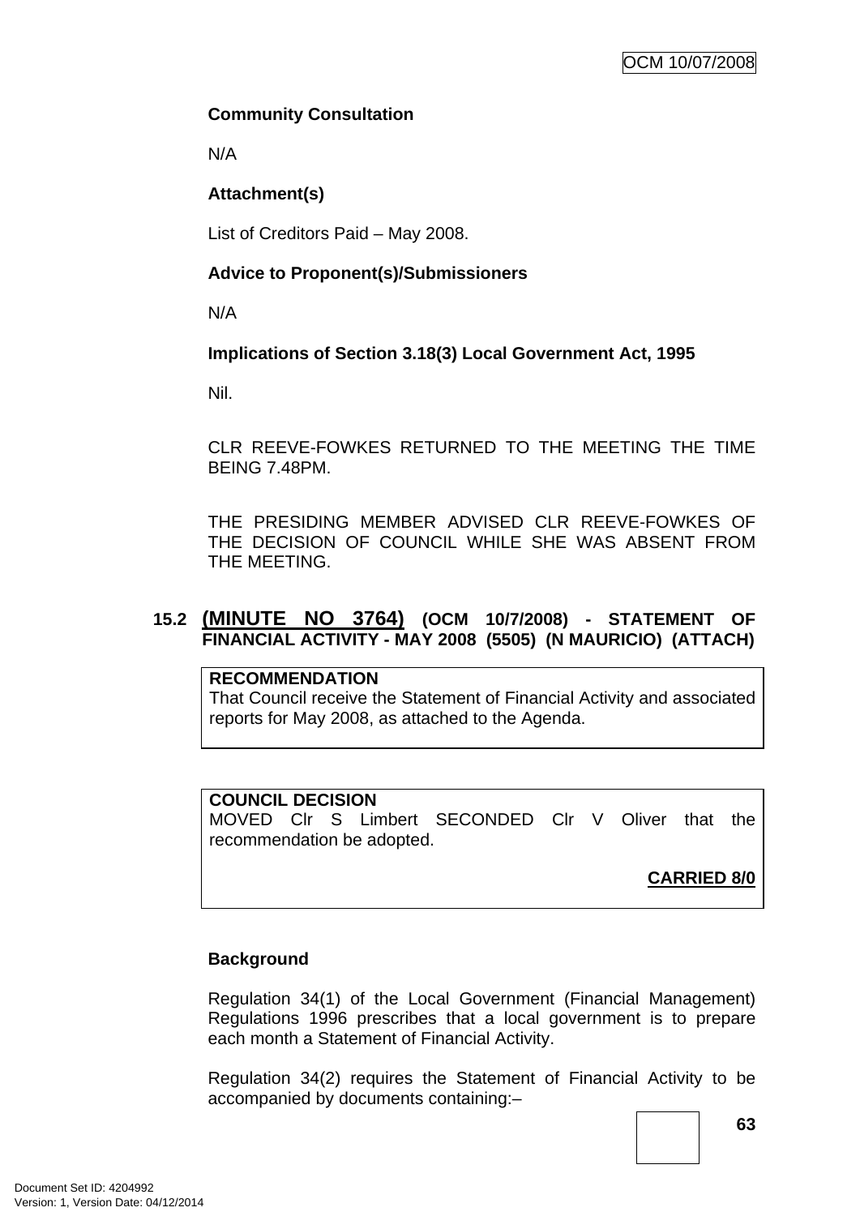**Community Consultation**

N/A

**Attachment(s)**

List of Creditors Paid – May 2008.

**Advice to Proponent(s)/Submissioners**

N/A

**Implications of Section 3.18(3) Local Government Act, 1995**

Nil.

CLR REEVE-FOWKES RETURNED TO THE MEETING THE TIME BEING 7.48PM.

THE PRESIDING MEMBER ADVISED CLR REEVE-FOWKES OF THE DECISION OF COUNCIL WHILE SHE WAS ABSENT FROM THE MEETING.

## 15.2 (MINUTE NO 3764) (OCM 10/7/2008) - STATEMENT OF FINANCIAL ACTIVITY - MAY 2008 (5505) (N MAURICIO) (ATTACH)

**RECOMMENDATION**
That Council receive the Statement of Financial Activity and associated reports for May 2008, as attached to the Agenda.

**COUNCIL DECISION**
MOVED Clr S Limbert SECONDED Clr V Oliver that the recommendation be adopted.

**CARRIED 8/0**

**Background**

Regulation 34(1) of the Local Government (Financial Management) Regulations 1996 prescribes that a local government is to prepare each month a Statement of Financial Activity.

Regulation 34(2) requires the Statement of Financial Activity to be accompanied by documents containing:–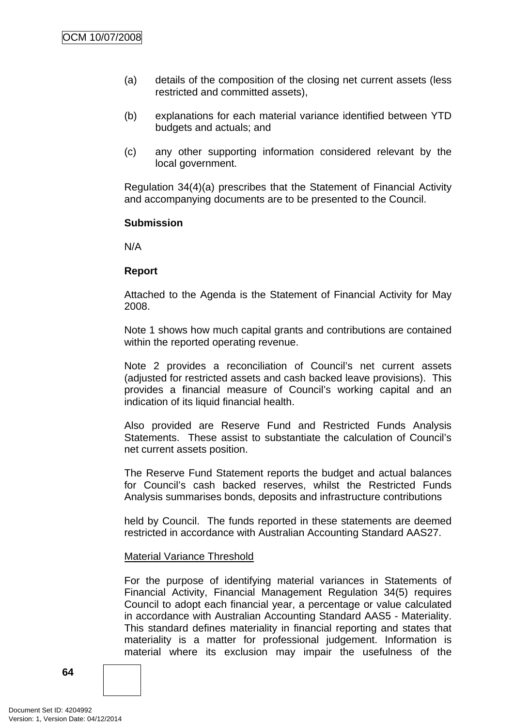(a) details of the composition of the closing net current assets (less restricted and committed assets),

(b) explanations for each material variance identified between YTD budgets and actuals; and

(c) any other supporting information considered relevant by the local government.

Regulation 34(4)(a) prescribes that the Statement of Financial Activity and accompanying documents are to be presented to the Council.

**Submission**

N/A

**Report**

Attached to the Agenda is the Statement of Financial Activity for May 2008.

Note 1 shows how much capital grants and contributions are contained within the reported operating revenue.

Note 2 provides a reconciliation of Council's net current assets (adjusted for restricted assets and cash backed leave provisions). This provides a financial measure of Council's working capital and an indication of its liquid financial health.

Also provided are Reserve Fund and Restricted Funds Analysis Statements. These assist to substantiate the calculation of Council's net current assets position.

The Reserve Fund Statement reports the budget and actual balances for Council's cash backed reserves, whilst the Restricted Funds Analysis summarises bonds, deposits and infrastructure contributions held by Council. The funds reported in these statements are deemed restricted in accordance with Australian Accounting Standard AAS27.

<u>Material Variance Threshold</u>

For the purpose of identifying material variances in Statements of Financial Activity, Financial Management Regulation 34(5) requires Council to adopt each financial year, a percentage or value calculated in accordance with Australian Accounting Standard AAS5 - Materiality. This standard defines materiality in financial reporting and states that materiality is a matter for professional judgement. Information is material where its exclusion may impair the usefulness of the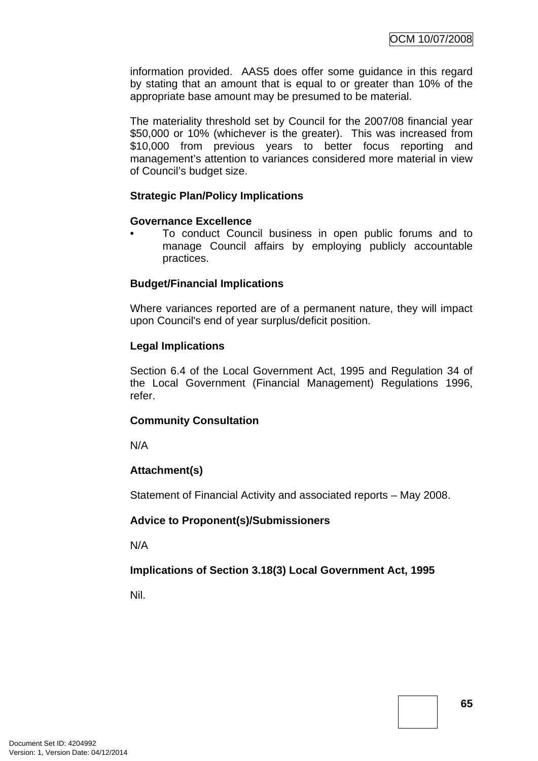information provided. AAS5 does offer some guidance in this regard by stating that an amount that is equal to or greater than 10% of the appropriate base amount may be presumed to be material.

The materiality threshold set by Council for the 2007/08 financial year $50,000 or 10% (whichever is the greater). This was increased from $10,000 from previous years to better focus reporting and management's attention to variances considered more material in view of Council's budget size.

**Strategic Plan/Policy Implications**

**Governance Excellence**

- To conduct Council business in open public forums and to manage Council affairs by employing publicly accountable practices.

**Budget/Financial Implications**

Where variances reported are of a permanent nature, they will impact upon Council's end of year surplus/deficit position.

**Legal Implications**

Section 6.4 of the Local Government Act, 1995 and Regulation 34 of the Local Government (Financial Management) Regulations 1996, refer.

**Community Consultation**

N/A

**Attachment(s)**

Statement of Financial Activity and associated reports – May 2008.

**Advice to Proponent(s)/Submissioners**

N/A

**Implications of Section 3.18(3) Local Government Act, 1995**

Nil.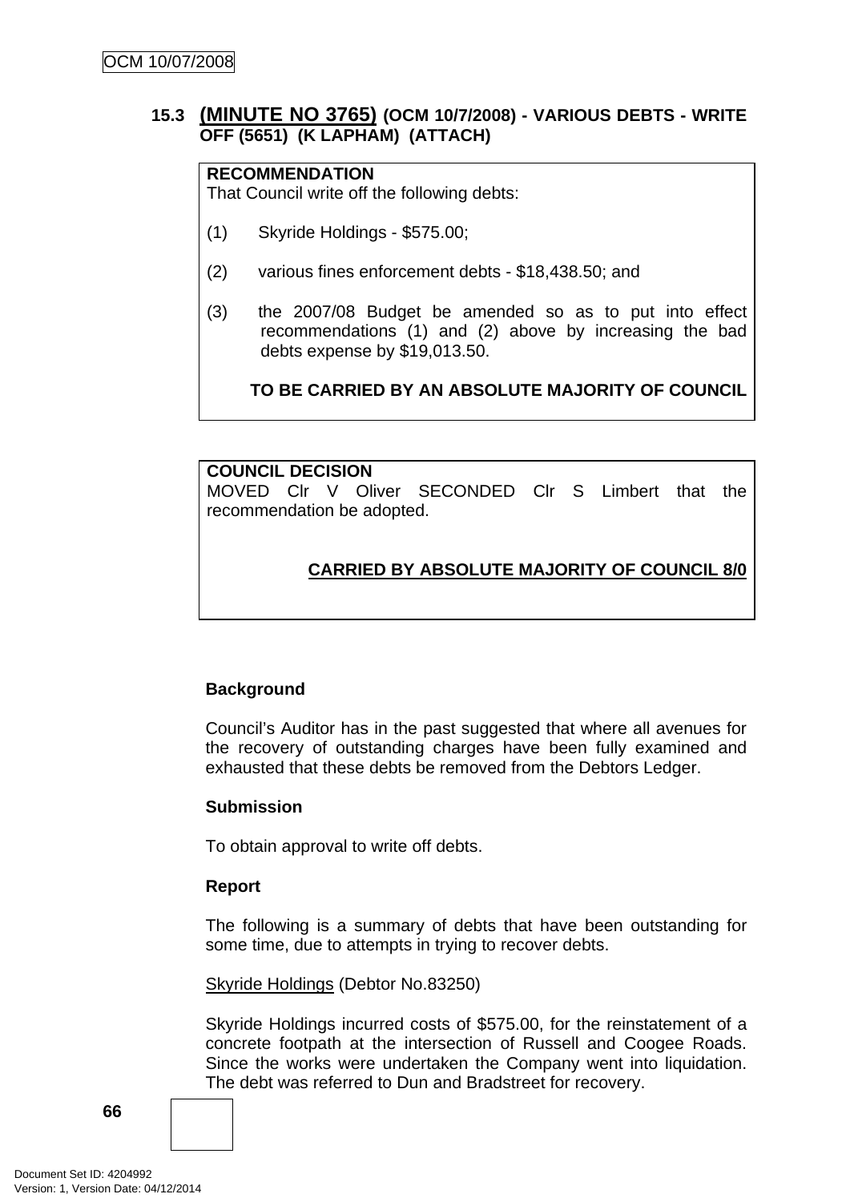### 15.3 (MINUTE NO 3765) (OCM 10/7/2008) - VARIOUS DEBTS - WRITE OFF (5651) (K LAPHAM) (ATTACH)

**RECOMMENDATION**
That Council write off the following debts:

(1) Skyride Holdings - $575.00;

(2) various fines enforcement debts - $18,438.50; and

(3) the 2007/08 Budget be amended so as to put into effect recommendations (1) and (2) above by increasing the bad debts expense by $19,013.50.

**TO BE CARRIED BY AN ABSOLUTE MAJORITY OF COUNCIL**

**COUNCIL DECISION**
MOVED Clr V Oliver SECONDED Clr S Limbert that the recommendation be adopted.

**CARRIED BY ABSOLUTE MAJORITY OF COUNCIL 8/0**

**Background**

Council's Auditor has in the past suggested that where all avenues for the recovery of outstanding charges have been fully examined and exhausted that these debts be removed from the Debtors Ledger.

**Submission**

To obtain approval to write off debts.

**Report**

The following is a summary of debts that have been outstanding for some time, due to attempts in trying to recover debts.

Skyride Holdings (Debtor No.83250)

Skyride Holdings incurred costs of $575.00, for the reinstatement of a concrete footpath at the intersection of Russell and Coogee Roads. Since the works were undertaken the Company went into liquidation. The debt was referred to Dun and Bradstreet for recovery.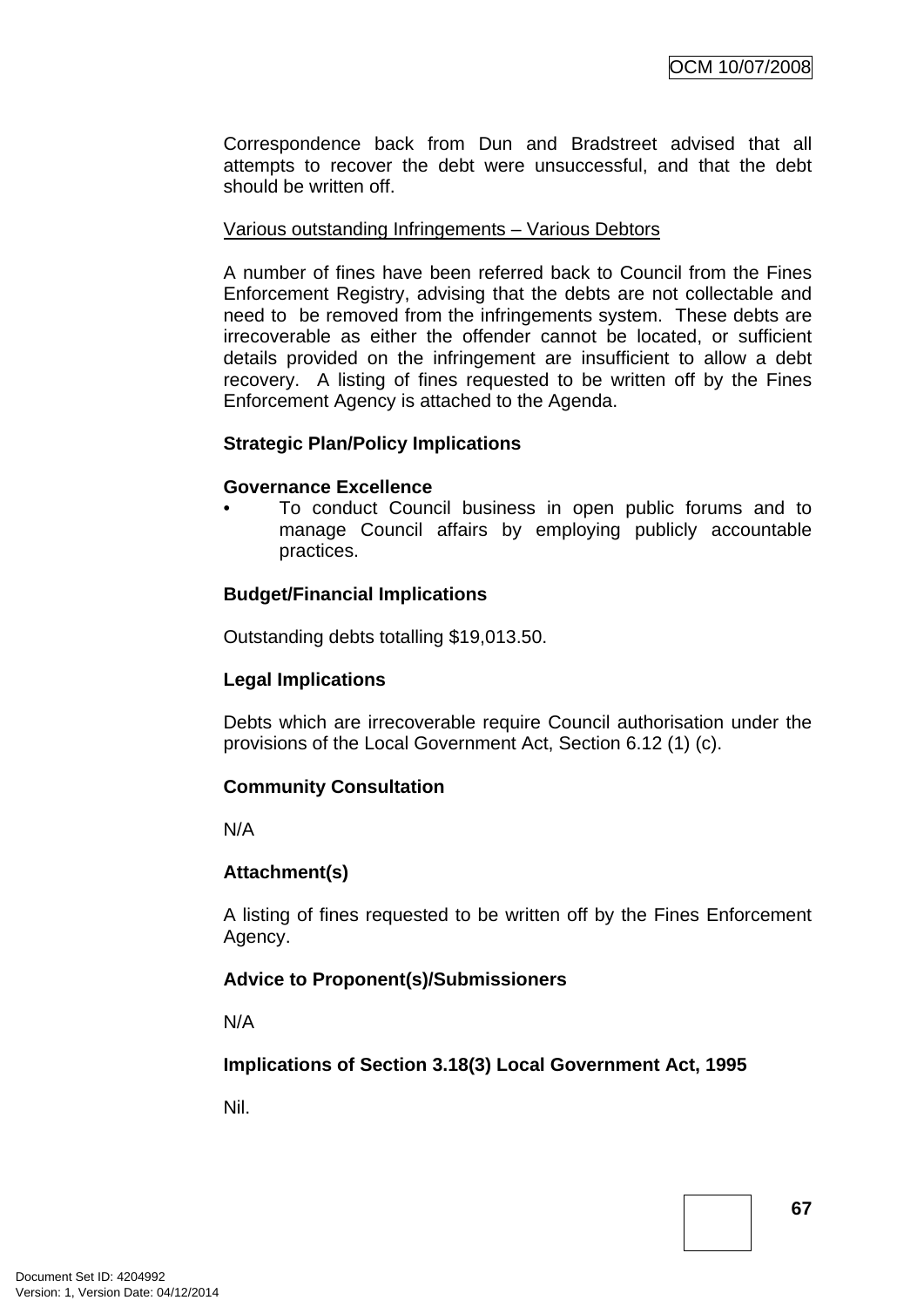Correspondence back from Dun and Bradstreet advised that all attempts to recover the debt were unsuccessful, and that the debt should be written off.

Various outstanding Infringements – Various Debtors

A number of fines have been referred back to Council from the Fines Enforcement Registry, advising that the debts are not collectable and need to be removed from the infringements system. These debts are irrecoverable as either the offender cannot be located, or sufficient details provided on the infringement are insufficient to allow a debt recovery. A listing of fines requested to be written off by the Fines Enforcement Agency is attached to the Agenda.

**Strategic Plan/Policy Implications**

**Governance Excellence**

- To conduct Council business in open public forums and to manage Council affairs by employing publicly accountable practices.

**Budget/Financial Implications**

Outstanding debts totalling $19,013.50.

**Legal Implications**

Debts which are irrecoverable require Council authorisation under the provisions of the Local Government Act, Section 6.12 (1) (c).

**Community Consultation**

N/A

**Attachment(s)**

A listing of fines requested to be written off by the Fines Enforcement Agency.

**Advice to Proponent(s)/Submissioners**

N/A

**Implications of Section 3.18(3) Local Government Act, 1995**

Nil.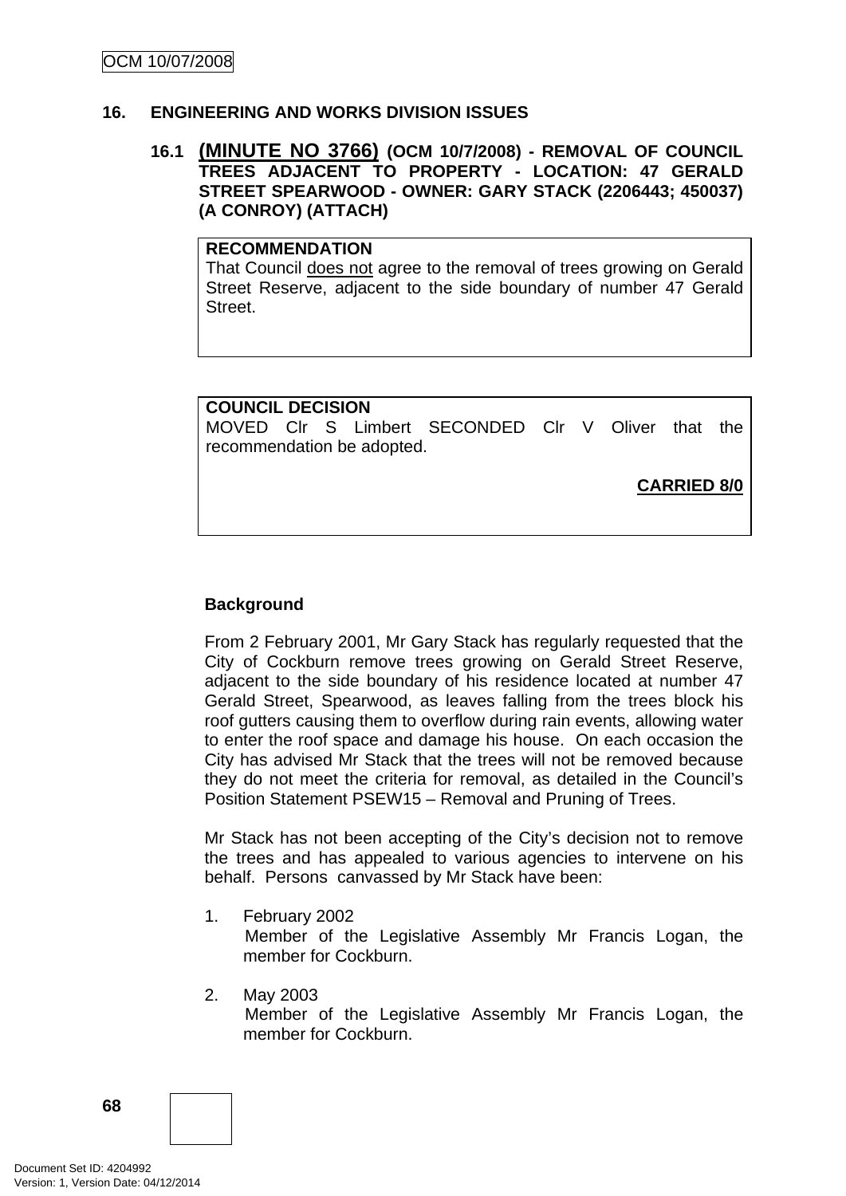## 16. ENGINEERING AND WORKS DIVISION ISSUES

### 16.1 (MINUTE NO 3766) (OCM 10/7/2008) - REMOVAL OF COUNCIL TREES ADJACENT TO PROPERTY - LOCATION: 47 GERALD STREET SPEARWOOD - OWNER: GARY STACK (2206443; 450037) (A CONROY) (ATTACH)

**RECOMMENDATION**
That Council does not agree to the removal of trees growing on Gerald Street Reserve, adjacent to the side boundary of number 47 Gerald Street.

**COUNCIL DECISION**
MOVED Clr S Limbert SECONDED Clr V Oliver that the recommendation be adopted.

**CARRIED 8/0**

**Background**

From 2 February 2001, Mr Gary Stack has regularly requested that the City of Cockburn remove trees growing on Gerald Street Reserve, adjacent to the side boundary of his residence located at number 47 Gerald Street, Spearwood, as leaves falling from the trees block his roof gutters causing them to overflow during rain events, allowing water to enter the roof space and damage his house. On each occasion the City has advised Mr Stack that the trees will not be removed because they do not meet the criteria for removal, as detailed in the Council's Position Statement PSEW15 – Removal and Pruning of Trees.

Mr Stack has not been accepting of the City's decision not to remove the trees and has appealed to various agencies to intervene on his behalf. Persons canvassed by Mr Stack have been:

1. February 2002
   Member of the Legislative Assembly Mr Francis Logan, the member for Cockburn.

2. May 2003
   Member of the Legislative Assembly Mr Francis Logan, the member for Cockburn.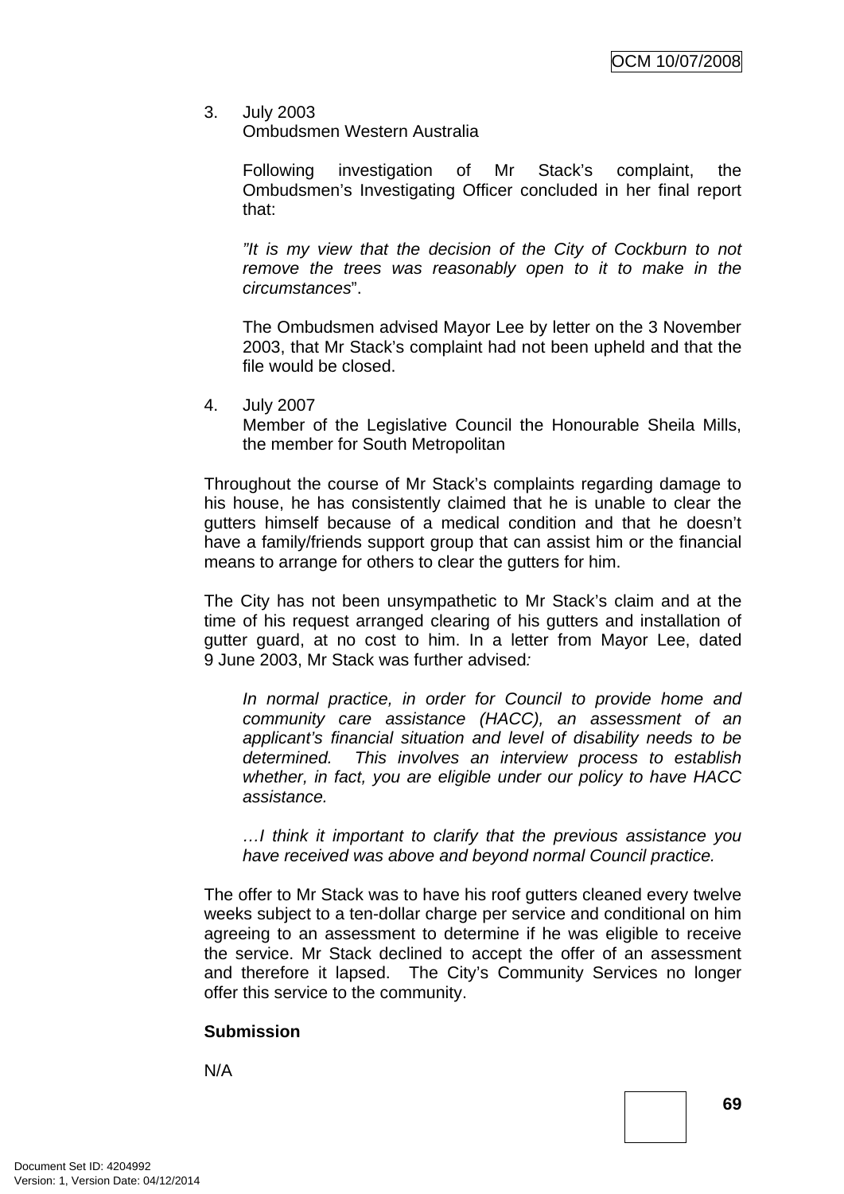3. July 2003
   Ombudsmen Western Australia

   Following investigation of Mr Stack's complaint, the Ombudsmen's Investigating Officer concluded in her final report that:

   *"It is my view that the decision of the City of Cockburn to not remove the trees was reasonably open to it to make in the circumstances*".

   The Ombudsmen advised Mayor Lee by letter on the 3 November 2003, that Mr Stack's complaint had not been upheld and that the file would be closed.

4. July 2007
   Member of the Legislative Council the Honourable Sheila Mills, the member for South Metropolitan

Throughout the course of Mr Stack's complaints regarding damage to his house, he has consistently claimed that he is unable to clear the gutters himself because of a medical condition and that he doesn't have a family/friends support group that can assist him or the financial means to arrange for others to clear the gutters for him.

The City has not been unsympathetic to Mr Stack's claim and at the time of his request arranged clearing of his gutters and installation of gutter guard, at no cost to him. In a letter from Mayor Lee, dated 9 June 2003, Mr Stack was further advised*:*

> *In normal practice, in order for Council to provide home and community care assistance (HACC), an assessment of an applicant's financial situation and level of disability needs to be determined. This involves an interview process to establish whether, in fact, you are eligible under our policy to have HACC assistance.*
>
> *…I think it important to clarify that the previous assistance you have received was above and beyond normal Council practice.*

The offer to Mr Stack was to have his roof gutters cleaned every twelve weeks subject to a ten-dollar charge per service and conditional on him agreeing to an assessment to determine if he was eligible to receive the service. Mr Stack declined to accept the offer of an assessment and therefore it lapsed. The City's Community Services no longer offer this service to the community.

**Submission**

N/A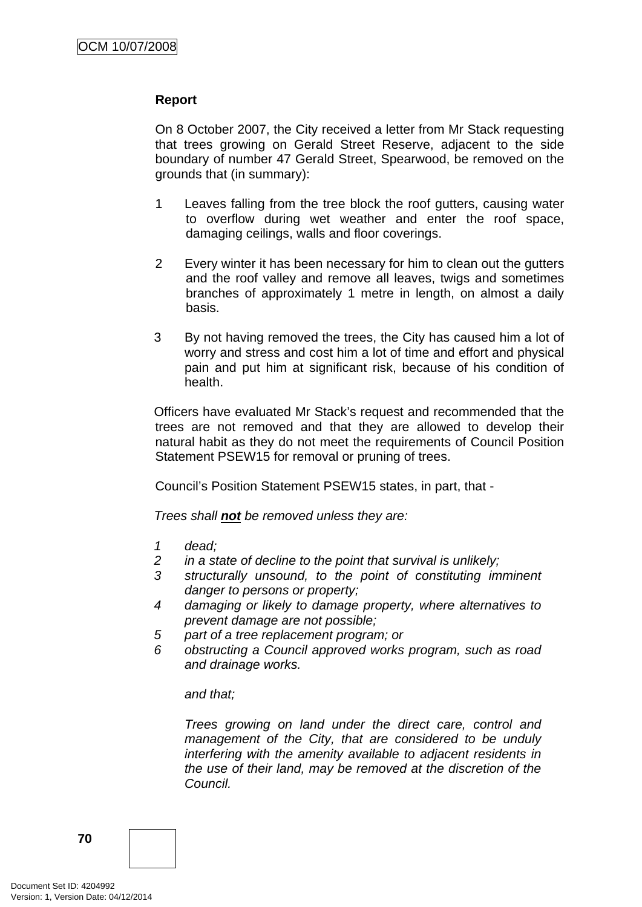**Report**

On 8 October 2007, the City received a letter from Mr Stack requesting that trees growing on Gerald Street Reserve, adjacent to the side boundary of number 47 Gerald Street, Spearwood, be removed on the grounds that (in summary):

1. Leaves falling from the tree block the roof gutters, causing water to overflow during wet weather and enter the roof space, damaging ceilings, walls and floor coverings.

2. Every winter it has been necessary for him to clean out the gutters and the roof valley and remove all leaves, twigs and sometimes branches of approximately 1 metre in length, on almost a daily basis.

3. By not having removed the trees, the City has caused him a lot of worry and stress and cost him a lot of time and effort and physical pain and put him at significant risk, because of his condition of health.

Officers have evaluated Mr Stack's request and recommended that the trees are not removed and that they are allowed to develop their natural habit as they do not meet the requirements of Council Position Statement PSEW15 for removal or pruning of trees.

Council's Position Statement PSEW15 states, in part, that -

*Trees shall* ***not*** *be removed unless they are:*

1. *dead;*
2. *in a state of decline to the point that survival is unlikely;*
3. *structurally unsound, to the point of constituting imminent danger to persons or property;*
4. *damaging or likely to damage property, where alternatives to prevent damage are not possible;*
5. *part of a tree replacement program; or*
6. *obstructing a Council approved works program, such as road and drainage works.*

*and that;*

*Trees growing on land under the direct care, control and management of the City, that are considered to be unduly interfering with the amenity available to adjacent residents in the use of their land, may be removed at the discretion of the Council.*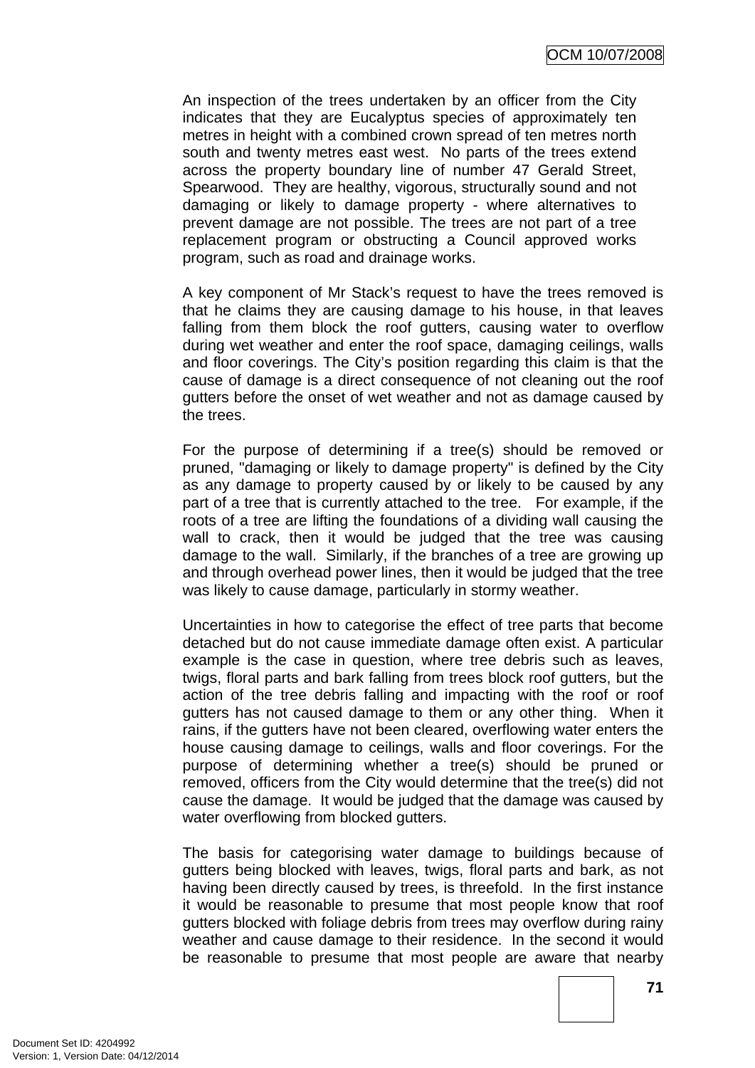An inspection of the trees undertaken by an officer from the City indicates that they are Eucalyptus species of approximately ten metres in height with a combined crown spread of ten metres north south and twenty metres east west. No parts of the trees extend across the property boundary line of number 47 Gerald Street, Spearwood. They are healthy, vigorous, structurally sound and not damaging or likely to damage property - where alternatives to prevent damage are not possible. The trees are not part of a tree replacement program or obstructing a Council approved works program, such as road and drainage works.

A key component of Mr Stack's request to have the trees removed is that he claims they are causing damage to his house, in that leaves falling from them block the roof gutters, causing water to overflow during wet weather and enter the roof space, damaging ceilings, walls and floor coverings. The City's position regarding this claim is that the cause of damage is a direct consequence of not cleaning out the roof gutters before the onset of wet weather and not as damage caused by the trees.

For the purpose of determining if a tree(s) should be removed or pruned, "damaging or likely to damage property" is defined by the City as any damage to property caused by or likely to be caused by any part of a tree that is currently attached to the tree. For example, if the roots of a tree are lifting the foundations of a dividing wall causing the wall to crack, then it would be judged that the tree was causing damage to the wall. Similarly, if the branches of a tree are growing up and through overhead power lines, then it would be judged that the tree was likely to cause damage, particularly in stormy weather.

Uncertainties in how to categorise the effect of tree parts that become detached but do not cause immediate damage often exist. A particular example is the case in question, where tree debris such as leaves, twigs, floral parts and bark falling from trees block roof gutters, but the action of the tree debris falling and impacting with the roof or roof gutters has not caused damage to them or any other thing. When it rains, if the gutters have not been cleared, overflowing water enters the house causing damage to ceilings, walls and floor coverings. For the purpose of determining whether a tree(s) should be pruned or removed, officers from the City would determine that the tree(s) did not cause the damage. It would be judged that the damage was caused by water overflowing from blocked gutters.

The basis for categorising water damage to buildings because of gutters being blocked with leaves, twigs, floral parts and bark, as not having been directly caused by trees, is threefold. In the first instance it would be reasonable to presume that most people know that roof gutters blocked with foliage debris from trees may overflow during rainy weather and cause damage to their residence. In the second it would be reasonable to presume that most people are aware that nearby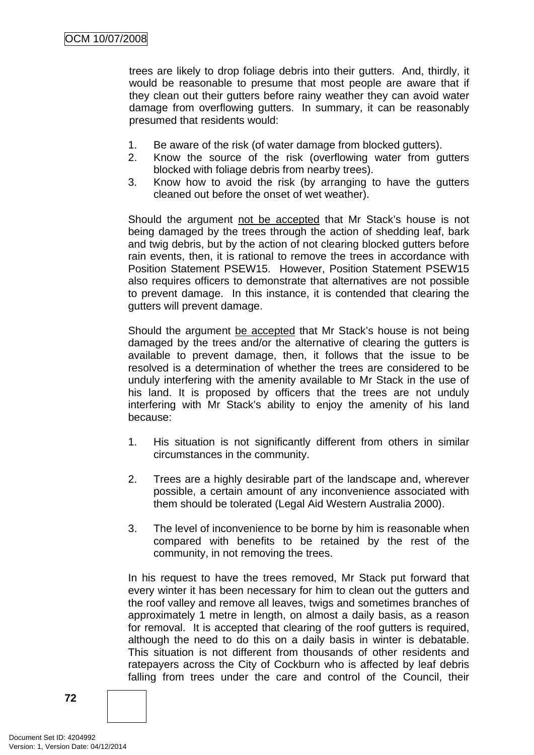trees are likely to drop foliage debris into their gutters. And, thirdly, it would be reasonable to presume that most people are aware that if they clean out their gutters before rainy weather they can avoid water damage from overflowing gutters. In summary, it can be reasonably presumed that residents would:

1. Be aware of the risk (of water damage from blocked gutters).
2. Know the source of the risk (overflowing water from gutters blocked with foliage debris from nearby trees).
3. Know how to avoid the risk (by arranging to have the gutters cleaned out before the onset of wet weather).

Should the argument <u>not be accepted</u> that Mr Stack's house is not being damaged by the trees through the action of shedding leaf, bark and twig debris, but by the action of not clearing blocked gutters before rain events, then, it is rational to remove the trees in accordance with Position Statement PSEW15. However, Position Statement PSEW15 also requires officers to demonstrate that alternatives are not possible to prevent damage. In this instance, it is contended that clearing the gutters will prevent damage.

Should the argument <u>be accepted</u> that Mr Stack's house is not being damaged by the trees and/or the alternative of clearing the gutters is available to prevent damage, then, it follows that the issue to be resolved is a determination of whether the trees are considered to be unduly interfering with the amenity available to Mr Stack in the use of his land. It is proposed by officers that the trees are not unduly interfering with Mr Stack's ability to enjoy the amenity of his land because:

1. His situation is not significantly different from others in similar circumstances in the community.

2. Trees are a highly desirable part of the landscape and, wherever possible, a certain amount of any inconvenience associated with them should be tolerated (Legal Aid Western Australia 2000).

3. The level of inconvenience to be borne by him is reasonable when compared with benefits to be retained by the rest of the community, in not removing the trees.

In his request to have the trees removed, Mr Stack put forward that every winter it has been necessary for him to clean out the gutters and the roof valley and remove all leaves, twigs and sometimes branches of approximately 1 metre in length, on almost a daily basis, as a reason for removal. It is accepted that clearing of the roof gutters is required, although the need to do this on a daily basis in winter is debatable. This situation is not different from thousands of other residents and ratepayers across the City of Cockburn who is affected by leaf debris falling from trees under the care and control of the Council, their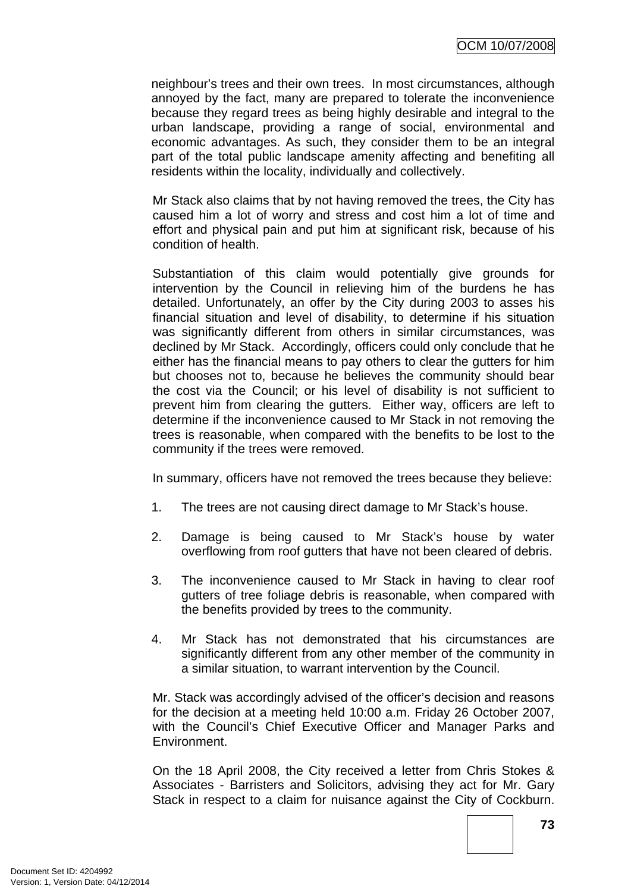neighbour's trees and their own trees. In most circumstances, although annoyed by the fact, many are prepared to tolerate the inconvenience because they regard trees as being highly desirable and integral to the urban landscape, providing a range of social, environmental and economic advantages. As such, they consider them to be an integral part of the total public landscape amenity affecting and benefiting all residents within the locality, individually and collectively.

Mr Stack also claims that by not having removed the trees, the City has caused him a lot of worry and stress and cost him a lot of time and effort and physical pain and put him at significant risk, because of his condition of health.

Substantiation of this claim would potentially give grounds for intervention by the Council in relieving him of the burdens he has detailed. Unfortunately, an offer by the City during 2003 to asses his financial situation and level of disability, to determine if his situation was significantly different from others in similar circumstances, was declined by Mr Stack. Accordingly, officers could only conclude that he either has the financial means to pay others to clear the gutters for him but chooses not to, because he believes the community should bear the cost via the Council; or his level of disability is not sufficient to prevent him from clearing the gutters. Either way, officers are left to determine if the inconvenience caused to Mr Stack in not removing the trees is reasonable, when compared with the benefits to be lost to the community if the trees were removed.

In summary, officers have not removed the trees because they believe:

1. The trees are not causing direct damage to Mr Stack's house.

2. Damage is being caused to Mr Stack's house by water overflowing from roof gutters that have not been cleared of debris.

3. The inconvenience caused to Mr Stack in having to clear roof gutters of tree foliage debris is reasonable, when compared with the benefits provided by trees to the community.

4. Mr Stack has not demonstrated that his circumstances are significantly different from any other member of the community in a similar situation, to warrant intervention by the Council.

Mr. Stack was accordingly advised of the officer's decision and reasons for the decision at a meeting held 10:00 a.m. Friday 26 October 2007, with the Council's Chief Executive Officer and Manager Parks and Environment.

On the 18 April 2008, the City received a letter from Chris Stokes & Associates - Barristers and Solicitors, advising they act for Mr. Gary Stack in respect to a claim for nuisance against the City of Cockburn.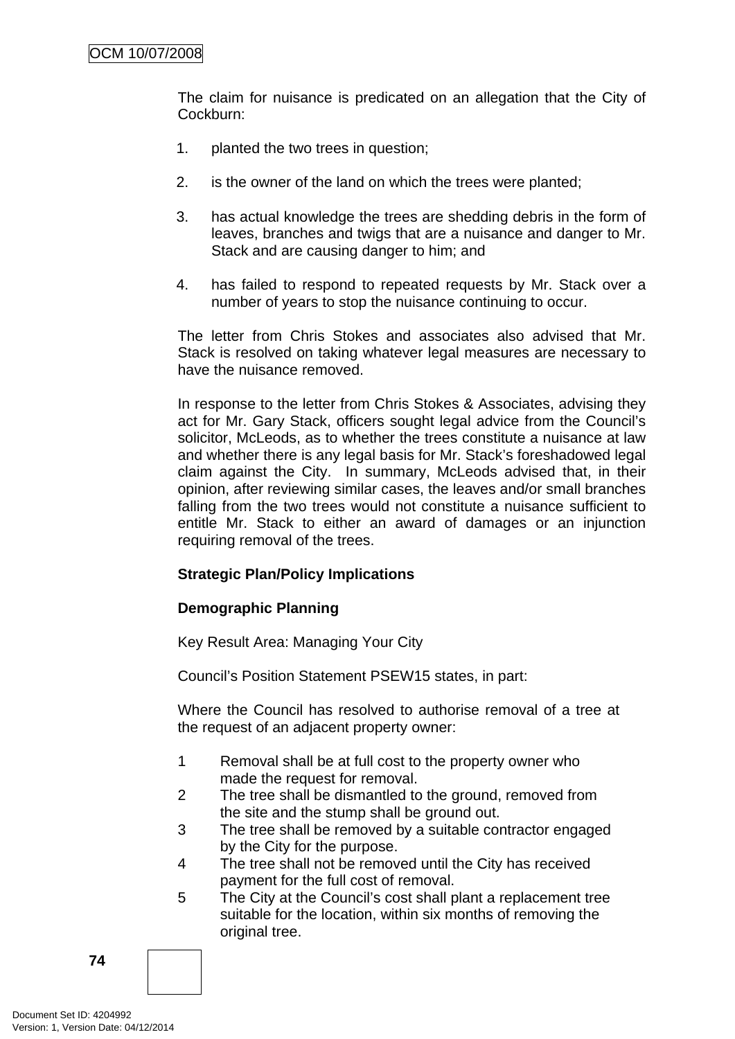The claim for nuisance is predicated on an allegation that the City of Cockburn:

1. planted the two trees in question;

2. is the owner of the land on which the trees were planted;

3. has actual knowledge the trees are shedding debris in the form of leaves, branches and twigs that are a nuisance and danger to Mr. Stack and are causing danger to him; and

4. has failed to respond to repeated requests by Mr. Stack over a number of years to stop the nuisance continuing to occur.

The letter from Chris Stokes and associates also advised that Mr. Stack is resolved on taking whatever legal measures are necessary to have the nuisance removed.

In response to the letter from Chris Stokes & Associates, advising they act for Mr. Gary Stack, officers sought legal advice from the Council's solicitor, McLeods, as to whether the trees constitute a nuisance at law and whether there is any legal basis for Mr. Stack's foreshadowed legal claim against the City. In summary, McLeods advised that, in their opinion, after reviewing similar cases, the leaves and/or small branches falling from the two trees would not constitute a nuisance sufficient to entitle Mr. Stack to either an award of damages or an injunction requiring removal of the trees.

**Strategic Plan/Policy Implications**

**Demographic Planning**

Key Result Area: Managing Your City

Council's Position Statement PSEW15 states, in part:

Where the Council has resolved to authorise removal of a tree at the request of an adjacent property owner:

1 Removal shall be at full cost to the property owner who made the request for removal.
2 The tree shall be dismantled to the ground, removed from the site and the stump shall be ground out.
3 The tree shall be removed by a suitable contractor engaged by the City for the purpose.
4 The tree shall not be removed until the City has received payment for the full cost of removal.
5 The City at the Council's cost shall plant a replacement tree suitable for the location, within six months of removing the original tree.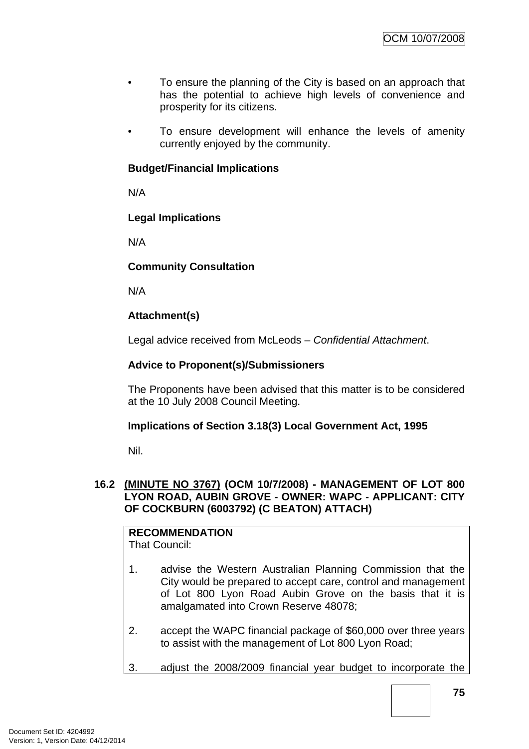- To ensure the planning of the City is based on an approach that has the potential to achieve high levels of convenience and prosperity for its citizens.

- To ensure development will enhance the levels of amenity currently enjoyed by the community.

**Budget/Financial Implications**

N/A

**Legal Implications**

N/A

**Community Consultation**

N/A

**Attachment(s)**

Legal advice received from McLeods – *Confidential Attachment*.

**Advice to Proponent(s)/Submissioners**

The Proponents have been advised that this matter is to be considered at the 10 July 2008 Council Meeting.

**Implications of Section 3.18(3) Local Government Act, 1995**

Nil.

### 16.2 (MINUTE NO 3767) (OCM 10/7/2008) - MANAGEMENT OF LOT 800 LYON ROAD, AUBIN GROVE - OWNER: WAPC - APPLICANT: CITY OF COCKBURN (6003792) (C BEATON) ATTACH)

**RECOMMENDATION**
That Council:

1. advise the Western Australian Planning Commission that the City would be prepared to accept care, control and management of Lot 800 Lyon Road Aubin Grove on the basis that it is amalgamated into Crown Reserve 48078;

2. accept the WAPC financial package of $60,000 over three years to assist with the management of Lot 800 Lyon Road;

3. adjust the 2008/2009 financial year budget to incorporate the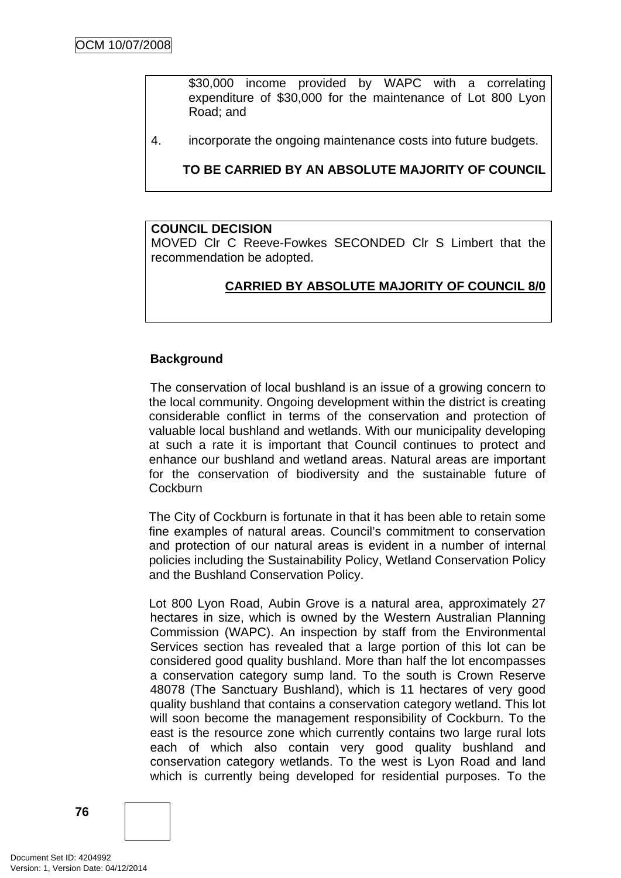$30,000 income provided by WAPC with a correlating expenditure of $30,000 for the maintenance of Lot 800 Lyon Road; and

4. incorporate the ongoing maintenance costs into future budgets.

**TO BE CARRIED BY AN ABSOLUTE MAJORITY OF COUNCIL**

**COUNCIL DECISION**
MOVED Clr C Reeve-Fowkes SECONDED Clr S Limbert that the recommendation be adopted.

**CARRIED BY ABSOLUTE MAJORITY OF COUNCIL 8/0**

**Background**

The conservation of local bushland is an issue of a growing concern to the local community. Ongoing development within the district is creating considerable conflict in terms of the conservation and protection of valuable local bushland and wetlands. With our municipality developing at such a rate it is important that Council continues to protect and enhance our bushland and wetland areas. Natural areas are important for the conservation of biodiversity and the sustainable future of Cockburn

The City of Cockburn is fortunate in that it has been able to retain some fine examples of natural areas. Council's commitment to conservation and protection of our natural areas is evident in a number of internal policies including the Sustainability Policy, Wetland Conservation Policy and the Bushland Conservation Policy.

Lot 800 Lyon Road, Aubin Grove is a natural area, approximately 27 hectares in size, which is owned by the Western Australian Planning Commission (WAPC). An inspection by staff from the Environmental Services section has revealed that a large portion of this lot can be considered good quality bushland. More than half the lot encompasses a conservation category sump land. To the south is Crown Reserve 48078 (The Sanctuary Bushland), which is 11 hectares of very good quality bushland that contains a conservation category wetland. This lot will soon become the management responsibility of Cockburn. To the east is the resource zone which currently contains two large rural lots each of which also contain very good quality bushland and conservation category wetlands. To the west is Lyon Road and land which is currently being developed for residential purposes. To the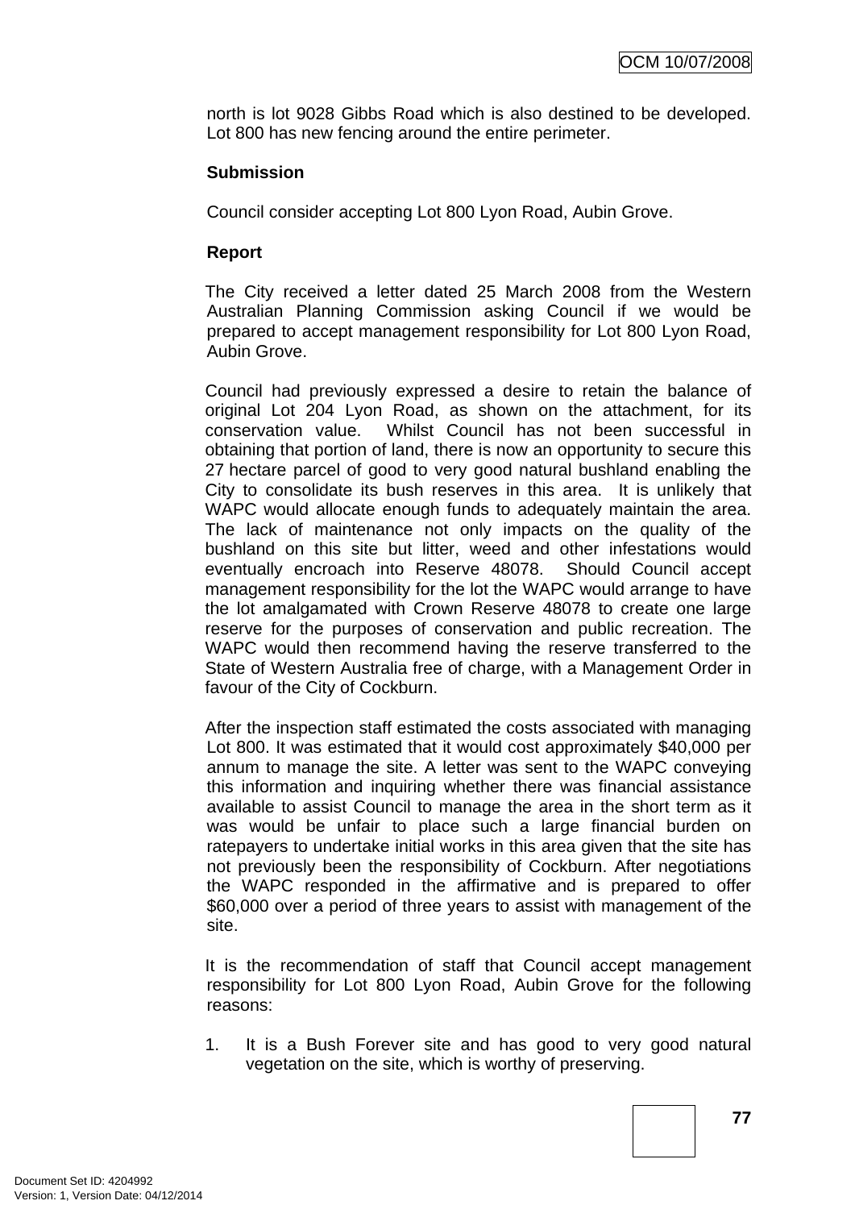north is lot 9028 Gibbs Road which is also destined to be developed. Lot 800 has new fencing around the entire perimeter.

**Submission**

Council consider accepting Lot 800 Lyon Road, Aubin Grove.

**Report**

The City received a letter dated 25 March 2008 from the Western Australian Planning Commission asking Council if we would be prepared to accept management responsibility for Lot 800 Lyon Road, Aubin Grove.

Council had previously expressed a desire to retain the balance of original Lot 204 Lyon Road, as shown on the attachment, for its conservation value. Whilst Council has not been successful in obtaining that portion of land, there is now an opportunity to secure this 27 hectare parcel of good to very good natural bushland enabling the City to consolidate its bush reserves in this area. It is unlikely that WAPC would allocate enough funds to adequately maintain the area. The lack of maintenance not only impacts on the quality of the bushland on this site but litter, weed and other infestations would eventually encroach into Reserve 48078. Should Council accept management responsibility for the lot the WAPC would arrange to have the lot amalgamated with Crown Reserve 48078 to create one large reserve for the purposes of conservation and public recreation. The WAPC would then recommend having the reserve transferred to the State of Western Australia free of charge, with a Management Order in favour of the City of Cockburn.

After the inspection staff estimated the costs associated with managing Lot 800. It was estimated that it would cost approximately $40,000 per annum to manage the site. A letter was sent to the WAPC conveying this information and inquiring whether there was financial assistance available to assist Council to manage the area in the short term as it was would be unfair to place such a large financial burden on ratepayers to undertake initial works in this area given that the site has not previously been the responsibility of Cockburn. After negotiations the WAPC responded in the affirmative and is prepared to offer $60,000 over a period of three years to assist with management of the site.

It is the recommendation of staff that Council accept management responsibility for Lot 800 Lyon Road, Aubin Grove for the following reasons:

1. It is a Bush Forever site and has good to very good natural vegetation on the site, which is worthy of preserving.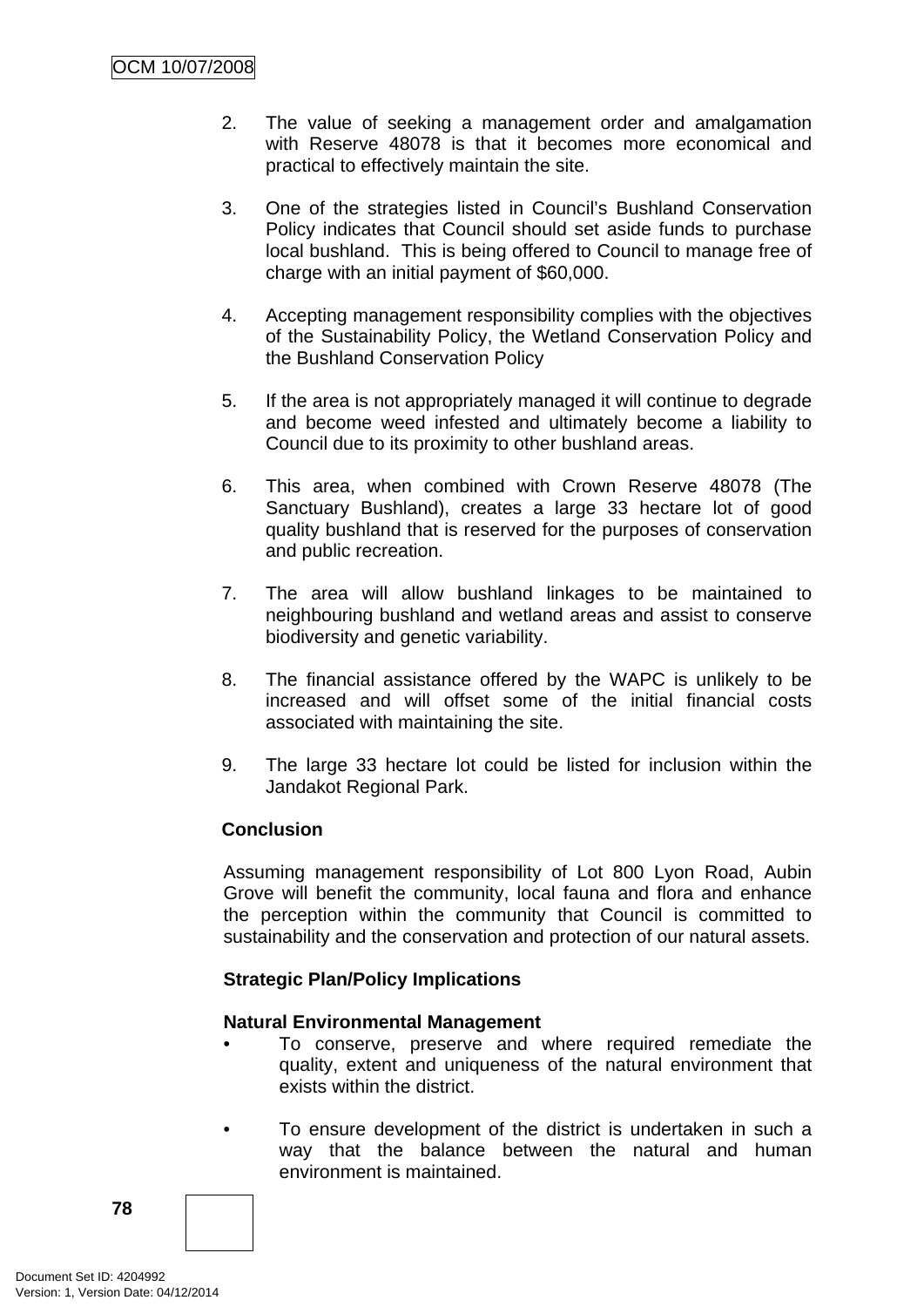2. The value of seeking a management order and amalgamation with Reserve 48078 is that it becomes more economical and practical to effectively maintain the site.

3. One of the strategies listed in Council's Bushland Conservation Policy indicates that Council should set aside funds to purchase local bushland. This is being offered to Council to manage free of charge with an initial payment of $60,000.

4. Accepting management responsibility complies with the objectives of the Sustainability Policy, the Wetland Conservation Policy and the Bushland Conservation Policy

5. If the area is not appropriately managed it will continue to degrade and become weed infested and ultimately become a liability to Council due to its proximity to other bushland areas.

6. This area, when combined with Crown Reserve 48078 (The Sanctuary Bushland), creates a large 33 hectare lot of good quality bushland that is reserved for the purposes of conservation and public recreation.

7. The area will allow bushland linkages to be maintained to neighbouring bushland and wetland areas and assist to conserve biodiversity and genetic variability.

8. The financial assistance offered by the WAPC is unlikely to be increased and will offset some of the initial financial costs associated with maintaining the site.

9. The large 33 hectare lot could be listed for inclusion within the Jandakot Regional Park.

**Conclusion**

Assuming management responsibility of Lot 800 Lyon Road, Aubin Grove will benefit the community, local fauna and flora and enhance the perception within the community that Council is committed to sustainability and the conservation and protection of our natural assets.

**Strategic Plan/Policy Implications**

**Natural Environmental Management**

- To conserve, preserve and where required remediate the quality, extent and uniqueness of the natural environment that exists within the district.

- To ensure development of the district is undertaken in such a way that the balance between the natural and human environment is maintained.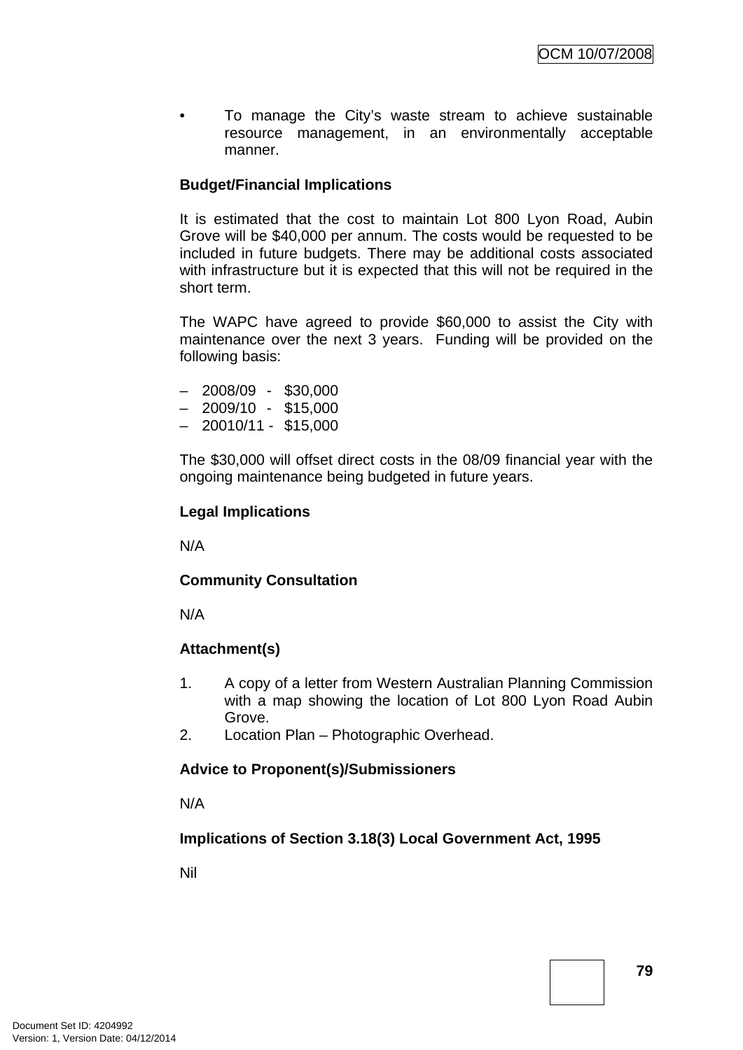- To manage the City's waste stream to achieve sustainable resource management, in an environmentally acceptable manner.

**Budget/Financial Implications**

It is estimated that the cost to maintain Lot 800 Lyon Road, Aubin Grove will be $40,000 per annum. The costs would be requested to be included in future budgets. There may be additional costs associated with infrastructure but it is expected that this will not be required in the short term.

The WAPC have agreed to provide $60,000 to assist the City with maintenance over the next 3 years. Funding will be provided on the following basis:

- 2008/09 - $30,000
- 2009/10 - $15,000
- 20010/11 - $15,000

The $30,000 will offset direct costs in the 08/09 financial year with the ongoing maintenance being budgeted in future years.

**Legal Implications**

N/A

**Community Consultation**

N/A

**Attachment(s)**

1. A copy of a letter from Western Australian Planning Commission with a map showing the location of Lot 800 Lyon Road Aubin Grove.
2. Location Plan – Photographic Overhead.

**Advice to Proponent(s)/Submissioners**

N/A

**Implications of Section 3.18(3) Local Government Act, 1995**

Nil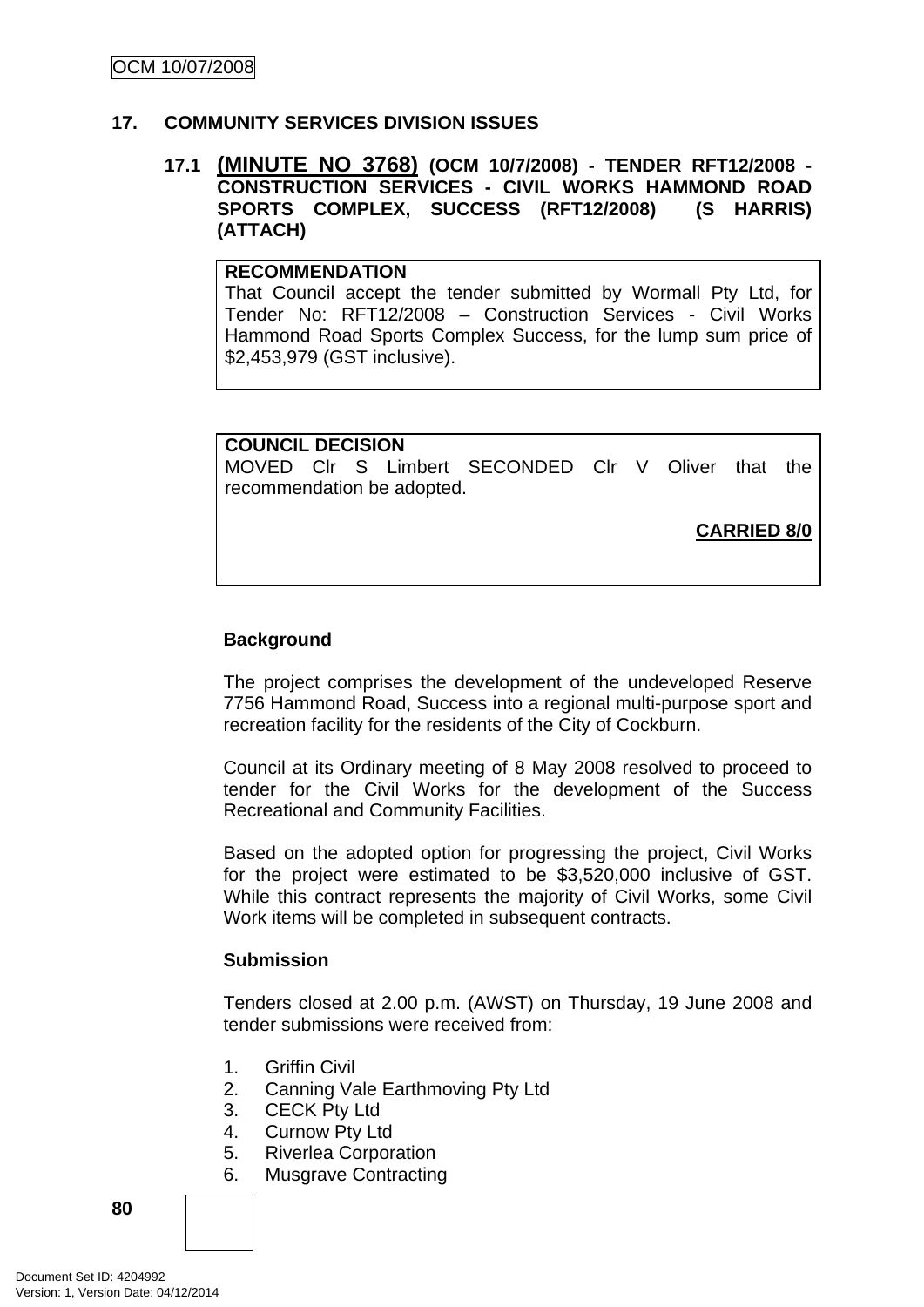## 17. COMMUNITY SERVICES DIVISION ISSUES

### 17.1 (MINUTE NO 3768) (OCM 10/7/2008) - TENDER RFT12/2008 - CONSTRUCTION SERVICES - CIVIL WORKS HAMMOND ROAD SPORTS COMPLEX, SUCCESS (RFT12/2008) (S HARRIS) (ATTACH)

**RECOMMENDATION**
That Council accept the tender submitted by Wormall Pty Ltd, for Tender No: RFT12/2008 – Construction Services - Civil Works Hammond Road Sports Complex Success, for the lump sum price of $2,453,979 (GST inclusive).

**COUNCIL DECISION**
MOVED Clr S Limbert SECONDED Clr V Oliver that the recommendation be adopted.

**CARRIED 8/0**

**Background**

The project comprises the development of the undeveloped Reserve 7756 Hammond Road, Success into a regional multi-purpose sport and recreation facility for the residents of the City of Cockburn.

Council at its Ordinary meeting of 8 May 2008 resolved to proceed to tender for the Civil Works for the development of the Success Recreational and Community Facilities.

Based on the adopted option for progressing the project, Civil Works for the project were estimated to be $3,520,000 inclusive of GST. While this contract represents the majority of Civil Works, some Civil Work items will be completed in subsequent contracts.

**Submission**

Tenders closed at 2.00 p.m. (AWST) on Thursday, 19 June 2008 and tender submissions were received from:

1. Griffin Civil
2. Canning Vale Earthmoving Pty Ltd
3. CECK Pty Ltd
4. Curnow Pty Ltd
5. Riverlea Corporation
6. Musgrave Contracting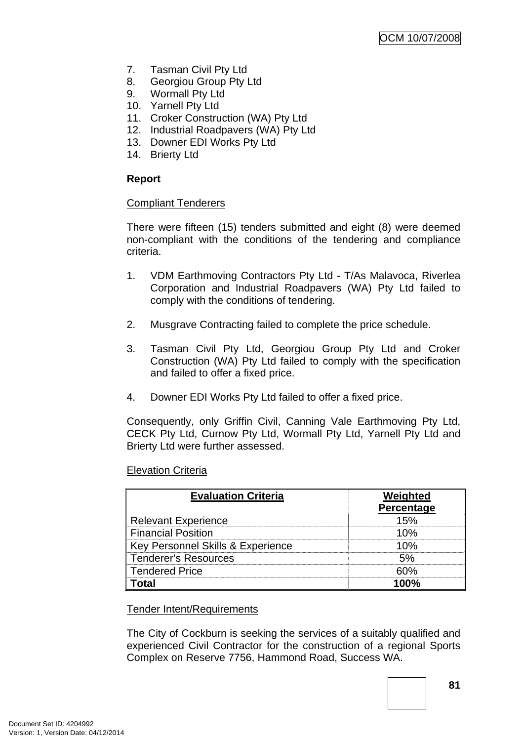7. Tasman Civil Pty Ltd
8. Georgiou Group Pty Ltd
9. Wormall Pty Ltd
10. Yarnell Pty Ltd
11. Croker Construction (WA) Pty Ltd
12. Industrial Roadpavers (WA) Pty Ltd
13. Downer EDI Works Pty Ltd
14. Brierty Ltd

**Report**

Compliant Tenderers

There were fifteen (15) tenders submitted and eight (8) were deemed non-compliant with the conditions of the tendering and compliance criteria.

1. VDM Earthmoving Contractors Pty Ltd - T/As Malavoca, Riverlea Corporation and Industrial Roadpavers (WA) Pty Ltd failed to comply with the conditions of tendering.

2. Musgrave Contracting failed to complete the price schedule.

3. Tasman Civil Pty Ltd, Georgiou Group Pty Ltd and Croker Construction (WA) Pty Ltd failed to comply with the specification and failed to offer a fixed price.

4. Downer EDI Works Pty Ltd failed to offer a fixed price.

Consequently, only Griffin Civil, Canning Vale Earthmoving Pty Ltd, CECK Pty Ltd, Curnow Pty Ltd, Wormall Pty Ltd, Yarnell Pty Ltd and Brierty Ltd were further assessed.

Elevation Criteria

| Evaluation Criteria | Weighted Percentage |
|---|---|
| Relevant Experience | 15% |
| Financial Position | 10% |
| Key Personnel Skills & Experience | 10% |
| Tenderer's Resources | 5% |
| Tendered Price | 60% |
| **Total** | **100%** |

Tender Intent/Requirements

The City of Cockburn is seeking the services of a suitably qualified and experienced Civil Contractor for the construction of a regional Sports Complex on Reserve 7756, Hammond Road, Success WA.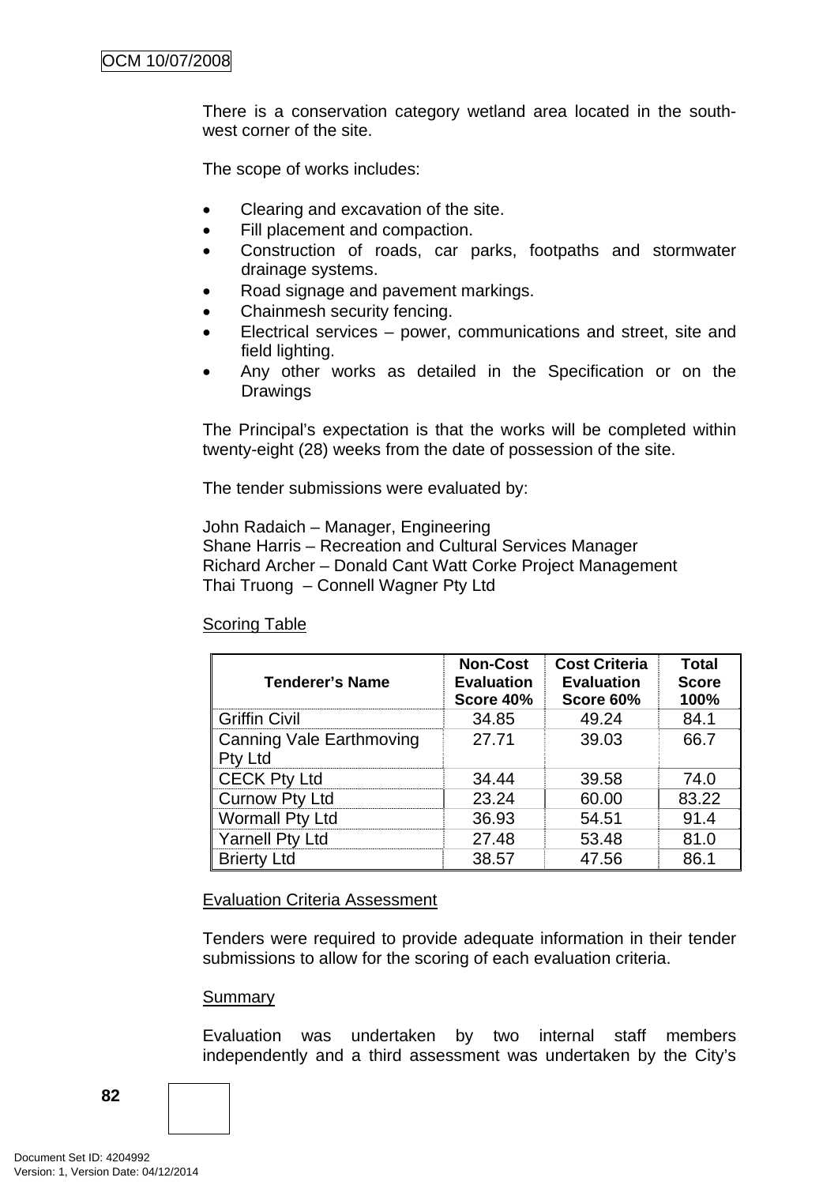There is a conservation category wetland area located in the south-west corner of the site.

The scope of works includes:

- Clearing and excavation of the site.
- Fill placement and compaction.
- Construction of roads, car parks, footpaths and stormwater drainage systems.
- Road signage and pavement markings.
- Chainmesh security fencing.
- Electrical services – power, communications and street, site and field lighting.
- Any other works as detailed in the Specification or on the Drawings

The Principal's expectation is that the works will be completed within twenty-eight (28) weeks from the date of possession of the site.

The tender submissions were evaluated by:

John Radaich – Manager, Engineering
Shane Harris – Recreation and Cultural Services Manager
Richard Archer – Donald Cant Watt Corke Project Management
Thai Truong – Connell Wagner Pty Ltd

<u>Scoring Table</u>

| Tenderer's Name | Non-Cost Evaluation Score 40% | Cost Criteria Evaluation Score 60% | Total Score 100% |
|---|---|---|---|
| Griffin Civil | 34.85 | 49.24 | 84.1 |
| Canning Vale Earthmoving Pty Ltd | 27.71 | 39.03 | 66.7 |
| CECK Pty Ltd | 34.44 | 39.58 | 74.0 |
| Curnow Pty Ltd | 23.24 | 60.00 | 83.22 |
| Wormall Pty Ltd | 36.93 | 54.51 | 91.4 |
| Yarnell Pty Ltd | 27.48 | 53.48 | 81.0 |
| Brierty Ltd | 38.57 | 47.56 | 86.1 |

<u>Evaluation Criteria Assessment</u>

Tenders were required to provide adequate information in their tender submissions to allow for the scoring of each evaluation criteria.

<u>Summary</u>

Evaluation was undertaken by two internal staff members independently and a third assessment was undertaken by the City's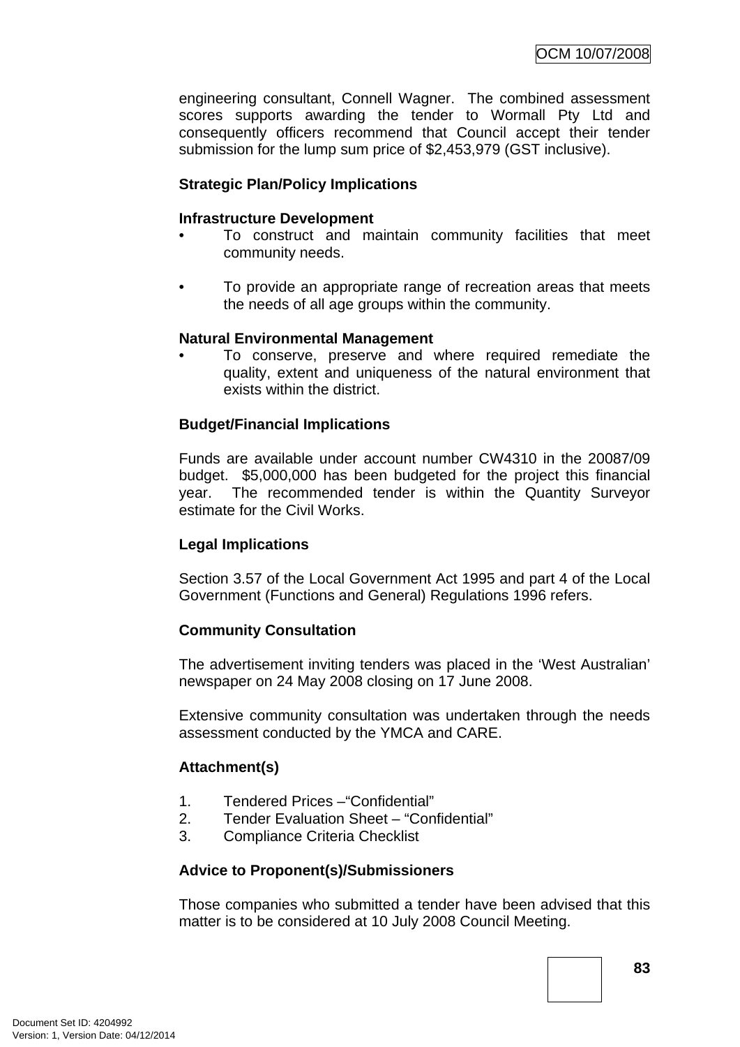engineering consultant, Connell Wagner. The combined assessment scores supports awarding the tender to Wormall Pty Ltd and consequently officers recommend that Council accept their tender submission for the lump sum price of $2,453,979 (GST inclusive).

**Strategic Plan/Policy Implications**

**Infrastructure Development**

- To construct and maintain community facilities that meet community needs.

- To provide an appropriate range of recreation areas that meets the needs of all age groups within the community.

**Natural Environmental Management**

- To conserve, preserve and where required remediate the quality, extent and uniqueness of the natural environment that exists within the district.

**Budget/Financial Implications**

Funds are available under account number CW4310 in the 20087/09 budget. $5,000,000 has been budgeted for the project this financial year. The recommended tender is within the Quantity Surveyor estimate for the Civil Works.

**Legal Implications**

Section 3.57 of the Local Government Act 1995 and part 4 of the Local Government (Functions and General) Regulations 1996 refers.

**Community Consultation**

The advertisement inviting tenders was placed in the 'West Australian' newspaper on 24 May 2008 closing on 17 June 2008.

Extensive community consultation was undertaken through the needs assessment conducted by the YMCA and CARE.

**Attachment(s)**

1. Tendered Prices –"Confidential"
2. Tender Evaluation Sheet – "Confidential"
3. Compliance Criteria Checklist

**Advice to Proponent(s)/Submissioners**

Those companies who submitted a tender have been advised that this matter is to be considered at 10 July 2008 Council Meeting.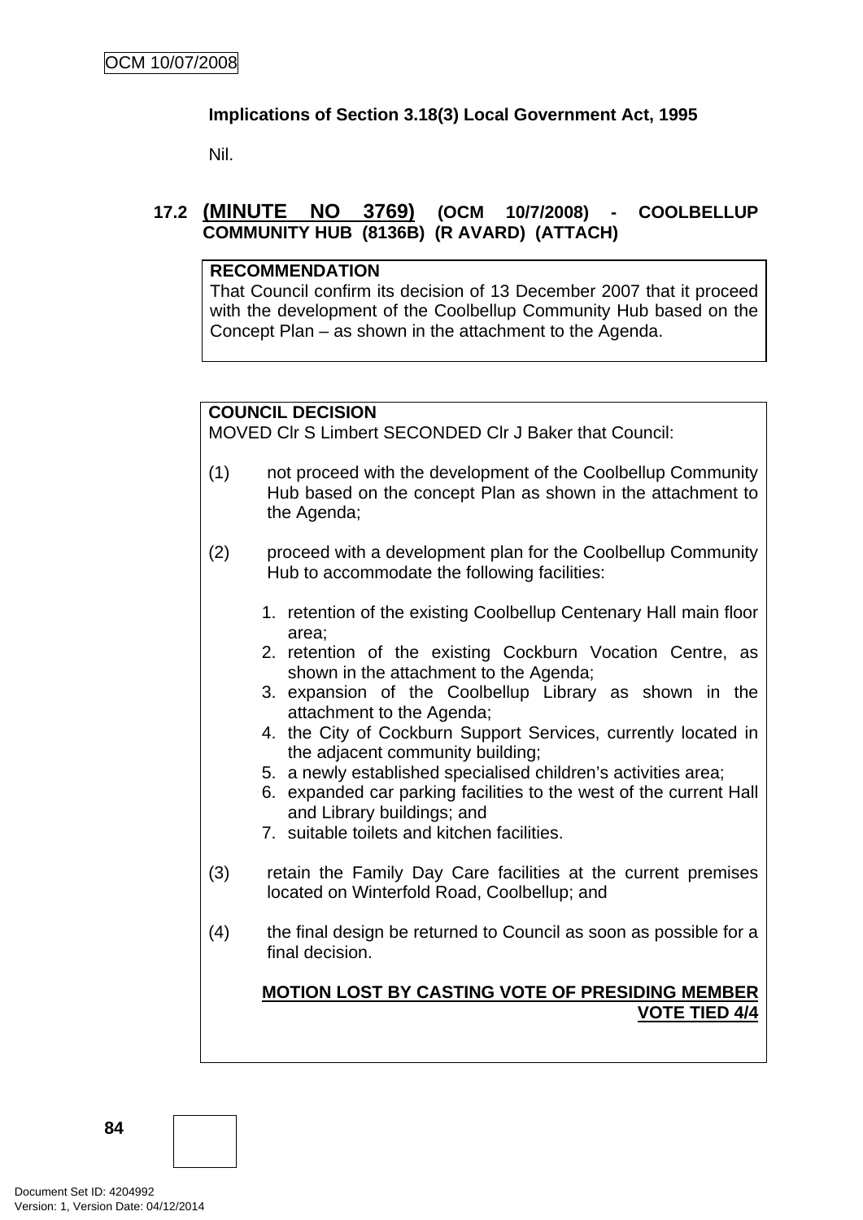**Implications of Section 3.18(3) Local Government Act, 1995**

Nil.

**17.2 (MINUTE NO 3769) (OCM 10/7/2008) - COOLBELLUP COMMUNITY HUB (8136B) (R AVARD) (ATTACH)**

**RECOMMENDATION**
That Council confirm its decision of 13 December 2007 that it proceed with the development of the Coolbellup Community Hub based on the Concept Plan – as shown in the attachment to the Agenda.

**COUNCIL DECISION**
MOVED Clr S Limbert SECONDED Clr J Baker that Council:

(1) not proceed with the development of the Coolbellup Community Hub based on the concept Plan as shown in the attachment to the Agenda;

(2) proceed with a development plan for the Coolbellup Community Hub to accommodate the following facilities:

1. retention of the existing Coolbellup Centenary Hall main floor area;
2. retention of the existing Cockburn Vocation Centre, as shown in the attachment to the Agenda;
3. expansion of the Coolbellup Library as shown in the attachment to the Agenda;
4. the City of Cockburn Support Services, currently located in the adjacent community building;
5. a newly established specialised children's activities area;
6. expanded car parking facilities to the west of the current Hall and Library buildings; and
7. suitable toilets and kitchen facilities.

(3) retain the Family Day Care facilities at the current premises located on Winterfold Road, Coolbellup; and

(4) the final design be returned to Council as soon as possible for a final decision.

**MOTION LOST BY CASTING VOTE OF PRESIDING MEMBER**
**VOTE TIED 4/4**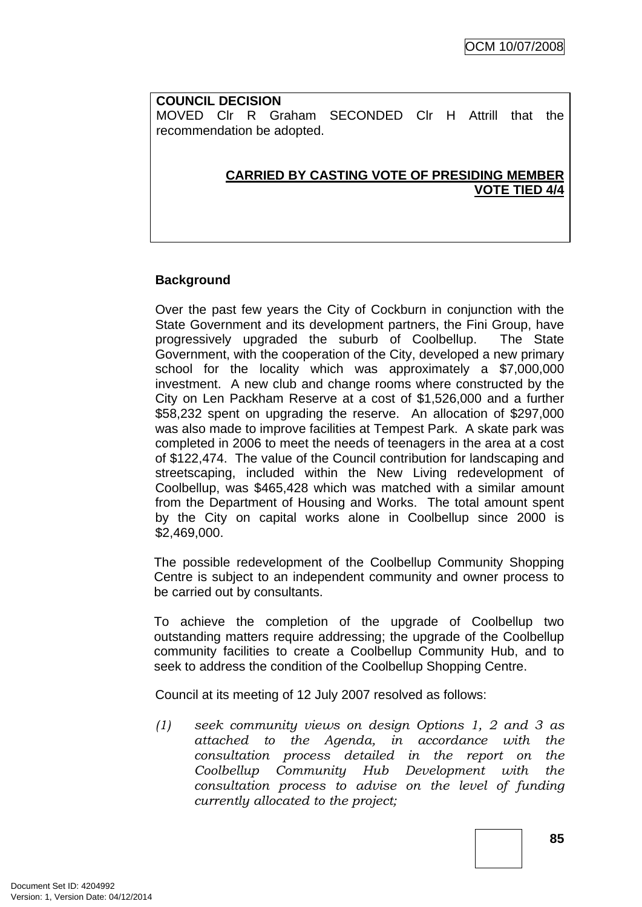**COUNCIL DECISION**
MOVED Clr R Graham SECONDED Clr H Attrill that the recommendation be adopted.

**CARRIED BY CASTING VOTE OF PRESIDING MEMBER**
**VOTE TIED 4/4**

**Background**

Over the past few years the City of Cockburn in conjunction with the State Government and its development partners, the Fini Group, have progressively upgraded the suburb of Coolbellup. The State Government, with the cooperation of the City, developed a new primary school for the locality which was approximately a $7,000,000 investment. A new club and change rooms where constructed by the City on Len Packham Reserve at a cost of $1,526,000 and a further $58,232 spent on upgrading the reserve. An allocation of $297,000 was also made to improve facilities at Tempest Park. A skate park was completed in 2006 to meet the needs of teenagers in the area at a cost of $122,474. The value of the Council contribution for landscaping and streetscaping, included within the New Living redevelopment of Coolbellup, was $465,428 which was matched with a similar amount from the Department of Housing and Works. The total amount spent by the City on capital works alone in Coolbellup since 2000 is $2,469,000.

The possible redevelopment of the Coolbellup Community Shopping Centre is subject to an independent community and owner process to be carried out by consultants.

To achieve the completion of the upgrade of Coolbellup two outstanding matters require addressing; the upgrade of the Coolbellup community facilities to create a Coolbellup Community Hub, and to seek to address the condition of the Coolbellup Shopping Centre.

Council at its meeting of 12 July 2007 resolved as follows:

(1) *seek community views on design Options 1, 2 and 3 as attached to the Agenda, in accordance with the consultation process detailed in the report on the Coolbellup Community Hub Development with the consultation process to advise on the level of funding currently allocated to the project;*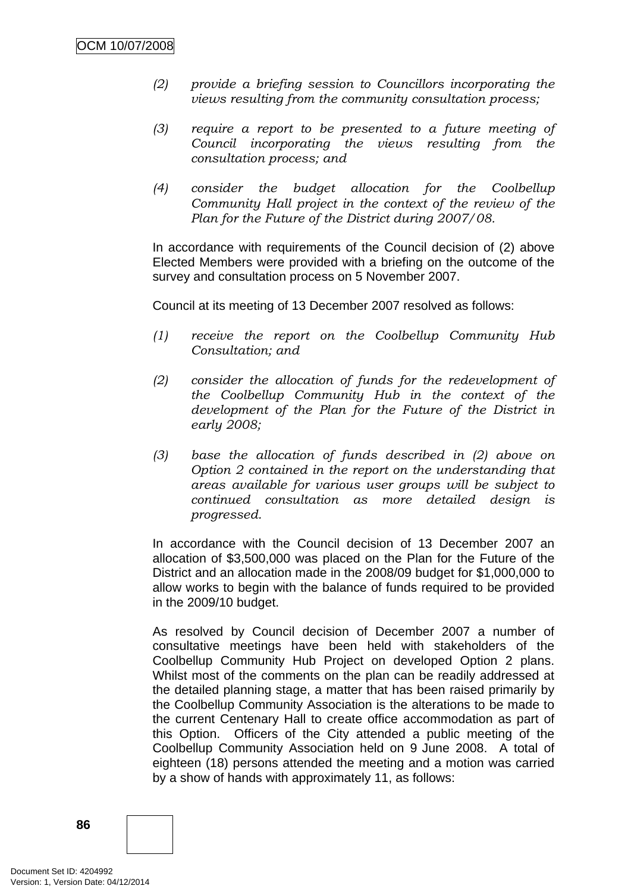*(2) provide a briefing session to Councillors incorporating the views resulting from the community consultation process;*

*(3) require a report to be presented to a future meeting of Council incorporating the views resulting from the consultation process; and*

*(4) consider the budget allocation for the Coolbellup Community Hall project in the context of the review of the Plan for the Future of the District during 2007/08.*

In accordance with requirements of the Council decision of (2) above Elected Members were provided with a briefing on the outcome of the survey and consultation process on 5 November 2007.

Council at its meeting of 13 December 2007 resolved as follows:

*(1) receive the report on the Coolbellup Community Hub Consultation; and*

*(2) consider the allocation of funds for the redevelopment of the Coolbellup Community Hub in the context of the development of the Plan for the Future of the District in early 2008;*

*(3) base the allocation of funds described in (2) above on Option 2 contained in the report on the understanding that areas available for various user groups will be subject to continued consultation as more detailed design is progressed.*

In accordance with the Council decision of 13 December 2007 an allocation of $3,500,000 was placed on the Plan for the Future of the District and an allocation made in the 2008/09 budget for $1,000,000 to allow works to begin with the balance of funds required to be provided in the 2009/10 budget.

As resolved by Council decision of December 2007 a number of consultative meetings have been held with stakeholders of the Coolbellup Community Hub Project on developed Option 2 plans. Whilst most of the comments on the plan can be readily addressed at the detailed planning stage, a matter that has been raised primarily by the Coolbellup Community Association is the alterations to be made to the current Centenary Hall to create office accommodation as part of this Option. Officers of the City attended a public meeting of the Coolbellup Community Association held on 9 June 2008. A total of eighteen (18) persons attended the meeting and a motion was carried by a show of hands with approximately 11, as follows: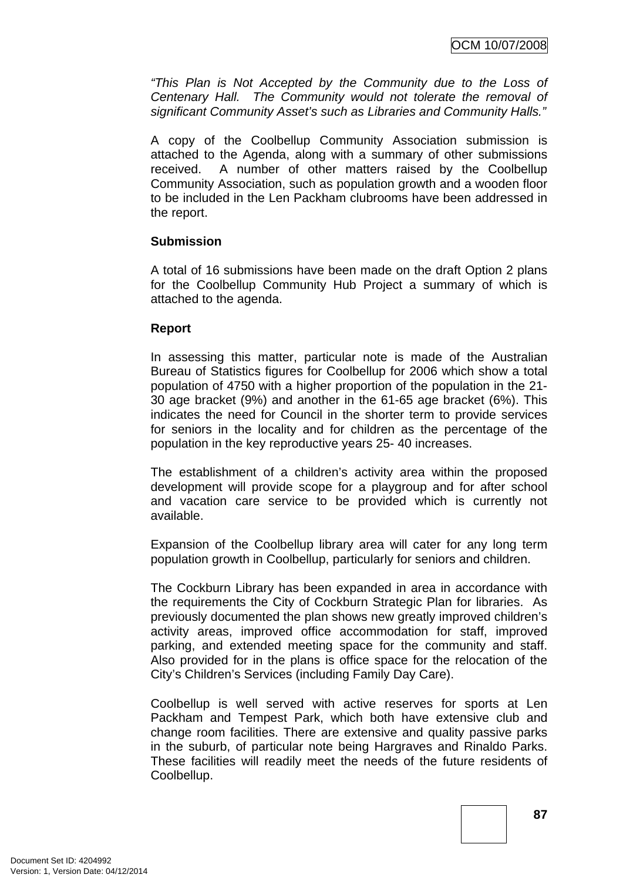*"This Plan is Not Accepted by the Community due to the Loss of Centenary Hall. The Community would not tolerate the removal of significant Community Asset's such as Libraries and Community Halls."*

A copy of the Coolbellup Community Association submission is attached to the Agenda, along with a summary of other submissions received. A number of other matters raised by the Coolbellup Community Association, such as population growth and a wooden floor to be included in the Len Packham clubrooms have been addressed in the report.

**Submission**

A total of 16 submissions have been made on the draft Option 2 plans for the Coolbellup Community Hub Project a summary of which is attached to the agenda.

**Report**

In assessing this matter, particular note is made of the Australian Bureau of Statistics figures for Coolbellup for 2006 which show a total population of 4750 with a higher proportion of the population in the 21-30 age bracket (9%) and another in the 61-65 age bracket (6%). This indicates the need for Council in the shorter term to provide services for seniors in the locality and for children as the percentage of the population in the key reproductive years 25- 40 increases.

The establishment of a children's activity area within the proposed development will provide scope for a playgroup and for after school and vacation care service to be provided which is currently not available.

Expansion of the Coolbellup library area will cater for any long term population growth in Coolbellup, particularly for seniors and children.

The Cockburn Library has been expanded in area in accordance with the requirements the City of Cockburn Strategic Plan for libraries. As previously documented the plan shows new greatly improved children's activity areas, improved office accommodation for staff, improved parking, and extended meeting space for the community and staff. Also provided for in the plans is office space for the relocation of the City's Children's Services (including Family Day Care).

Coolbellup is well served with active reserves for sports at Len Packham and Tempest Park, which both have extensive club and change room facilities. There are extensive and quality passive parks in the suburb, of particular note being Hargraves and Rinaldo Parks. These facilities will readily meet the needs of the future residents of Coolbellup.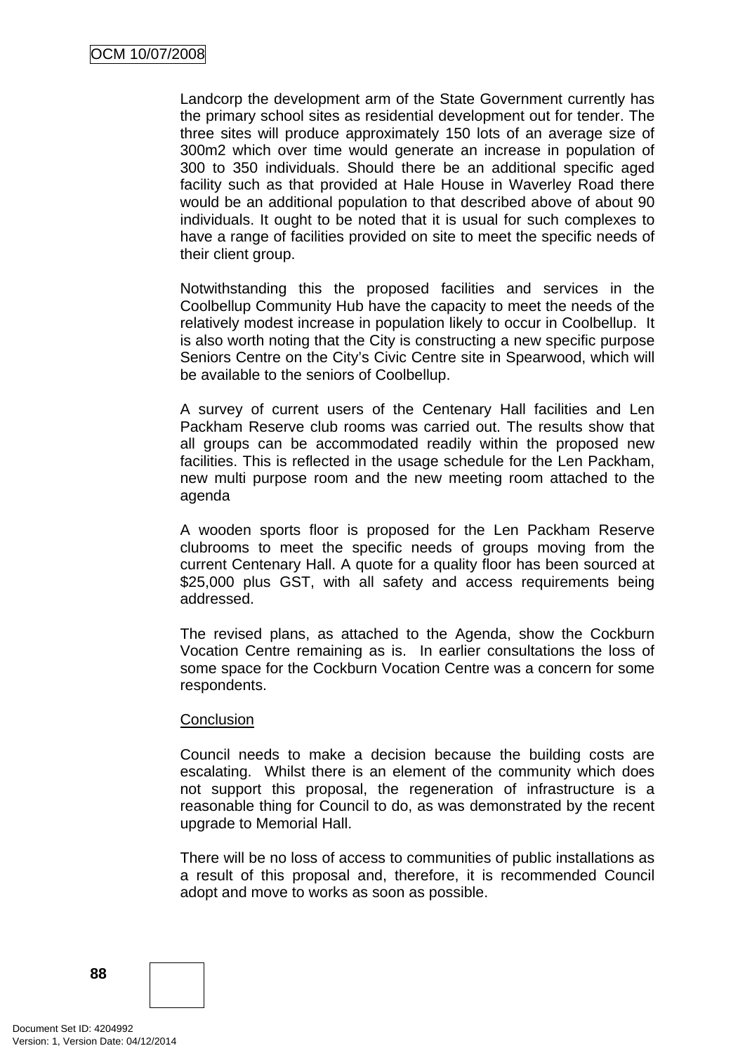Landcorp the development arm of the State Government currently has the primary school sites as residential development out for tender. The three sites will produce approximately 150 lots of an average size of 300m2 which over time would generate an increase in population of 300 to 350 individuals. Should there be an additional specific aged facility such as that provided at Hale House in Waverley Road there would be an additional population to that described above of about 90 individuals. It ought to be noted that it is usual for such complexes to have a range of facilities provided on site to meet the specific needs of their client group.

Notwithstanding this the proposed facilities and services in the Coolbellup Community Hub have the capacity to meet the needs of the relatively modest increase in population likely to occur in Coolbellup. It is also worth noting that the City is constructing a new specific purpose Seniors Centre on the City's Civic Centre site in Spearwood, which will be available to the seniors of Coolbellup.

A survey of current users of the Centenary Hall facilities and Len Packham Reserve club rooms was carried out. The results show that all groups can be accommodated readily within the proposed new facilities. This is reflected in the usage schedule for the Len Packham, new multi purpose room and the new meeting room attached to the agenda

A wooden sports floor is proposed for the Len Packham Reserve clubrooms to meet the specific needs of groups moving from the current Centenary Hall. A quote for a quality floor has been sourced at $25,000 plus GST, with all safety and access requirements being addressed.

The revised plans, as attached to the Agenda, show the Cockburn Vocation Centre remaining as is. In earlier consultations the loss of some space for the Cockburn Vocation Centre was a concern for some respondents.

<u>Conclusion</u>

Council needs to make a decision because the building costs are escalating. Whilst there is an element of the community which does not support this proposal, the regeneration of infrastructure is a reasonable thing for Council to do, as was demonstrated by the recent upgrade to Memorial Hall.

There will be no loss of access to communities of public installations as a result of this proposal and, therefore, it is recommended Council adopt and move to works as soon as possible.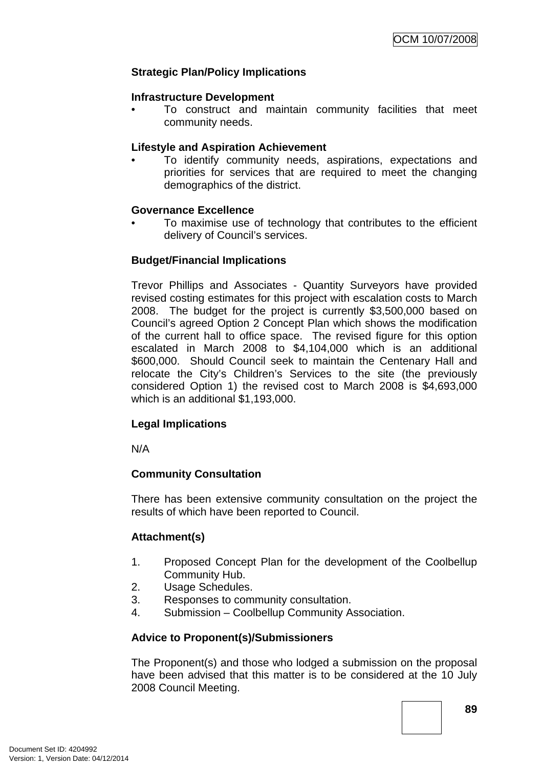**Strategic Plan/Policy Implications**

**Infrastructure Development**

- To construct and maintain community facilities that meet community needs.

**Lifestyle and Aspiration Achievement**

- To identify community needs, aspirations, expectations and priorities for services that are required to meet the changing demographics of the district.

**Governance Excellence**

- To maximise use of technology that contributes to the efficient delivery of Council's services.

**Budget/Financial Implications**

Trevor Phillips and Associates - Quantity Surveyors have provided revised costing estimates for this project with escalation costs to March 2008. The budget for the project is currently $3,500,000 based on Council's agreed Option 2 Concept Plan which shows the modification of the current hall to office space. The revised figure for this option escalated in March 2008 to $4,104,000 which is an additional $600,000. Should Council seek to maintain the Centenary Hall and relocate the City's Children's Services to the site (the previously considered Option 1) the revised cost to March 2008 is $4,693,000 which is an additional $1,193,000.

**Legal Implications**

N/A

**Community Consultation**

There has been extensive community consultation on the project the results of which have been reported to Council.

**Attachment(s)**

1. Proposed Concept Plan for the development of the Coolbellup Community Hub.
2. Usage Schedules.
3. Responses to community consultation.
4. Submission – Coolbellup Community Association.

**Advice to Proponent(s)/Submissioners**

The Proponent(s) and those who lodged a submission on the proposal have been advised that this matter is to be considered at the 10 July 2008 Council Meeting.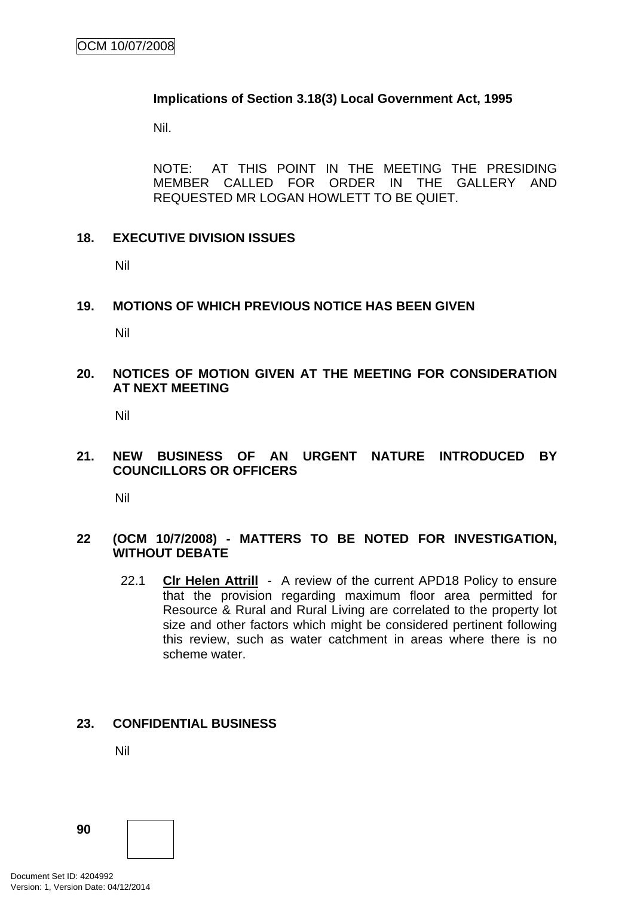**Implications of Section 3.18(3) Local Government Act, 1995**

Nil.

NOTE: AT THIS POINT IN THE MEETING THE PRESIDING MEMBER CALLED FOR ORDER IN THE GALLERY AND REQUESTED MR LOGAN HOWLETT TO BE QUIET.

## 18. EXECUTIVE DIVISION ISSUES

Nil

## 19. MOTIONS OF WHICH PREVIOUS NOTICE HAS BEEN GIVEN

Nil

## 20. NOTICES OF MOTION GIVEN AT THE MEETING FOR CONSIDERATION AT NEXT MEETING

Nil

## 21. NEW BUSINESS OF AN URGENT NATURE INTRODUCED BY COUNCILLORS OR OFFICERS

Nil

## 22 (OCM 10/7/2008) - MATTERS TO BE NOTED FOR INVESTIGATION, WITHOUT DEBATE

22.1 **Clr Helen Attrill** - A review of the current APD18 Policy to ensure that the provision regarding maximum floor area permitted for Resource & Rural and Rural Living are correlated to the property lot size and other factors which might be considered pertinent following this review, such as water catchment in areas where there is no scheme water.

## 23. CONFIDENTIAL BUSINESS

Nil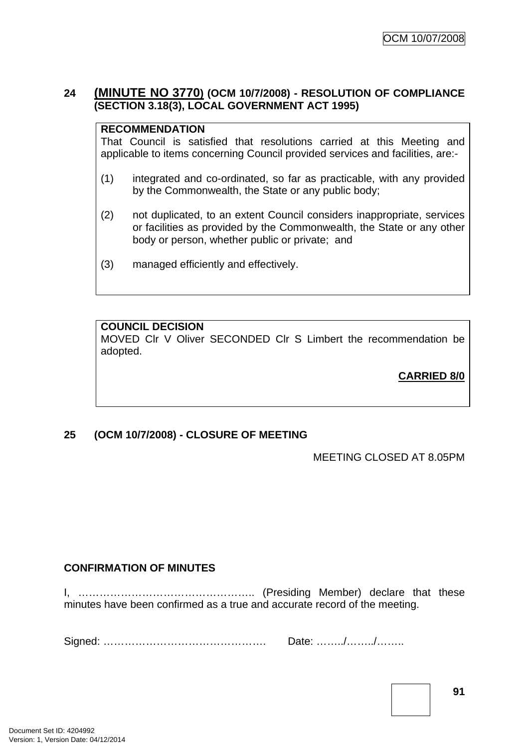## 24 (MINUTE NO 3770) (OCM 10/7/2008) - RESOLUTION OF COMPLIANCE (SECTION 3.18(3), LOCAL GOVERNMENT ACT 1995)

**RECOMMENDATION**

That Council is satisfied that resolutions carried at this Meeting and applicable to items concerning Council provided services and facilities, are:-

(1) integrated and co-ordinated, so far as practicable, with any provided by the Commonwealth, the State or any public body;

(2) not duplicated, to an extent Council considers inappropriate, services or facilities as provided by the Commonwealth, the State or any other body or person, whether public or private; and

(3) managed efficiently and effectively.

**COUNCIL DECISION**

MOVED Clr V Oliver SECONDED Clr S Limbert the recommendation be adopted.

**CARRIED 8/0**

## 25 (OCM 10/7/2008) - CLOSURE OF MEETING

MEETING CLOSED AT 8.05PM

**CONFIRMATION OF MINUTES**

I, ………………………………………….. (Presiding Member) declare that these minutes have been confirmed as a true and accurate record of the meeting.

Signed: ………………………………………. Date: ……../……../……..

Document Set ID: 4204992
Version: 1, Version Date: 04/12/2014